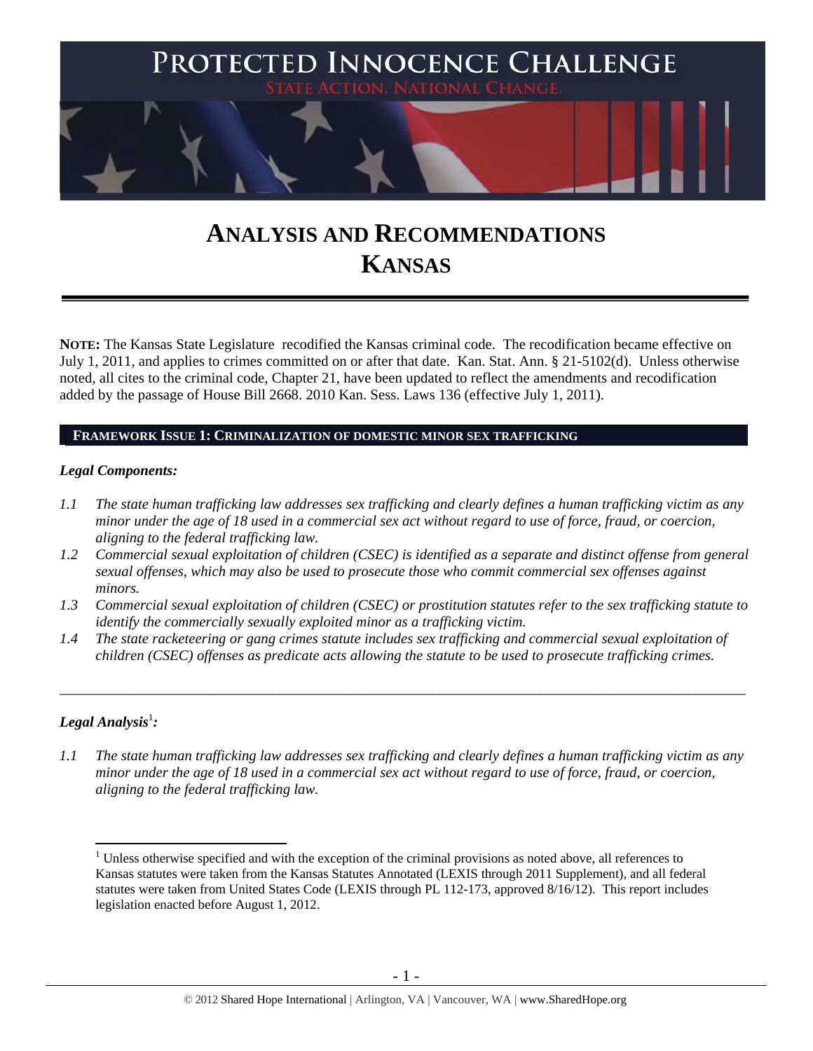# PROTECTED INNOCENCE CHALLENGE

STATE ACTION. NATIONAL CHANGE.

# ANALYSIS AND RECOMMENDATIONS
# KANSAS

**NOTE:** The Kansas State Legislature recodified the Kansas criminal code. The recodification became effective on July 1, 2011, and applies to crimes committed on or after that date. Kan. Stat. Ann. § 21-5102(d). Unless otherwise noted, all cites to the criminal code, Chapter 21, have been updated to reflect the amendments and recodification added by the passage of House Bill 2668. 2010 Kan. Sess. Laws 136 (effective July 1, 2011).

## FRAMEWORK ISSUE 1: CRIMINALIZATION OF DOMESTIC MINOR SEX TRAFFICKING

### *Legal Components:*

*1.1 The state human trafficking law addresses sex trafficking and clearly defines a human trafficking victim as any minor under the age of 18 used in a commercial sex act without regard to use of force, fraud, or coercion, aligning to the federal trafficking law.*

*1.2 Commercial sexual exploitation of children (CSEC) is identified as a separate and distinct offense from general sexual offenses, which may also be used to prosecute those who commit commercial sex offenses against minors.*

*1.3 Commercial sexual exploitation of children (CSEC) or prostitution statutes refer to the sex trafficking statute to identify the commercially sexually exploited minor as a trafficking victim.*

*1.4 The state racketeering or gang crimes statute includes sex trafficking and commercial sexual exploitation of children (CSEC) offenses as predicate acts allowing the statute to be used to prosecute trafficking crimes.*

---

### *Legal Analysis*[1]*:*

*1.1 The state human trafficking law addresses sex trafficking and clearly defines a human trafficking victim as any minor under the age of 18 used in a commercial sex act without regard to use of force, fraud, or coercion, aligning to the federal trafficking law.*

---

[1] Unless otherwise specified and with the exception of the criminal provisions as noted above, all references to Kansas statutes were taken from the Kansas Statutes Annotated (LEXIS through 2011 Supplement), and all federal statutes were taken from United States Code (LEXIS through PL 112-173, approved 8/16/12). This report includes legislation enacted before August 1, 2012.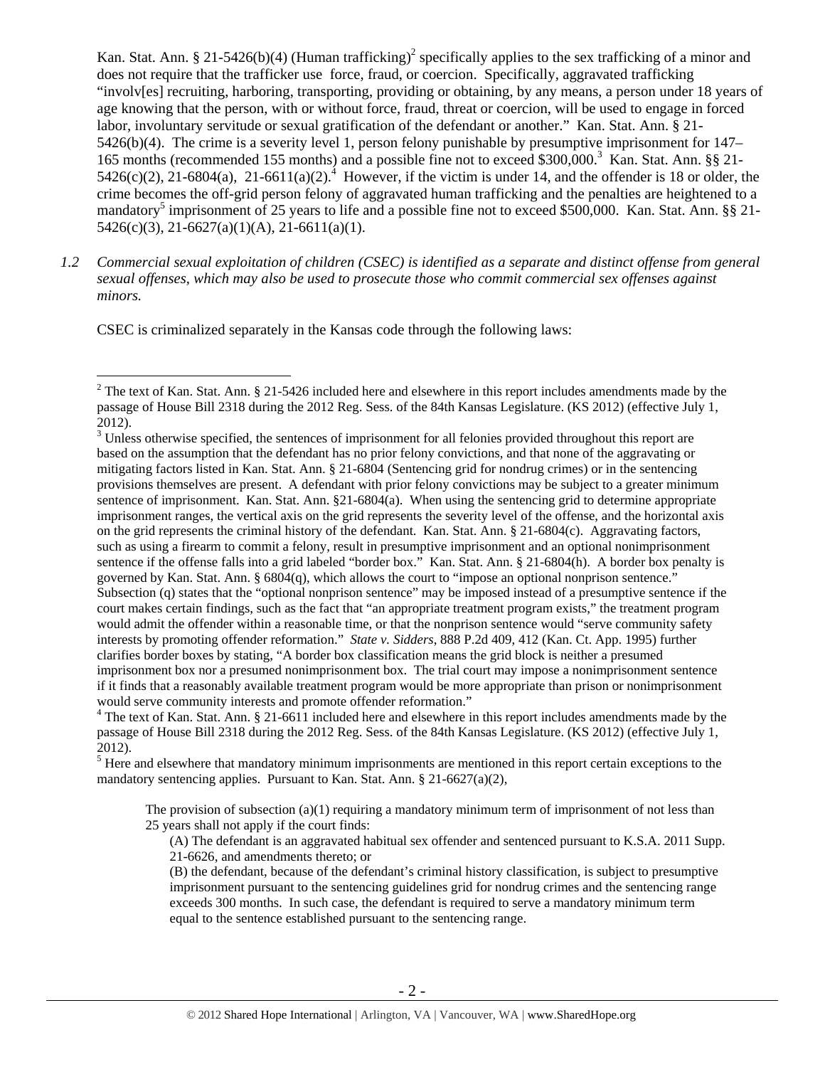Kan. Stat. Ann. § 21-5426(b)(4) (Human trafficking)[2] specifically applies to the sex trafficking of a minor and does not require that the trafficker use force, fraud, or coercion. Specifically, aggravated trafficking "involv[es] recruiting, harboring, transporting, providing or obtaining, by any means, a person under 18 years of age knowing that the person, with or without force, fraud, threat or coercion, will be used to engage in forced labor, involuntary servitude or sexual gratification of the defendant or another." Kan. Stat. Ann. § 21-5426(b)(4). The crime is a severity level 1, person felony punishable by presumptive imprisonment for 147–165 months (recommended 155 months) and a possible fine not to exceed $300,000.[3] Kan. Stat. Ann. §§ 21-5426(c)(2), 21-6804(a), 21-6611(a)(2).[4] However, if the victim is under 14, and the offender is 18 or older, the crime becomes the off-grid person felony of aggravated human trafficking and the penalties are heightened to a mandatory[5] imprisonment of 25 years to life and a possible fine not to exceed $500,000. Kan. Stat. Ann. §§ 21-5426(c)(3), 21-6627(a)(1)(A), 21-6611(a)(1).

*1.2 Commercial sexual exploitation of children (CSEC) is identified as a separate and distinct offense from general sexual offenses, which may also be used to prosecute those who commit commercial sex offenses against minors.*

CSEC is criminalized separately in the Kansas code through the following laws:

---

[2] The text of Kan. Stat. Ann. § 21-5426 included here and elsewhere in this report includes amendments made by the passage of House Bill 2318 during the 2012 Reg. Sess. of the 84th Kansas Legislature. (KS 2012) (effective July 1, 2012).

[3] Unless otherwise specified, the sentences of imprisonment for all felonies provided throughout this report are based on the assumption that the defendant has no prior felony convictions, and that none of the aggravating or mitigating factors listed in Kan. Stat. Ann. § 21-6804 (Sentencing grid for nondrug crimes) or in the sentencing provisions themselves are present. A defendant with prior felony convictions may be subject to a greater minimum sentence of imprisonment. Kan. Stat. Ann. §21-6804(a). When using the sentencing grid to determine appropriate imprisonment ranges, the vertical axis on the grid represents the severity level of the offense, and the horizontal axis on the grid represents the criminal history of the defendant. Kan. Stat. Ann. § 21-6804(c). Aggravating factors, such as using a firearm to commit a felony, result in presumptive imprisonment and an optional nonimprisonment sentence if the offense falls into a grid labeled "border box." Kan. Stat. Ann. § 21-6804(h). A border box penalty is governed by Kan. Stat. Ann. § 6804(q), which allows the court to "impose an optional nonprison sentence." Subsection (q) states that the "optional nonprison sentence" may be imposed instead of a presumptive sentence if the court makes certain findings, such as the fact that "an appropriate treatment program exists," the treatment program would admit the offender within a reasonable time, or that the nonprison sentence would "serve community safety interests by promoting offender reformation." *State v. Sidders*, 888 P.2d 409, 412 (Kan. Ct. App. 1995) further clarifies border boxes by stating, "A border box classification means the grid block is neither a presumed imprisonment box nor a presumed nonimprisonment box. The trial court may impose a nonimprisonment sentence if it finds that a reasonably available treatment program would be more appropriate than prison or nonimprisonment would serve community interests and promote offender reformation."

[4] The text of Kan. Stat. Ann. § 21-6611 included here and elsewhere in this report includes amendments made by the passage of House Bill 2318 during the 2012 Reg. Sess. of the 84th Kansas Legislature. (KS 2012) (effective July 1, 2012).

[5] Here and elsewhere that mandatory minimum imprisonments are mentioned in this report certain exceptions to the mandatory sentencing applies. Pursuant to Kan. Stat. Ann. § 21-6627(a)(2),

> The provision of subsection (a)(1) requiring a mandatory minimum term of imprisonment of not less than 25 years shall not apply if the court finds:
>
> (A) The defendant is an aggravated habitual sex offender and sentenced pursuant to K.S.A. 2011 Supp. 21-6626, and amendments thereto; or
>
> (B) the defendant, because of the defendant's criminal history classification, is subject to presumptive imprisonment pursuant to the sentencing guidelines grid for nondrug crimes and the sentencing range exceeds 300 months. In such case, the defendant is required to serve a mandatory minimum term equal to the sentence established pursuant to the sentencing range.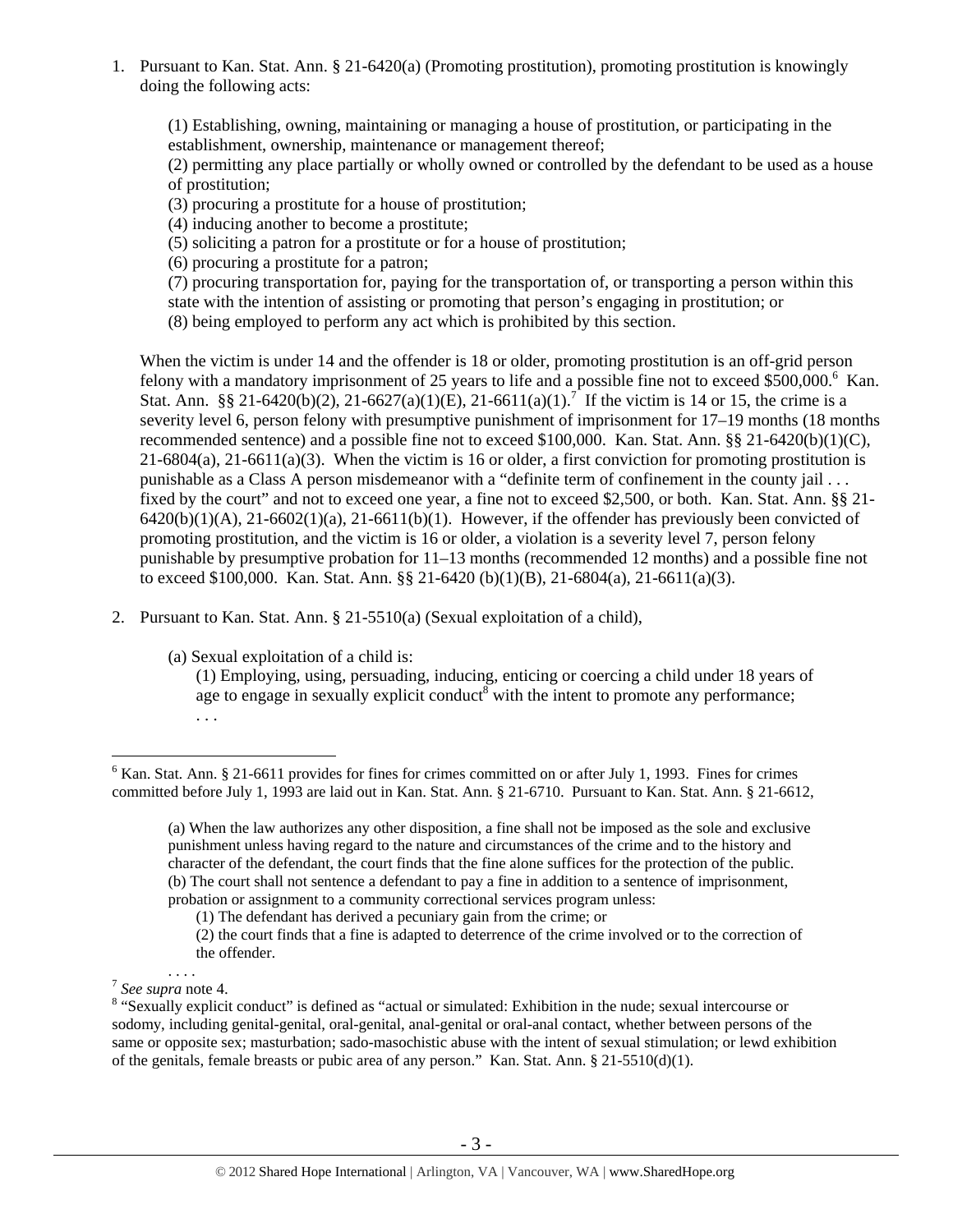1. Pursuant to Kan. Stat. Ann. § 21-6420(a) (Promoting prostitution), promoting prostitution is knowingly doing the following acts:

   (1) Establishing, owning, maintaining or managing a house of prostitution, or participating in the establishment, ownership, maintenance or management thereof;
   (2) permitting any place partially or wholly owned or controlled by the defendant to be used as a house of prostitution;
   (3) procuring a prostitute for a house of prostitution;
   (4) inducing another to become a prostitute;
   (5) soliciting a patron for a prostitute or for a house of prostitution;
   (6) procuring a prostitute for a patron;
   (7) procuring transportation for, paying for the transportation of, or transporting a person within this state with the intention of assisting or promoting that person's engaging in prostitution; or
   (8) being employed to perform any act which is prohibited by this section.

   When the victim is under 14 and the offender is 18 or older, promoting prostitution is an off-grid person felony with a mandatory imprisonment of 25 years to life and a possible fine not to exceed $500,000.[6] Kan. Stat. Ann. §§ 21-6420(b)(2), 21-6627(a)(1)(E), 21-6611(a)(1).[7] If the victim is 14 or 15, the crime is a severity level 6, person felony with presumptive punishment of imprisonment for 17–19 months (18 months recommended sentence) and a possible fine not to exceed $100,000. Kan. Stat. Ann. §§ 21-6420(b)(1)(C), 21-6804(a), 21-6611(a)(3). When the victim is 16 or older, a first conviction for promoting prostitution is punishable as a Class A person misdemeanor with a "definite term of confinement in the county jail . . . fixed by the court" and not to exceed one year, a fine not to exceed $2,500, or both. Kan. Stat. Ann. §§ 21-6420(b)(1)(A), 21-6602(1)(a), 21-6611(b)(1). However, if the offender has previously been convicted of promoting prostitution, and the victim is 16 or older, a violation is a severity level 7, person felony punishable by presumptive probation for 11–13 months (recommended 12 months) and a possible fine not to exceed $100,000. Kan. Stat. Ann. §§ 21-6420 (b)(1)(B), 21-6804(a), 21-6611(a)(3).

2. Pursuant to Kan. Stat. Ann. § 21-5510(a) (Sexual exploitation of a child),

   (a) Sexual exploitation of a child is:
      (1) Employing, using, persuading, inducing, enticing or coercing a child under 18 years of age to engage in sexually explicit conduct[8] with the intent to promote any performance;
      . . .

---

[6] Kan. Stat. Ann. § 21-6611 provides for fines for crimes committed on or after July 1, 1993. Fines for crimes committed before July 1, 1993 are laid out in Kan. Stat. Ann. § 21-6710. Pursuant to Kan. Stat. Ann. § 21-6612,

> (a) When the law authorizes any other disposition, a fine shall not be imposed as the sole and exclusive punishment unless having regard to the nature and circumstances of the crime and to the history and character of the defendant, the court finds that the fine alone suffices for the protection of the public.
> (b) The court shall not sentence a defendant to pay a fine in addition to a sentence of imprisonment, probation or assignment to a community correctional services program unless:
> (1) The defendant has derived a pecuniary gain from the crime; or
> (2) the court finds that a fine is adapted to deterrence of the crime involved or to the correction of the offender.
> . . . .

[7] *See supra* note 4.

[8] "Sexually explicit conduct" is defined as "actual or simulated: Exhibition in the nude; sexual intercourse or sodomy, including genital-genital, oral-genital, anal-genital or oral-anal contact, whether between persons of the same or opposite sex; masturbation; sado-masochistic abuse with the intent of sexual stimulation; or lewd exhibition of the genitals, female breasts or pubic area of any person." Kan. Stat. Ann. § 21-5510(d)(1).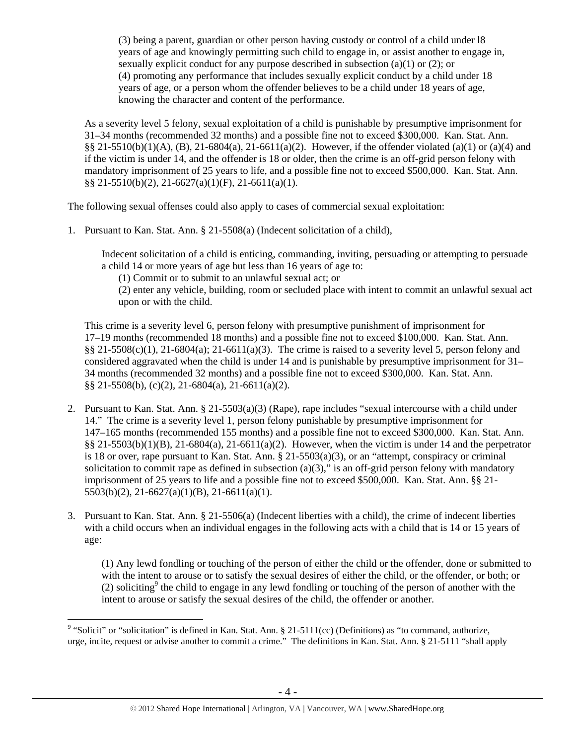(3) being a parent, guardian or other person having custody or control of a child under l8 years of age and knowingly permitting such child to engage in, or assist another to engage in, sexually explicit conduct for any purpose described in subsection (a)(1) or (2); or
(4) promoting any performance that includes sexually explicit conduct by a child under 18 years of age, or a person whom the offender believes to be a child under 18 years of age, knowing the character and content of the performance.

As a severity level 5 felony, sexual exploitation of a child is punishable by presumptive imprisonment for 31–34 months (recommended 32 months) and a possible fine not to exceed $300,000. Kan. Stat. Ann. §§ 21-5510(b)(1)(A), (B), 21-6804(a), 21-6611(a)(2). However, if the offender violated (a)(1) or (a)(4) and if the victim is under 14, and the offender is 18 or older, then the crime is an off-grid person felony with mandatory imprisonment of 25 years to life, and a possible fine not to exceed $500,000. Kan. Stat. Ann. §§ 21-5510(b)(2), 21-6627(a)(1)(F), 21-6611(a)(1).

The following sexual offenses could also apply to cases of commercial sexual exploitation:

1. Pursuant to Kan. Stat. Ann. § 21-5508(a) (Indecent solicitation of a child),

   Indecent solicitation of a child is enticing, commanding, inviting, persuading or attempting to persuade a child 14 or more years of age but less than 16 years of age to:
   (1) Commit or to submit to an unlawful sexual act; or
   (2) enter any vehicle, building, room or secluded place with intent to commit an unlawful sexual act upon or with the child.

   This crime is a severity level 6, person felony with presumptive punishment of imprisonment for 17–19 months (recommended 18 months) and a possible fine not to exceed $100,000. Kan. Stat. Ann. §§ 21-5508(c)(1), 21-6804(a); 21-6611(a)(3). The crime is raised to a severity level 5, person felony and considered aggravated when the child is under 14 and is punishable by presumptive imprisonment for 31–34 months (recommended 32 months) and a possible fine not to exceed $300,000. Kan. Stat. Ann. §§ 21-5508(b), (c)(2), 21-6804(a), 21-6611(a)(2).

2. Pursuant to Kan. Stat. Ann. § 21-5503(a)(3) (Rape), rape includes "sexual intercourse with a child under 14." The crime is a severity level 1, person felony punishable by presumptive imprisonment for 147–165 months (recommended 155 months) and a possible fine not to exceed $300,000. Kan. Stat. Ann. §§ 21-5503(b)(1)(B), 21-6804(a), 21-6611(a)(2). However, when the victim is under 14 and the perpetrator is 18 or over, rape pursuant to Kan. Stat. Ann. § 21-5503(a)(3), or an "attempt, conspiracy or criminal solicitation to commit rape as defined in subsection (a)(3)," is an off-grid person felony with mandatory imprisonment of 25 years to life and a possible fine not to exceed $500,000. Kan. Stat. Ann. §§ 21-5503(b)(2), 21-6627(a)(1)(B), 21-6611(a)(1).

3. Pursuant to Kan. Stat. Ann. § 21-5506(a) (Indecent liberties with a child), the crime of indecent liberties with a child occurs when an individual engages in the following acts with a child that is 14 or 15 years of age:

   (1) Any lewd fondling or touching of the person of either the child or the offender, done or submitted to with the intent to arouse or to satisfy the sexual desires of either the child, or the offender, or both; or
   (2) soliciting[9] the child to engage in any lewd fondling or touching of the person of another with the intent to arouse or satisfy the sexual desires of the child, the offender or another.

[9] "Solicit" or "solicitation" is defined in Kan. Stat. Ann. § 21-5111(cc) (Definitions) as "to command, authorize, urge, incite, request or advise another to commit a crime." The definitions in Kan. Stat. Ann. § 21-5111 "shall apply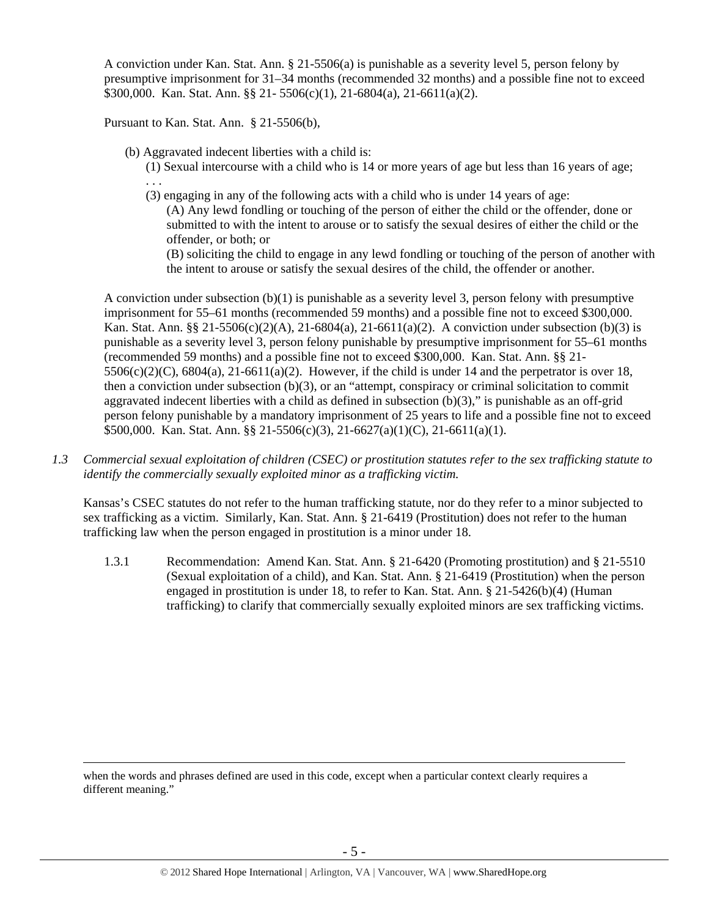A conviction under Kan. Stat. Ann. § 21-5506(a) is punishable as a severity level 5, person felony by presumptive imprisonment for 31–34 months (recommended 32 months) and a possible fine not to exceed $300,000. Kan. Stat. Ann. §§ 21- 5506(c)(1), 21-6804(a), 21-6611(a)(2).

Pursuant to Kan. Stat. Ann. § 21-5506(b),

> (b) Aggravated indecent liberties with a child is:
>
> (1) Sexual intercourse with a child who is 14 or more years of age but less than 16 years of age;
>
> . . .
>
> (3) engaging in any of the following acts with a child who is under 14 years of age:
>
> (A) Any lewd fondling or touching of the person of either the child or the offender, done or submitted to with the intent to arouse or to satisfy the sexual desires of either the child or the offender, or both; or
>
> (B) soliciting the child to engage in any lewd fondling or touching of the person of another with the intent to arouse or satisfy the sexual desires of the child, the offender or another.

A conviction under subsection (b)(1) is punishable as a severity level 3, person felony with presumptive imprisonment for 55–61 months (recommended 59 months) and a possible fine not to exceed $300,000. Kan. Stat. Ann. §§ 21-5506(c)(2)(A), 21-6804(a), 21-6611(a)(2). A conviction under subsection (b)(3) is punishable as a severity level 3, person felony punishable by presumptive imprisonment for 55–61 months (recommended 59 months) and a possible fine not to exceed $300,000. Kan. Stat. Ann. §§ 21-5506(c)(2)(C), 6804(a), 21-6611(a)(2). However, if the child is under 14 and the perpetrator is over 18, then a conviction under subsection (b)(3), or an "attempt, conspiracy or criminal solicitation to commit aggravated indecent liberties with a child as defined in subsection (b)(3)," is punishable as an off-grid person felony punishable by a mandatory imprisonment of 25 years to life and a possible fine not to exceed $500,000. Kan. Stat. Ann. §§ 21-5506(c)(3), 21-6627(a)(1)(C), 21-6611(a)(1).

*1.3 Commercial sexual exploitation of children (CSEC) or prostitution statutes refer to the sex trafficking statute to identify the commercially sexually exploited minor as a trafficking victim.*

Kansas's CSEC statutes do not refer to the human trafficking statute, nor do they refer to a minor subjected to sex trafficking as a victim. Similarly, Kan. Stat. Ann. § 21-6419 (Prostitution) does not refer to the human trafficking law when the person engaged in prostitution is a minor under 18.

1.3.1 Recommendation: Amend Kan. Stat. Ann. § 21-6420 (Promoting prostitution) and § 21-5510 (Sexual exploitation of a child), and Kan. Stat. Ann. § 21-6419 (Prostitution) when the person engaged in prostitution is under 18, to refer to Kan. Stat. Ann. § 21-5426(b)(4) (Human trafficking) to clarify that commercially sexually exploited minors are sex trafficking victims.

---

when the words and phrases defined are used in this code, except when a particular context clearly requires a different meaning."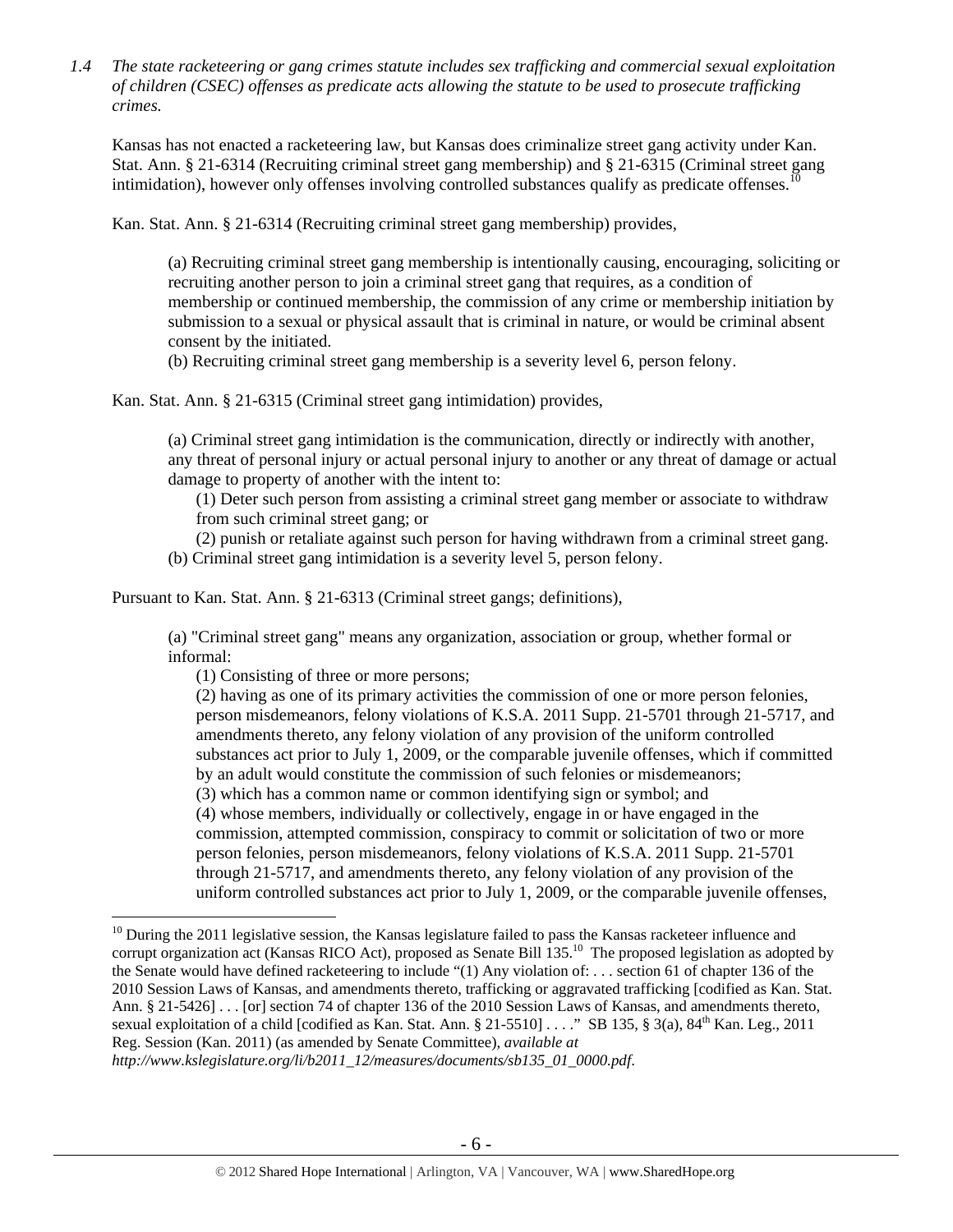*1.4 The state racketeering or gang crimes statute includes sex trafficking and commercial sexual exploitation of children (CSEC) offenses as predicate acts allowing the statute to be used to prosecute trafficking crimes.*

Kansas has not enacted a racketeering law, but Kansas does criminalize street gang activity under Kan. Stat. Ann. § 21-6314 (Recruiting criminal street gang membership) and § 21-6315 (Criminal street gang intimidation), however only offenses involving controlled substances qualify as predicate offenses.[10]

Kan. Stat. Ann. § 21-6314 (Recruiting criminal street gang membership) provides,

> (a) Recruiting criminal street gang membership is intentionally causing, encouraging, soliciting or recruiting another person to join a criminal street gang that requires, as a condition of membership or continued membership, the commission of any crime or membership initiation by submission to a sexual or physical assault that is criminal in nature, or would be criminal absent consent by the initiated.
> (b) Recruiting criminal street gang membership is a severity level 6, person felony.

Kan. Stat. Ann. § 21-6315 (Criminal street gang intimidation) provides,

> (a) Criminal street gang intimidation is the communication, directly or indirectly with another, any threat of personal injury or actual personal injury to another or any threat of damage or actual damage to property of another with the intent to:
>
> (1) Deter such person from assisting a criminal street gang member or associate to withdraw from such criminal street gang; or
>
> (2) punish or retaliate against such person for having withdrawn from a criminal street gang.
>
> (b) Criminal street gang intimidation is a severity level 5, person felony.

Pursuant to Kan. Stat. Ann. § 21-6313 (Criminal street gangs; definitions),

> (a) "Criminal street gang" means any organization, association or group, whether formal or informal:
>
> (1) Consisting of three or more persons;
>
> (2) having as one of its primary activities the commission of one or more person felonies, person misdemeanors, felony violations of K.S.A. 2011 Supp. 21-5701 through 21-5717, and amendments thereto, any felony violation of any provision of the uniform controlled substances act prior to July 1, 2009, or the comparable juvenile offenses, which if committed by an adult would constitute the commission of such felonies or misdemeanors;
>
> (3) which has a common name or common identifying sign or symbol; and
>
> (4) whose members, individually or collectively, engage in or have engaged in the commission, attempted commission, conspiracy to commit or solicitation of two or more person felonies, person misdemeanors, felony violations of K.S.A. 2011 Supp. 21-5701 through 21-5717, and amendments thereto, any felony violation of any provision of the uniform controlled substances act prior to July 1, 2009, or the comparable juvenile offenses,

---

[10] During the 2011 legislative session, the Kansas legislature failed to pass the Kansas racketeer influence and corrupt organization act (Kansas RICO Act), proposed as Senate Bill 135.[10] The proposed legislation as adopted by the Senate would have defined racketeering to include "(1) Any violation of: . . . section 61 of chapter 136 of the 2010 Session Laws of Kansas, and amendments thereto, trafficking or aggravated trafficking [codified as Kan. Stat. Ann. § 21-5426] . . . [or] section 74 of chapter 136 of the 2010 Session Laws of Kansas, and amendments thereto, sexual exploitation of a child [codified as Kan. Stat. Ann. § 21-5510] . . . ." SB 135, § 3(a), 84th Kan. Leg., 2011 Reg. Session (Kan. 2011) (as amended by Senate Committee), *available at http://www.kslegislature.org/li/b2011_12/measures/documents/sb135_01_0000.pdf*.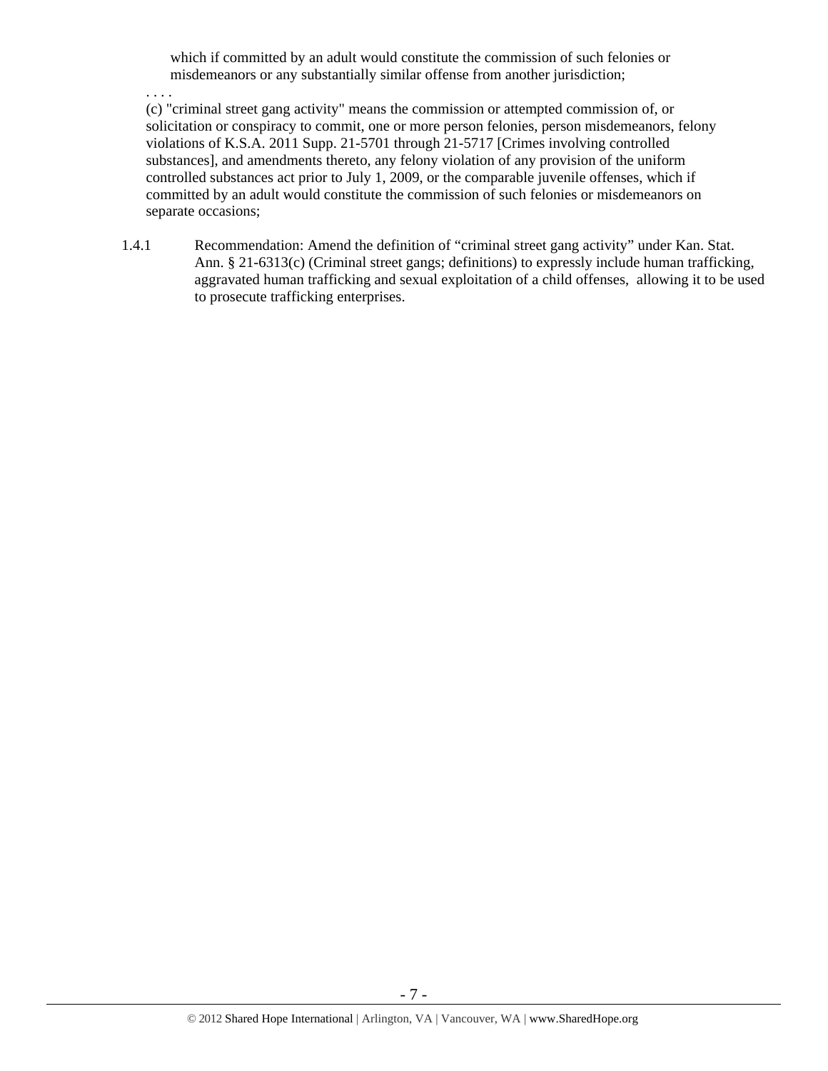which if committed by an adult would constitute the commission of such felonies or misdemeanors or any substantially similar offense from another jurisdiction;

. . . .

(c) "criminal street gang activity" means the commission or attempted commission of, or solicitation or conspiracy to commit, one or more person felonies, person misdemeanors, felony violations of K.S.A. 2011 Supp. 21-5701 through 21-5717 [Crimes involving controlled substances], and amendments thereto, any felony violation of any provision of the uniform controlled substances act prior to July 1, 2009, or the comparable juvenile offenses, which if committed by an adult would constitute the commission of such felonies or misdemeanors on separate occasions;

1.4.1 Recommendation: Amend the definition of "criminal street gang activity" under Kan. Stat. Ann. § 21-6313(c) (Criminal street gangs; definitions) to expressly include human trafficking, aggravated human trafficking and sexual exploitation of a child offenses, allowing it to be used to prosecute trafficking enterprises.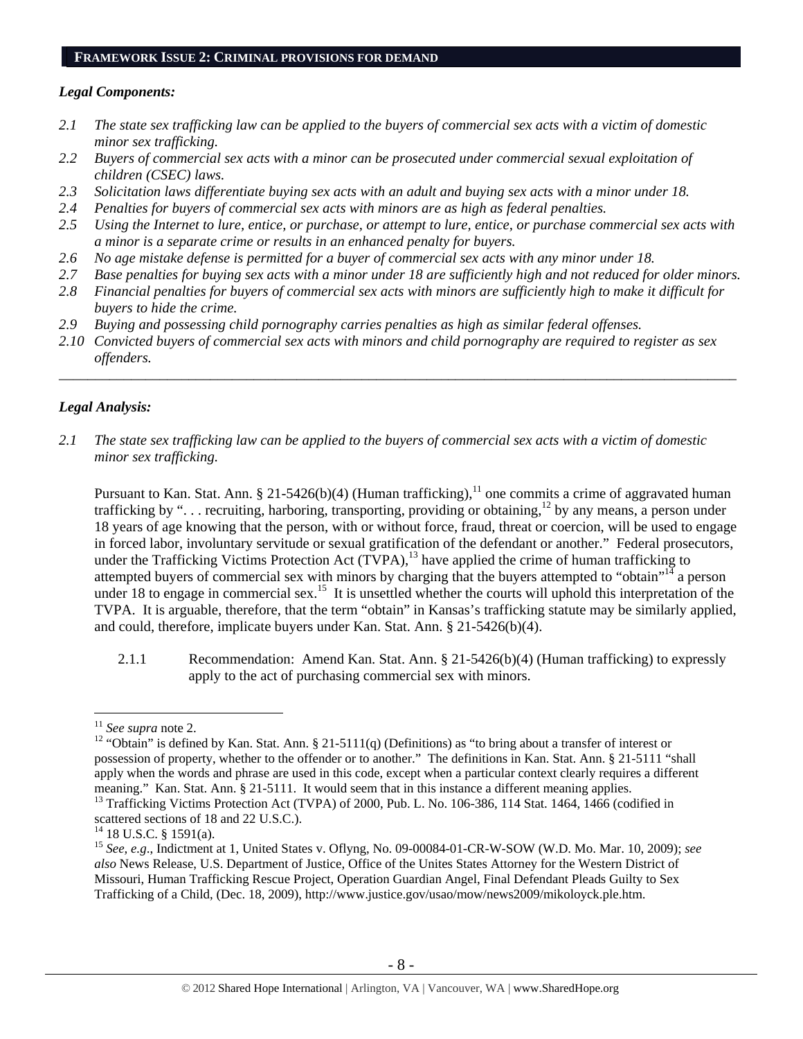## FRAMEWORK ISSUE 2: CRIMINAL PROVISIONS FOR DEMAND

### *Legal Components:*

*2.1 The state sex trafficking law can be applied to the buyers of commercial sex acts with a victim of domestic minor sex trafficking.*

*2.2 Buyers of commercial sex acts with a minor can be prosecuted under commercial sexual exploitation of children (CSEC) laws.*

*2.3 Solicitation laws differentiate buying sex acts with an adult and buying sex acts with a minor under 18.*

*2.4 Penalties for buyers of commercial sex acts with minors are as high as federal penalties.*

*2.5 Using the Internet to lure, entice, or purchase, or attempt to lure, entice, or purchase commercial sex acts with a minor is a separate crime or results in an enhanced penalty for buyers.*

*2.6 No age mistake defense is permitted for a buyer of commercial sex acts with any minor under 18.*

*2.7 Base penalties for buying sex acts with a minor under 18 are sufficiently high and not reduced for older minors.*

*2.8 Financial penalties for buyers of commercial sex acts with minors are sufficiently high to make it difficult for buyers to hide the crime.*

*2.9 Buying and possessing child pornography carries penalties as high as similar federal offenses.*

*2.10 Convicted buyers of commercial sex acts with minors and child pornography are required to register as sex offenders.*

---

### *Legal Analysis:*

*2.1 The state sex trafficking law can be applied to the buyers of commercial sex acts with a victim of domestic minor sex trafficking.*

Pursuant to Kan. Stat. Ann. § 21-5426(b)(4) (Human trafficking),[11] one commits a crime of aggravated human trafficking by ". . . recruiting, harboring, transporting, providing or obtaining,[12] by any means, a person under 18 years of age knowing that the person, with or without force, fraud, threat or coercion, will be used to engage in forced labor, involuntary servitude or sexual gratification of the defendant or another." Federal prosecutors, under the Trafficking Victims Protection Act (TVPA),[13] have applied the crime of human trafficking to attempted buyers of commercial sex with minors by charging that the buyers attempted to "obtain"[14] a person under 18 to engage in commercial sex.[15] It is unsettled whether the courts will uphold this interpretation of the TVPA. It is arguable, therefore, that the term "obtain" in Kansas's trafficking statute may be similarly applied, and could, therefore, implicate buyers under Kan. Stat. Ann. § 21-5426(b)(4).

2.1.1 Recommendation: Amend Kan. Stat. Ann. § 21-5426(b)(4) (Human trafficking) to expressly apply to the act of purchasing commercial sex with minors.

---

[11] *See supra* note 2.

[12] "Obtain" is defined by Kan. Stat. Ann. § 21-5111(q) (Definitions) as "to bring about a transfer of interest or possession of property, whether to the offender or to another." The definitions in Kan. Stat. Ann. § 21-5111 "shall apply when the words and phrase are used in this code, except when a particular context clearly requires a different meaning." Kan. Stat. Ann. § 21-5111. It would seem that in this instance a different meaning applies.

[13] Trafficking Victims Protection Act (TVPA) of 2000, Pub. L. No. 106-386, 114 Stat. 1464, 1466 (codified in scattered sections of 18 and 22 U.S.C.).

[14] 18 U.S.C. § 1591(a).

[15] *See, e.g.*, Indictment at 1, United States v. Oflyng, No. 09-00084-01-CR-W-SOW (W.D. Mo. Mar. 10, 2009); *see also* News Release, U.S. Department of Justice, Office of the Unites States Attorney for the Western District of Missouri, Human Trafficking Rescue Project, Operation Guardian Angel, Final Defendant Pleads Guilty to Sex Trafficking of a Child, (Dec. 18, 2009), http://www.justice.gov/usao/mow/news2009/mikoloyck.ple.htm.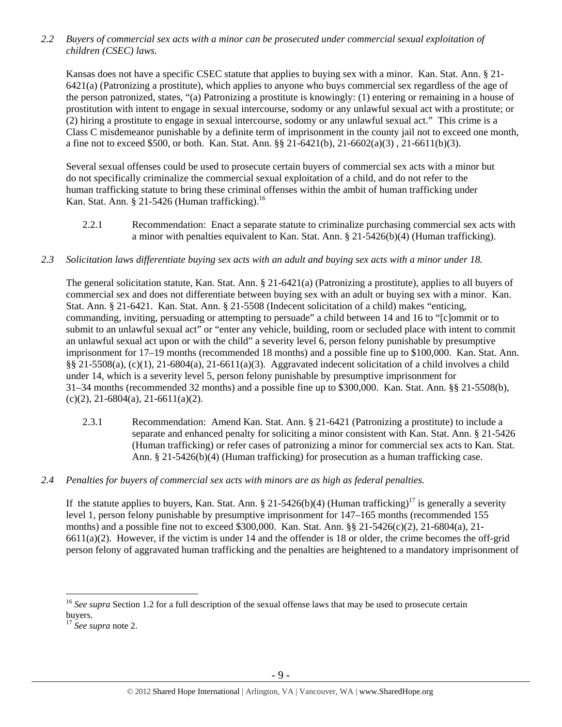*2.2 Buyers of commercial sex acts with a minor can be prosecuted under commercial sexual exploitation of children (CSEC) laws.*

Kansas does not have a specific CSEC statute that applies to buying sex with a minor. Kan. Stat. Ann. § 21-6421(a) (Patronizing a prostitute), which applies to anyone who buys commercial sex regardless of the age of the person patronized, states, "(a) Patronizing a prostitute is knowingly: (1) entering or remaining in a house of prostitution with intent to engage in sexual intercourse, sodomy or any unlawful sexual act with a prostitute; or (2) hiring a prostitute to engage in sexual intercourse, sodomy or any unlawful sexual act." This crime is a Class C misdemeanor punishable by a definite term of imprisonment in the county jail not to exceed one month, a fine not to exceed $500, or both. Kan. Stat. Ann. §§ 21-6421(b), 21-6602(a)(3) , 21-6611(b)(3).

Several sexual offenses could be used to prosecute certain buyers of commercial sex acts with a minor but do not specifically criminalize the commercial sexual exploitation of a child, and do not refer to the human trafficking statute to bring these criminal offenses within the ambit of human trafficking under Kan. Stat. Ann. § 21-5426 (Human trafficking).[16]

2.2.1 Recommendation: Enact a separate statute to criminalize purchasing commercial sex acts with a minor with penalties equivalent to Kan. Stat. Ann. § 21-5426(b)(4) (Human trafficking).

*2.3 Solicitation laws differentiate buying sex acts with an adult and buying sex acts with a minor under 18.*

The general solicitation statute, Kan. Stat. Ann. § 21-6421(a) (Patronizing a prostitute), applies to all buyers of commercial sex and does not differentiate between buying sex with an adult or buying sex with a minor. Kan. Stat. Ann. § 21-6421. Kan. Stat. Ann. § 21-5508 (Indecent solicitation of a child) makes "enticing, commanding, inviting, persuading or attempting to persuade" a child between 14 and 16 to "[c]ommit or to submit to an unlawful sexual act" or "enter any vehicle, building, room or secluded place with intent to commit an unlawful sexual act upon or with the child" a severity level 6, person felony punishable by presumptive imprisonment for 17–19 months (recommended 18 months) and a possible fine up to $100,000. Kan. Stat. Ann. §§ 21-5508(a), (c)(1), 21-6804(a), 21-6611(a)(3). Aggravated indecent solicitation of a child involves a child under 14, which is a severity level 5, person felony punishable by presumptive imprisonment for 31–34 months (recommended 32 months) and a possible fine up to $300,000. Kan. Stat. Ann. §§ 21-5508(b), (c)(2), 21-6804(a), 21-6611(a)(2).

2.3.1 Recommendation: Amend Kan. Stat. Ann. § 21-6421 (Patronizing a prostitute) to include a separate and enhanced penalty for soliciting a minor consistent with Kan. Stat. Ann. § 21-5426 (Human trafficking) or refer cases of patronizing a minor for commercial sex acts to Kan. Stat. Ann. § 21-5426(b)(4) (Human trafficking) for prosecution as a human trafficking case.

*2.4 Penalties for buyers of commercial sex acts with minors are as high as federal penalties.*

If the statute applies to buyers, Kan. Stat. Ann. § 21-5426(b)(4) (Human trafficking)[17] is generally a severity level 1, person felony punishable by presumptive imprisonment for 147–165 months (recommended 155 months) and a possible fine not to exceed $300,000. Kan. Stat. Ann. §§ 21-5426(c)(2), 21-6804(a), 21-6611(a)(2). However, if the victim is under 14 and the offender is 18 or older, the crime becomes the off-grid person felony of aggravated human trafficking and the penalties are heightened to a mandatory imprisonment of

[16] *See supra* Section 1.2 for a full description of the sexual offense laws that may be used to prosecute certain buyers.

[17] *See supra* note 2.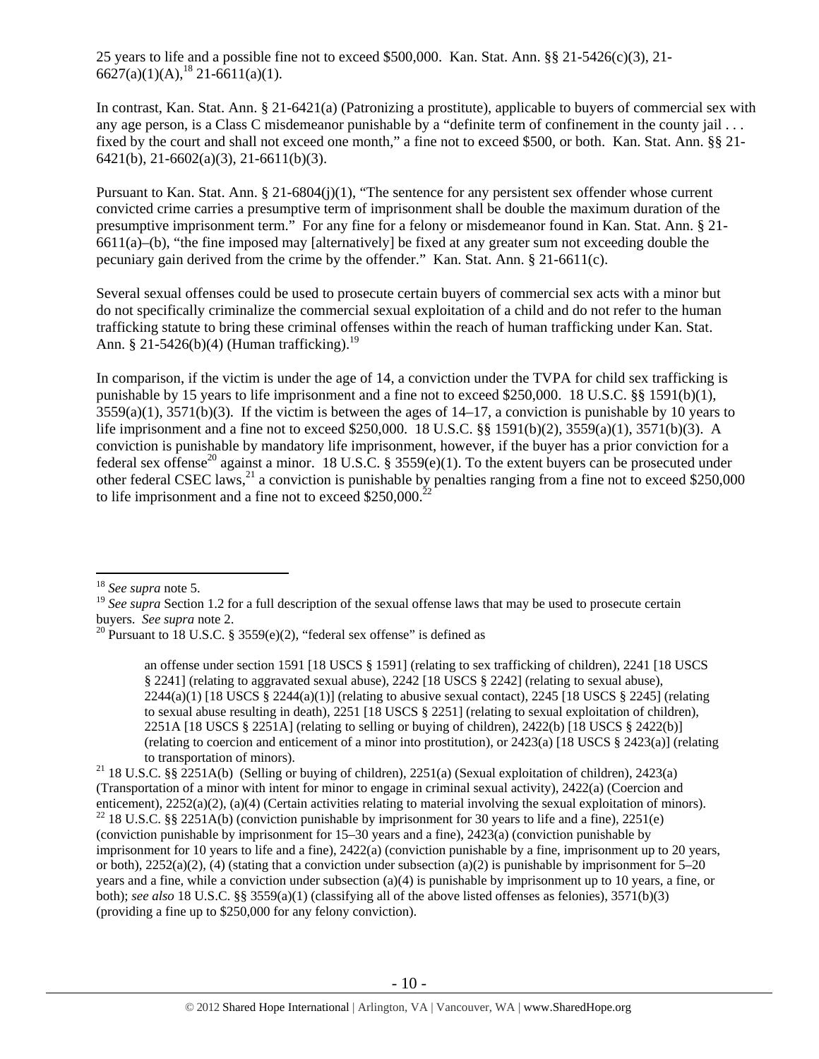25 years to life and a possible fine not to exceed $500,000. Kan. Stat. Ann. §§ 21-5426(c)(3), 21-6627(a)(1)(A),[18] 21-6611(a)(1).

In contrast, Kan. Stat. Ann. § 21-6421(a) (Patronizing a prostitute), applicable to buyers of commercial sex with any age person, is a Class C misdemeanor punishable by a "definite term of confinement in the county jail . . . fixed by the court and shall not exceed one month," a fine not to exceed $500, or both. Kan. Stat. Ann. §§ 21-6421(b), 21-6602(a)(3), 21-6611(b)(3).

Pursuant to Kan. Stat. Ann. § 21-6804(j)(1), "The sentence for any persistent sex offender whose current convicted crime carries a presumptive term of imprisonment shall be double the maximum duration of the presumptive imprisonment term." For any fine for a felony or misdemeanor found in Kan. Stat. Ann. § 21-6611(a)–(b), "the fine imposed may [alternatively] be fixed at any greater sum not exceeding double the pecuniary gain derived from the crime by the offender." Kan. Stat. Ann. § 21-6611(c).

Several sexual offenses could be used to prosecute certain buyers of commercial sex acts with a minor but do not specifically criminalize the commercial sexual exploitation of a child and do not refer to the human trafficking statute to bring these criminal offenses within the reach of human trafficking under Kan. Stat. Ann. § 21-5426(b)(4) (Human trafficking).[19]

In comparison, if the victim is under the age of 14, a conviction under the TVPA for child sex trafficking is punishable by 15 years to life imprisonment and a fine not to exceed $250,000. 18 U.S.C. §§ 1591(b)(1), 3559(a)(1), 3571(b)(3). If the victim is between the ages of 14–17, a conviction is punishable by 10 years to life imprisonment and a fine not to exceed $250,000. 18 U.S.C. §§ 1591(b)(2), 3559(a)(1), 3571(b)(3). A conviction is punishable by mandatory life imprisonment, however, if the buyer has a prior conviction for a federal sex offense[20] against a minor. 18 U.S.C. § 3559(e)(1). To the extent buyers can be prosecuted under other federal CSEC laws,[21] a conviction is punishable by penalties ranging from a fine not to exceed $250,000 to life imprisonment and a fine not to exceed $250,000.[22]

---

[18] *See supra* note 5.

[19] *See supra* Section 1.2 for a full description of the sexual offense laws that may be used to prosecute certain buyers. *See supra* note 2.

[20] Pursuant to 18 U.S.C. § 3559(e)(2), "federal sex offense" is defined as

> an offense under section 1591 [18 USCS § 1591] (relating to sex trafficking of children), 2241 [18 USCS § 2241] (relating to aggravated sexual abuse), 2242 [18 USCS § 2242] (relating to sexual abuse), 2244(a)(1) [18 USCS § 2244(a)(1)] (relating to abusive sexual contact), 2245 [18 USCS § 2245] (relating to sexual abuse resulting in death), 2251 [18 USCS § 2251] (relating to sexual exploitation of children), 2251A [18 USCS § 2251A] (relating to selling or buying of children), 2422(b) [18 USCS § 2422(b)] (relating to coercion and enticement of a minor into prostitution), or 2423(a) [18 USCS § 2423(a)] (relating to transportation of minors).

[21] 18 U.S.C. §§ 2251A(b) (Selling or buying of children), 2251(a) (Sexual exploitation of children), 2423(a) (Transportation of a minor with intent for minor to engage in criminal sexual activity), 2422(a) (Coercion and enticement), 2252(a)(2), (a)(4) (Certain activities relating to material involving the sexual exploitation of minors).

[22] 18 U.S.C. §§ 2251A(b) (conviction punishable by imprisonment for 30 years to life and a fine), 2251(e) (conviction punishable by imprisonment for 15–30 years and a fine), 2423(a) (conviction punishable by imprisonment for 10 years to life and a fine), 2422(a) (conviction punishable by a fine, imprisonment up to 20 years, or both), 2252(a)(2), (4) (stating that a conviction under subsection (a)(2) is punishable by imprisonment for 5–20 years and a fine, while a conviction under subsection (a)(4) is punishable by imprisonment up to 10 years, a fine, or both); *see also* 18 U.S.C. §§ 3559(a)(1) (classifying all of the above listed offenses as felonies), 3571(b)(3) (providing a fine up to $250,000 for any felony conviction).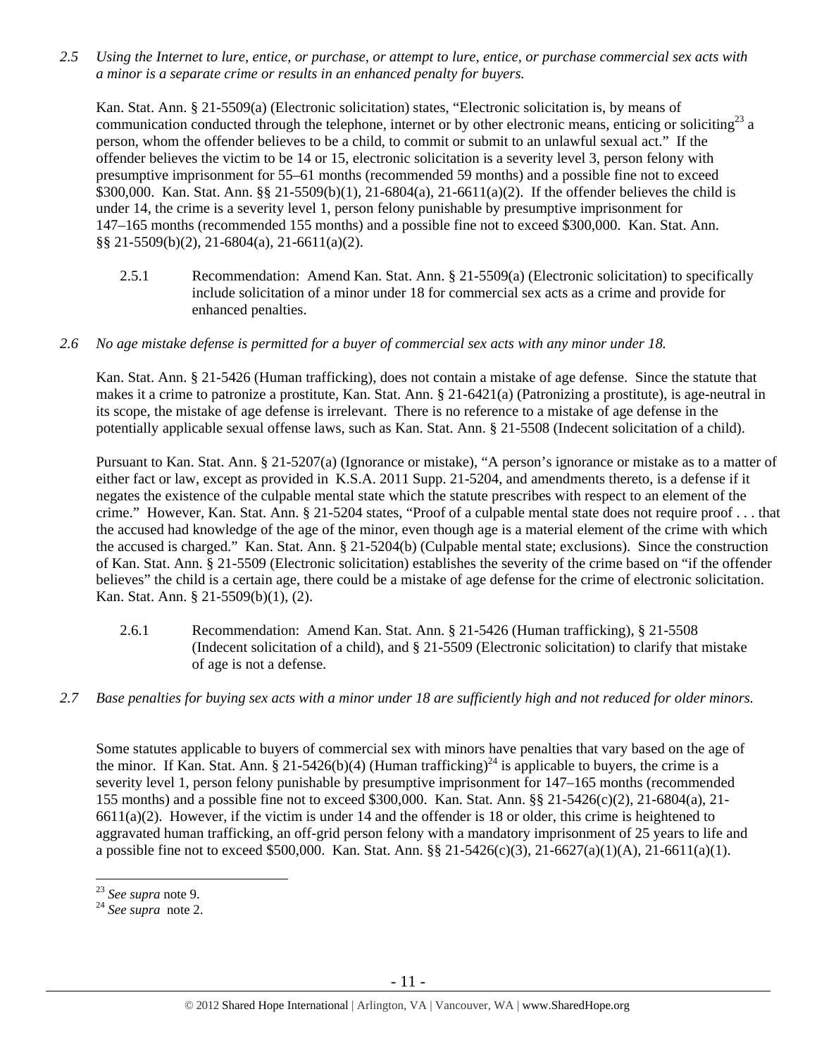*2.5 Using the Internet to lure, entice, or purchase, or attempt to lure, entice, or purchase commercial sex acts with a minor is a separate crime or results in an enhanced penalty for buyers.*

Kan. Stat. Ann. § 21-5509(a) (Electronic solicitation) states, "Electronic solicitation is, by means of communication conducted through the telephone, internet or by other electronic means, enticing or soliciting[23] a person, whom the offender believes to be a child, to commit or submit to an unlawful sexual act." If the offender believes the victim to be 14 or 15, electronic solicitation is a severity level 3, person felony with presumptive imprisonment for 55–61 months (recommended 59 months) and a possible fine not to exceed $300,000. Kan. Stat. Ann. §§ 21-5509(b)(1), 21-6804(a), 21-6611(a)(2). If the offender believes the child is under 14, the crime is a severity level 1, person felony punishable by presumptive imprisonment for 147–165 months (recommended 155 months) and a possible fine not to exceed $300,000. Kan. Stat. Ann. §§ 21-5509(b)(2), 21-6804(a), 21-6611(a)(2).

2.5.1 Recommendation: Amend Kan. Stat. Ann. § 21-5509(a) (Electronic solicitation) to specifically include solicitation of a minor under 18 for commercial sex acts as a crime and provide for enhanced penalties.

*2.6 No age mistake defense is permitted for a buyer of commercial sex acts with any minor under 18.*

Kan. Stat. Ann. § 21-5426 (Human trafficking), does not contain a mistake of age defense. Since the statute that makes it a crime to patronize a prostitute, Kan. Stat. Ann. § 21-6421(a) (Patronizing a prostitute), is age-neutral in its scope, the mistake of age defense is irrelevant. There is no reference to a mistake of age defense in the potentially applicable sexual offense laws, such as Kan. Stat. Ann. § 21-5508 (Indecent solicitation of a child).

Pursuant to Kan. Stat. Ann. § 21-5207(a) (Ignorance or mistake), "A person's ignorance or mistake as to a matter of either fact or law, except as provided in K.S.A. 2011 Supp. 21-5204, and amendments thereto, is a defense if it negates the existence of the culpable mental state which the statute prescribes with respect to an element of the crime." However, Kan. Stat. Ann. § 21-5204 states, "Proof of a culpable mental state does not require proof . . . that the accused had knowledge of the age of the minor, even though age is a material element of the crime with which the accused is charged." Kan. Stat. Ann. § 21-5204(b) (Culpable mental state; exclusions). Since the construction of Kan. Stat. Ann. § 21-5509 (Electronic solicitation) establishes the severity of the crime based on "if the offender believes" the child is a certain age, there could be a mistake of age defense for the crime of electronic solicitation. Kan. Stat. Ann. § 21-5509(b)(1), (2).

2.6.1 Recommendation: Amend Kan. Stat. Ann. § 21-5426 (Human trafficking), § 21-5508 (Indecent solicitation of a child), and § 21-5509 (Electronic solicitation) to clarify that mistake of age is not a defense.

*2.7 Base penalties for buying sex acts with a minor under 18 are sufficiently high and not reduced for older minors.*

Some statutes applicable to buyers of commercial sex with minors have penalties that vary based on the age of the minor. If Kan. Stat. Ann. § 21-5426(b)(4) (Human trafficking)[24] is applicable to buyers, the crime is a severity level 1, person felony punishable by presumptive imprisonment for 147–165 months (recommended 155 months) and a possible fine not to exceed $300,000. Kan. Stat. Ann. §§ 21-5426(c)(2), 21-6804(a), 21-6611(a)(2). However, if the victim is under 14 and the offender is 18 or older, this crime is heightened to aggravated human trafficking, an off-grid person felony with a mandatory imprisonment of 25 years to life and a possible fine not to exceed $500,000. Kan. Stat. Ann. §§ 21-5426(c)(3), 21-6627(a)(1)(A), 21-6611(a)(1).

---

[23] *See supra* note 9.

[24] *See supra* note 2.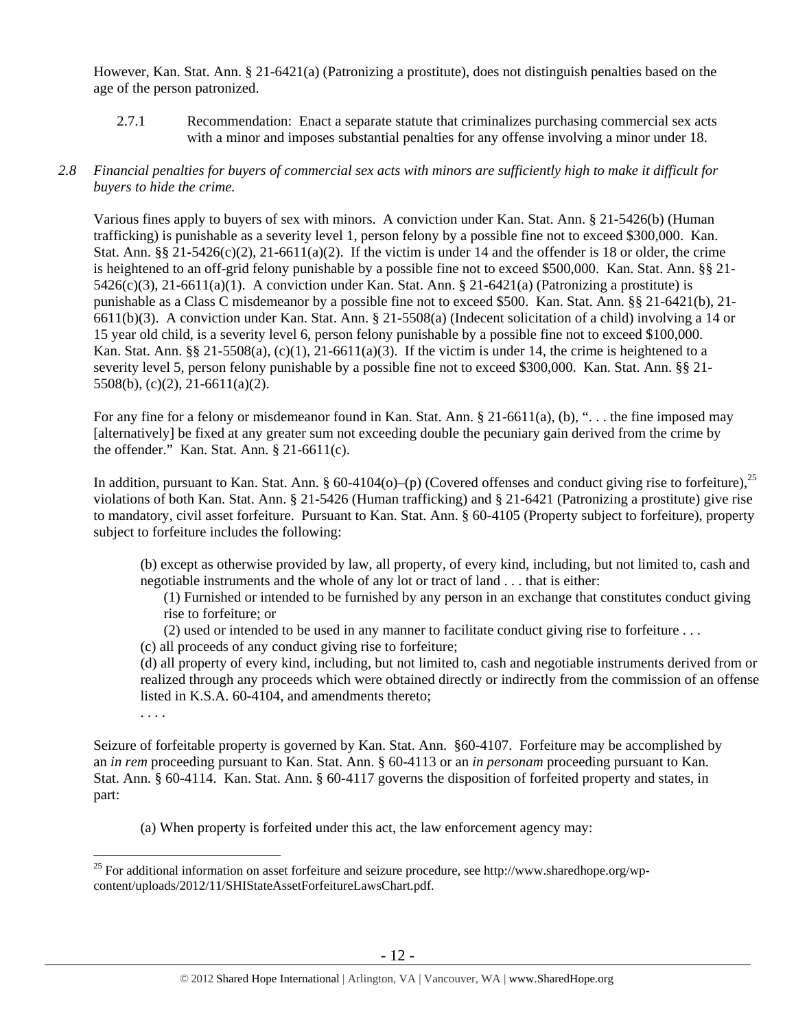However, Kan. Stat. Ann. § 21-6421(a) (Patronizing a prostitute), does not distinguish penalties based on the age of the person patronized.

2.7.1 Recommendation: Enact a separate statute that criminalizes purchasing commercial sex acts with a minor and imposes substantial penalties for any offense involving a minor under 18.

*2.8 Financial penalties for buyers of commercial sex acts with minors are sufficiently high to make it difficult for buyers to hide the crime.*

Various fines apply to buyers of sex with minors. A conviction under Kan. Stat. Ann. § 21-5426(b) (Human trafficking) is punishable as a severity level 1, person felony by a possible fine not to exceed $300,000. Kan. Stat. Ann. §§ 21-5426(c)(2), 21-6611(a)(2). If the victim is under 14 and the offender is 18 or older, the crime is heightened to an off-grid felony punishable by a possible fine not to exceed $500,000. Kan. Stat. Ann. §§ 21-5426(c)(3), 21-6611(a)(1). A conviction under Kan. Stat. Ann. § 21-6421(a) (Patronizing a prostitute) is punishable as a Class C misdemeanor by a possible fine not to exceed $500. Kan. Stat. Ann. §§ 21-6421(b), 21-6611(b)(3). A conviction under Kan. Stat. Ann. § 21-5508(a) (Indecent solicitation of a child) involving a 14 or 15 year old child, is a severity level 6, person felony punishable by a possible fine not to exceed $100,000. Kan. Stat. Ann. §§ 21-5508(a), (c)(1), 21-6611(a)(3). If the victim is under 14, the crime is heightened to a severity level 5, person felony punishable by a possible fine not to exceed $300,000. Kan. Stat. Ann. §§ 21-5508(b), (c)(2), 21-6611(a)(2).

For any fine for a felony or misdemeanor found in Kan. Stat. Ann. § 21-6611(a), (b), ". . . the fine imposed may [alternatively] be fixed at any greater sum not exceeding double the pecuniary gain derived from the crime by the offender." Kan. Stat. Ann. § 21-6611(c).

In addition, pursuant to Kan. Stat. Ann. § 60-4104(o)–(p) (Covered offenses and conduct giving rise to forfeiture),[25] violations of both Kan. Stat. Ann. § 21-5426 (Human trafficking) and § 21-6421 (Patronizing a prostitute) give rise to mandatory, civil asset forfeiture. Pursuant to Kan. Stat. Ann. § 60-4105 (Property subject to forfeiture), property subject to forfeiture includes the following:

> (b) except as otherwise provided by law, all property, of every kind, including, but not limited to, cash and negotiable instruments and the whole of any lot or tract of land . . . that is either:
>
> (1) Furnished or intended to be furnished by any person in an exchange that constitutes conduct giving rise to forfeiture; or
>
> (2) used or intended to be used in any manner to facilitate conduct giving rise to forfeiture . . .
>
> (c) all proceeds of any conduct giving rise to forfeiture;
>
> (d) all property of every kind, including, but not limited to, cash and negotiable instruments derived from or realized through any proceeds which were obtained directly or indirectly from the commission of an offense listed in K.S.A. 60-4104, and amendments thereto;
>
> . . . .

Seizure of forfeitable property is governed by Kan. Stat. Ann. §60-4107. Forfeiture may be accomplished by an *in rem* proceeding pursuant to Kan. Stat. Ann. § 60-4113 or an *in personam* proceeding pursuant to Kan. Stat. Ann. § 60-4114. Kan. Stat. Ann. § 60-4117 governs the disposition of forfeited property and states, in part:

> (a) When property is forfeited under this act, the law enforcement agency may:

[25] For additional information on asset forfeiture and seizure procedure, see http://www.sharedhope.org/wp-content/uploads/2012/11/SHIStateAssetForfeitureLawsChart.pdf.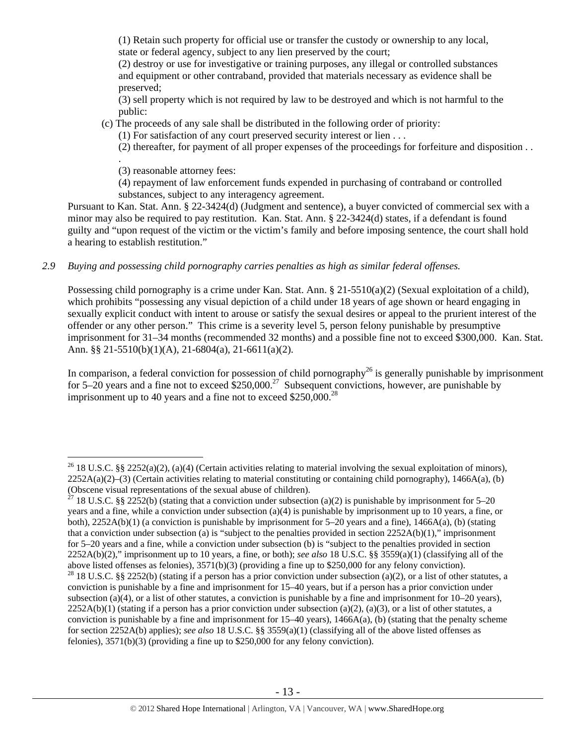(1) Retain such property for official use or transfer the custody or ownership to any local, state or federal agency, subject to any lien preserved by the court;

(2) destroy or use for investigative or training purposes, any illegal or controlled substances and equipment or other contraband, provided that materials necessary as evidence shall be preserved;

(3) sell property which is not required by law to be destroyed and which is not harmful to the public:

(c) The proceeds of any sale shall be distributed in the following order of priority:

(1) For satisfaction of any court preserved security interest or lien . . .

(2) thereafter, for payment of all proper expenses of the proceedings for forfeiture and disposition . . .

(3) reasonable attorney fees:

(4) repayment of law enforcement funds expended in purchasing of contraband or controlled substances, subject to any interagency agreement.

Pursuant to Kan. Stat. Ann. § 22-3424(d) (Judgment and sentence), a buyer convicted of commercial sex with a minor may also be required to pay restitution. Kan. Stat. Ann. § 22-3424(d) states, if a defendant is found guilty and "upon request of the victim or the victim's family and before imposing sentence, the court shall hold a hearing to establish restitution."

*2.9 Buying and possessing child pornography carries penalties as high as similar federal offenses.*

Possessing child pornography is a crime under Kan. Stat. Ann. § 21-5510(a)(2) (Sexual exploitation of a child), which prohibits "possessing any visual depiction of a child under 18 years of age shown or heard engaging in sexually explicit conduct with intent to arouse or satisfy the sexual desires or appeal to the prurient interest of the offender or any other person." This crime is a severity level 5, person felony punishable by presumptive imprisonment for 31–34 months (recommended 32 months) and a possible fine not to exceed $300,000. Kan. Stat. Ann. §§ 21-5510(b)(1)(A), 21-6804(a), 21-6611(a)(2).

In comparison, a federal conviction for possession of child pornography[26] is generally punishable by imprisonment for 5–20 years and a fine not to exceed $250,000.[27] Subsequent convictions, however, are punishable by imprisonment up to 40 years and a fine not to exceed $250,000.[28]

---

[26] 18 U.S.C. §§ 2252(a)(2), (a)(4) (Certain activities relating to material involving the sexual exploitation of minors), 2252A(a)(2)–(3) (Certain activities relating to material constituting or containing child pornography), 1466A(a), (b) (Obscene visual representations of the sexual abuse of children).

[27] 18 U.S.C. §§ 2252(b) (stating that a conviction under subsection (a)(2) is punishable by imprisonment for 5–20 years and a fine, while a conviction under subsection (a)(4) is punishable by imprisonment up to 10 years, a fine, or both), 2252A(b)(1) (a conviction is punishable by imprisonment for 5–20 years and a fine), 1466A(a), (b) (stating that a conviction under subsection (a) is "subject to the penalties provided in section 2252A(b)(1)," imprisonment for 5–20 years and a fine, while a conviction under subsection (b) is "subject to the penalties provided in section 2252A(b)(2)," imprisonment up to 10 years, a fine, or both); *see also* 18 U.S.C. §§ 3559(a)(1) (classifying all of the above listed offenses as felonies), 3571(b)(3) (providing a fine up to $250,000 for any felony conviction).

[28] 18 U.S.C. §§ 2252(b) (stating if a person has a prior conviction under subsection (a)(2), or a list of other statutes, a conviction is punishable by a fine and imprisonment for 15–40 years, but if a person has a prior conviction under subsection (a)(4), or a list of other statutes, a conviction is punishable by a fine and imprisonment for 10–20 years), 2252A(b)(1) (stating if a person has a prior conviction under subsection (a)(2), (a)(3), or a list of other statutes, a conviction is punishable by a fine and imprisonment for 15–40 years), 1466A(a), (b) (stating that the penalty scheme for section 2252A(b) applies); *see also* 18 U.S.C. §§ 3559(a)(1) (classifying all of the above listed offenses as felonies), 3571(b)(3) (providing a fine up to $250,000 for any felony conviction).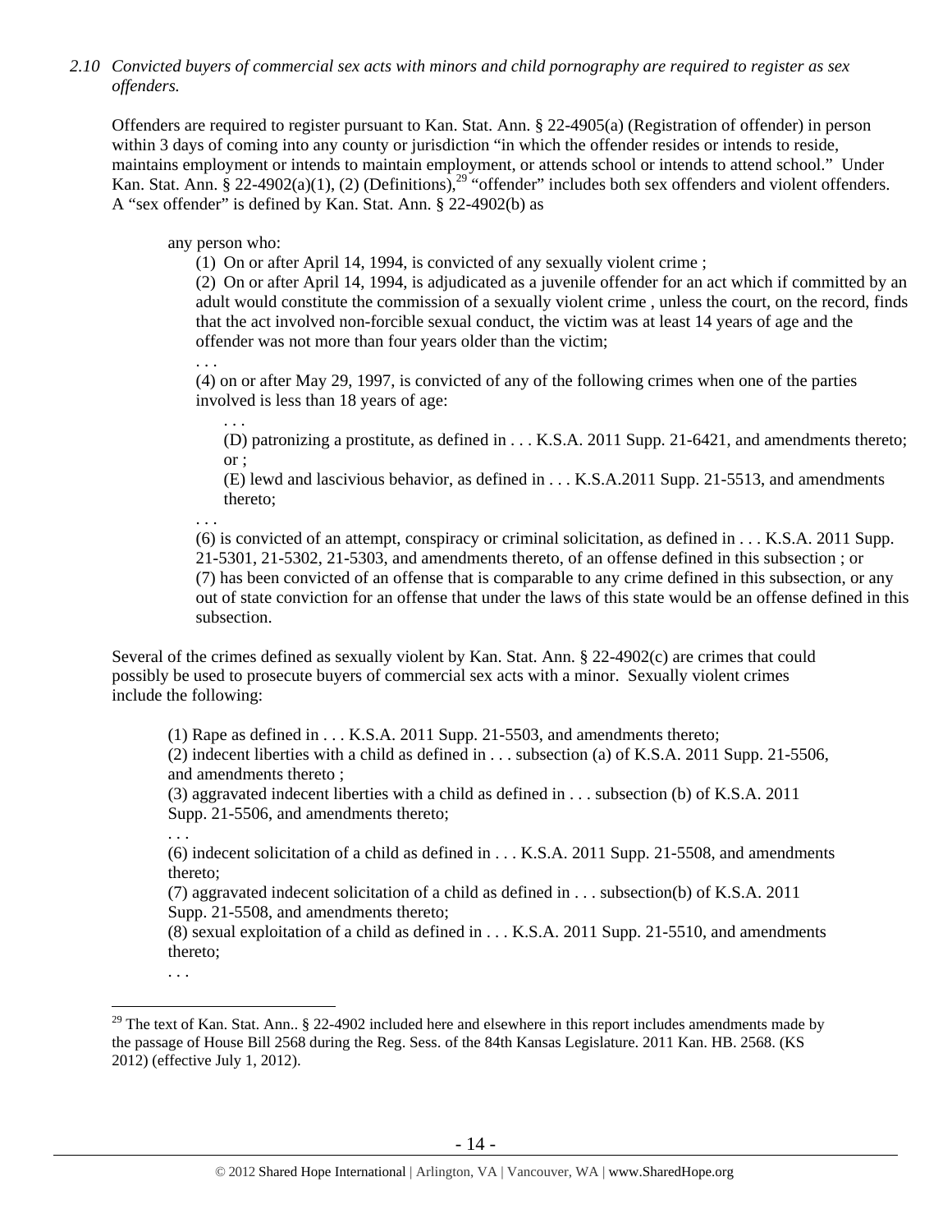*2.10 Convicted buyers of commercial sex acts with minors and child pornography are required to register as sex offenders.*

Offenders are required to register pursuant to Kan. Stat. Ann. § 22-4905(a) (Registration of offender) in person within 3 days of coming into any county or jurisdiction "in which the offender resides or intends to reside, maintains employment or intends to maintain employment, or attends school or intends to attend school." Under Kan. Stat. Ann. § 22-4902(a)(1), (2) (Definitions),[29] "offender" includes both sex offenders and violent offenders. A "sex offender" is defined by Kan. Stat. Ann. § 22-4902(b) as

> any person who:
>
> (1) On or after April 14, 1994, is convicted of any sexually violent crime ;
>
> (2) On or after April 14, 1994, is adjudicated as a juvenile offender for an act which if committed by an adult would constitute the commission of a sexually violent crime , unless the court, on the record, finds that the act involved non-forcible sexual conduct, the victim was at least 14 years of age and the offender was not more than four years older than the victim;
>
> . . .
>
> (4) on or after May 29, 1997, is convicted of any of the following crimes when one of the parties involved is less than 18 years of age:
>
> > . . .
> >
> > (D) patronizing a prostitute, as defined in . . . K.S.A. 2011 Supp. 21-6421, and amendments thereto; or ;
> >
> > (E) lewd and lascivious behavior, as defined in . . . K.S.A.2011 Supp. 21-5513, and amendments thereto;
>
> . . .
>
> (6) is convicted of an attempt, conspiracy or criminal solicitation, as defined in . . . K.S.A. 2011 Supp. 21-5301, 21-5302, 21-5303, and amendments thereto, of an offense defined in this subsection ; or
>
> (7) has been convicted of an offense that is comparable to any crime defined in this subsection, or any out of state conviction for an offense that under the laws of this state would be an offense defined in this subsection.

Several of the crimes defined as sexually violent by Kan. Stat. Ann. § 22-4902(c) are crimes that could possibly be used to prosecute buyers of commercial sex acts with a minor. Sexually violent crimes include the following:

> (1) Rape as defined in . . . K.S.A. 2011 Supp. 21-5503, and amendments thereto;
>
> (2) indecent liberties with a child as defined in . . . subsection (a) of K.S.A. 2011 Supp. 21-5506, and amendments thereto ;
>
> (3) aggravated indecent liberties with a child as defined in . . . subsection (b) of K.S.A. 2011 Supp. 21-5506, and amendments thereto;
>
> . . .
>
> (6) indecent solicitation of a child as defined in . . . K.S.A. 2011 Supp. 21-5508, and amendments thereto;
>
> (7) aggravated indecent solicitation of a child as defined in . . . subsection(b) of K.S.A. 2011 Supp. 21-5508, and amendments thereto;
>
> (8) sexual exploitation of a child as defined in . . . K.S.A. 2011 Supp. 21-5510, and amendments thereto;
>
> . . .

[29] The text of Kan. Stat. Ann.. § 22-4902 included here and elsewhere in this report includes amendments made by the passage of House Bill 2568 during the Reg. Sess. of the 84th Kansas Legislature. 2011 Kan. HB. 2568. (KS 2012) (effective July 1, 2012).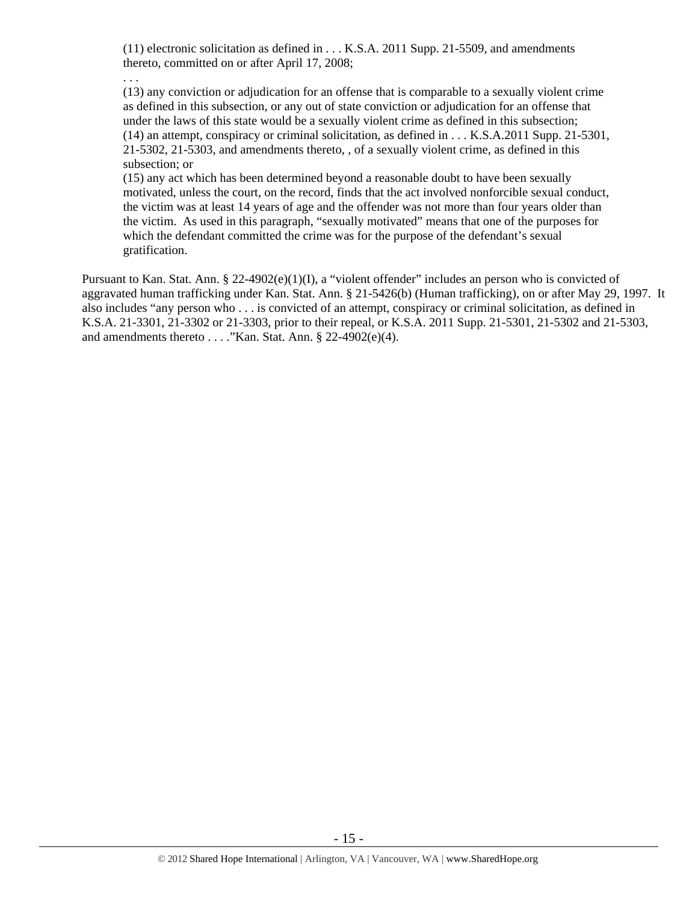> (11) electronic solicitation as defined in . . . K.S.A. 2011 Supp. 21-5509, and amendments thereto, committed on or after April 17, 2008;
>
> . . .
>
> (13) any conviction or adjudication for an offense that is comparable to a sexually violent crime as defined in this subsection, or any out of state conviction or adjudication for an offense that under the laws of this state would be a sexually violent crime as defined in this subsection;
>
> (14) an attempt, conspiracy or criminal solicitation, as defined in . . . K.S.A.2011 Supp. 21-5301, 21-5302, 21-5303, and amendments thereto, , of a sexually violent crime, as defined in this subsection; or
>
> (15) any act which has been determined beyond a reasonable doubt to have been sexually motivated, unless the court, on the record, finds that the act involved nonforcible sexual conduct, the victim was at least 14 years of age and the offender was not more than four years older than the victim. As used in this paragraph, "sexually motivated" means that one of the purposes for which the defendant committed the crime was for the purpose of the defendant's sexual gratification.

Pursuant to Kan. Stat. Ann. § 22-4902(e)(1)(I), a "violent offender" includes an person who is convicted of aggravated human trafficking under Kan. Stat. Ann. § 21-5426(b) (Human trafficking), on or after May 29, 1997. It also includes "any person who . . . is convicted of an attempt, conspiracy or criminal solicitation, as defined in K.S.A. 21-3301, 21-3302 or 21-3303, prior to their repeal, or K.S.A. 2011 Supp. 21-5301, 21-5302 and 21-5303, and amendments thereto . . . ."Kan. Stat. Ann. § 22-4902(e)(4).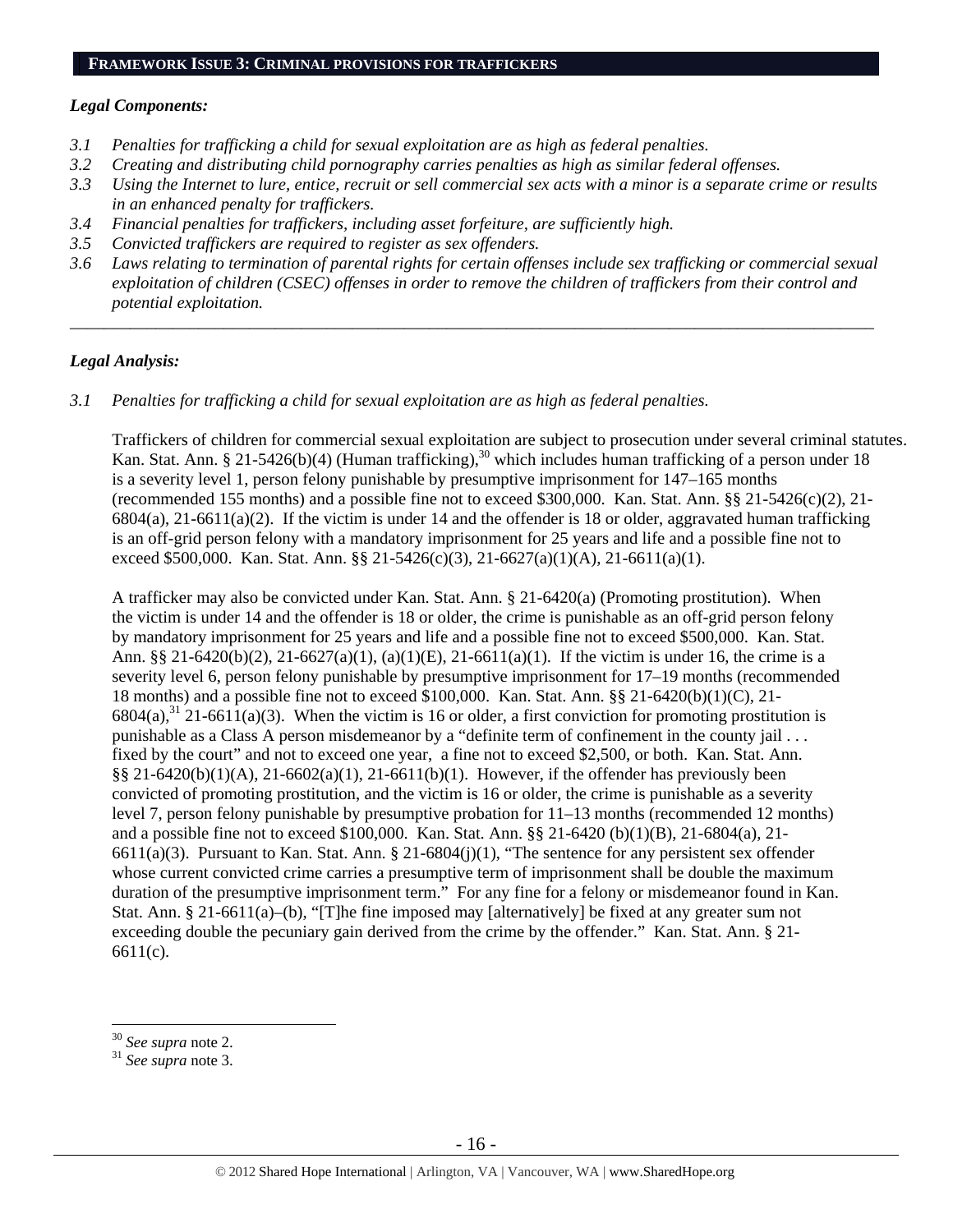**FRAMEWORK ISSUE 3: CRIMINAL PROVISIONS FOR TRAFFICKERS**

*Legal Components:*

*3.1 Penalties for trafficking a child for sexual exploitation are as high as federal penalties.*
*3.2 Creating and distributing child pornography carries penalties as high as similar federal offenses.*
*3.3 Using the Internet to lure, entice, recruit or sell commercial sex acts with a minor is a separate crime or results in an enhanced penalty for traffickers.*
*3.4 Financial penalties for traffickers, including asset forfeiture, are sufficiently high.*
*3.5 Convicted traffickers are required to register as sex offenders.*
*3.6 Laws relating to termination of parental rights for certain offenses include sex trafficking or commercial sexual exploitation of children (CSEC) offenses in order to remove the children of traffickers from their control and potential exploitation.*

---

*Legal Analysis:*

*3.1 Penalties for trafficking a child for sexual exploitation are as high as federal penalties.*

Traffickers of children for commercial sexual exploitation are subject to prosecution under several criminal statutes. Kan. Stat. Ann. § 21-5426(b)(4) (Human trafficking),[30] which includes human trafficking of a person under 18 is a severity level 1, person felony punishable by presumptive imprisonment for 147–165 months (recommended 155 months) and a possible fine not to exceed $300,000. Kan. Stat. Ann. §§ 21-5426(c)(2), 21-6804(a), 21-6611(a)(2). If the victim is under 14 and the offender is 18 or older, aggravated human trafficking is an off-grid person felony with a mandatory imprisonment for 25 years and life and a possible fine not to exceed $500,000. Kan. Stat. Ann. §§ 21-5426(c)(3), 21-6627(a)(1)(A), 21-6611(a)(1).

A trafficker may also be convicted under Kan. Stat. Ann. § 21-6420(a) (Promoting prostitution). When the victim is under 14 and the offender is 18 or older, the crime is punishable as an off-grid person felony by mandatory imprisonment for 25 years and life and a possible fine not to exceed $500,000. Kan. Stat. Ann. §§ 21-6420(b)(2), 21-6627(a)(1), (a)(1)(E), 21-6611(a)(1). If the victim is under 16, the crime is a severity level 6, person felony punishable by presumptive imprisonment for 17–19 months (recommended 18 months) and a possible fine not to exceed $100,000. Kan. Stat. Ann. §§ 21-6420(b)(1)(C), 21-6804(a),[31] 21-6611(a)(3). When the victim is 16 or older, a first conviction for promoting prostitution is punishable as a Class A person misdemeanor by a "definite term of confinement in the county jail . . . fixed by the court" and not to exceed one year, a fine not to exceed $2,500, or both. Kan. Stat. Ann. §§ 21-6420(b)(1)(A), 21-6602(a)(1), 21-6611(b)(1). However, if the offender has previously been convicted of promoting prostitution, and the victim is 16 or older, the crime is punishable as a severity level 7, person felony punishable by presumptive probation for 11–13 months (recommended 12 months) and a possible fine not to exceed $100,000. Kan. Stat. Ann. §§ 21-6420 (b)(1)(B), 21-6804(a), 21-6611(a)(3). Pursuant to Kan. Stat. Ann. § 21-6804(j)(1), "The sentence for any persistent sex offender whose current convicted crime carries a presumptive term of imprisonment shall be double the maximum duration of the presumptive imprisonment term." For any fine for a felony or misdemeanor found in Kan. Stat. Ann. § 21-6611(a)–(b), "[T]he fine imposed may [alternatively] be fixed at any greater sum not exceeding double the pecuniary gain derived from the crime by the offender." Kan. Stat. Ann. § 21-6611(c).

---

[30] *See supra* note 2.
[31] *See supra* note 3.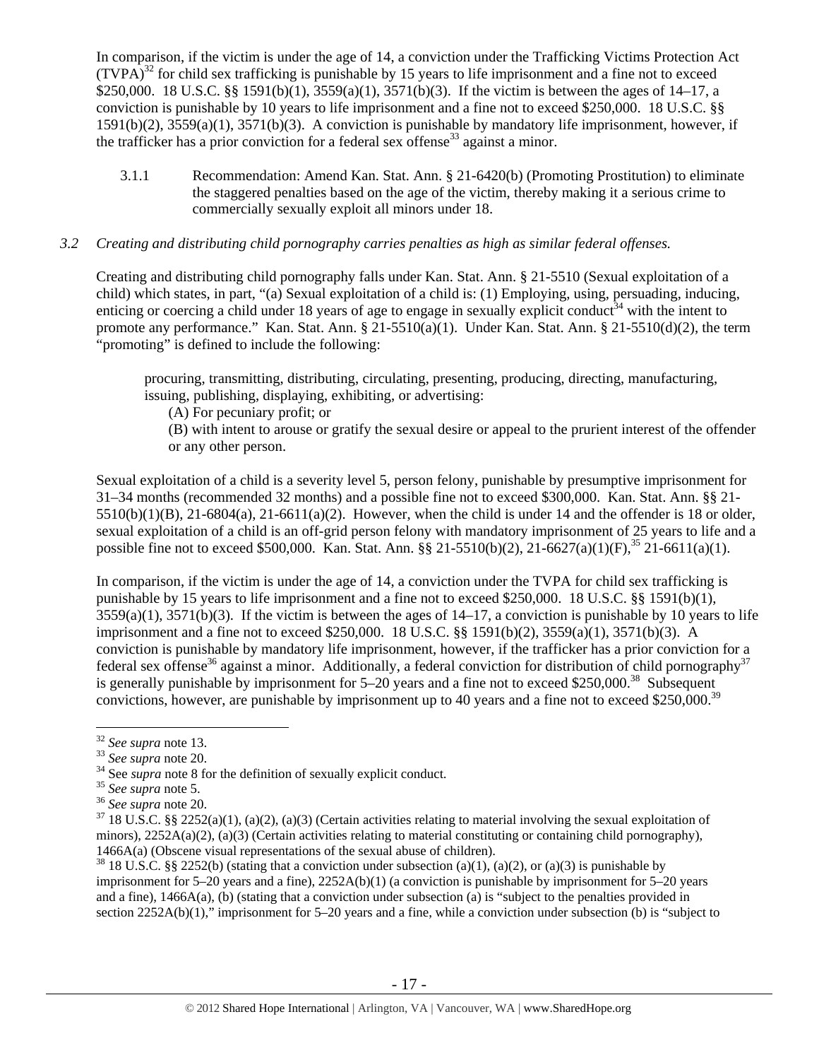In comparison, if the victim is under the age of 14, a conviction under the Trafficking Victims Protection Act (TVPA)[32] for child sex trafficking is punishable by 15 years to life imprisonment and a fine not to exceed $250,000. 18 U.S.C. §§ 1591(b)(1), 3559(a)(1), 3571(b)(3). If the victim is between the ages of 14–17, a conviction is punishable by 10 years to life imprisonment and a fine not to exceed $250,000. 18 U.S.C. §§ 1591(b)(2), 3559(a)(1), 3571(b)(3). A conviction is punishable by mandatory life imprisonment, however, if the trafficker has a prior conviction for a federal sex offense[33] against a minor.

3.1.1 Recommendation: Amend Kan. Stat. Ann. § 21-6420(b) (Promoting Prostitution) to eliminate the staggered penalties based on the age of the victim, thereby making it a serious crime to commercially sexually exploit all minors under 18.

### *3.2 Creating and distributing child pornography carries penalties as high as similar federal offenses.*

Creating and distributing child pornography falls under Kan. Stat. Ann. § 21-5510 (Sexual exploitation of a child) which states, in part, "(a) Sexual exploitation of a child is: (1) Employing, using, persuading, inducing, enticing or coercing a child under 18 years of age to engage in sexually explicit conduct[34] with the intent to promote any performance." Kan. Stat. Ann. § 21-5510(a)(1). Under Kan. Stat. Ann. § 21-5510(d)(2), the term "promoting" is defined to include the following:

> procuring, transmitting, distributing, circulating, presenting, producing, directing, manufacturing, issuing, publishing, displaying, exhibiting, or advertising:
> (A) For pecuniary profit; or
> (B) with intent to arouse or gratify the sexual desire or appeal to the prurient interest of the offender or any other person.

Sexual exploitation of a child is a severity level 5, person felony, punishable by presumptive imprisonment for 31–34 months (recommended 32 months) and a possible fine not to exceed $300,000. Kan. Stat. Ann. §§ 21-5510(b)(1)(B), 21-6804(a), 21-6611(a)(2). However, when the child is under 14 and the offender is 18 or older, sexual exploitation of a child is an off-grid person felony with mandatory imprisonment of 25 years to life and a possible fine not to exceed $500,000. Kan. Stat. Ann. §§ 21-5510(b)(2), 21-6627(a)(1)(F),[35] 21-6611(a)(1).

In comparison, if the victim is under the age of 14, a conviction under the TVPA for child sex trafficking is punishable by 15 years to life imprisonment and a fine not to exceed $250,000. 18 U.S.C. §§ 1591(b)(1), 3559(a)(1), 3571(b)(3). If the victim is between the ages of 14–17, a conviction is punishable by 10 years to life imprisonment and a fine not to exceed $250,000. 18 U.S.C. §§ 1591(b)(2), 3559(a)(1), 3571(b)(3). A conviction is punishable by mandatory life imprisonment, however, if the trafficker has a prior conviction for a federal sex offense[36] against a minor. Additionally, a federal conviction for distribution of child pornography[37] is generally punishable by imprisonment for 5–20 years and a fine not to exceed $250,000.[38] Subsequent convictions, however, are punishable by imprisonment up to 40 years and a fine not to exceed $250,000.[39]

---

[32] *See supra* note 13.

[33] *See supra* note 20.

[34] See *supra* note 8 for the definition of sexually explicit conduct.

[35] *See supra* note 5.

[36] *See supra* note 20.

[37] 18 U.S.C. §§ 2252(a)(1), (a)(2), (a)(3) (Certain activities relating to material involving the sexual exploitation of minors), 2252A(a)(2), (a)(3) (Certain activities relating to material constituting or containing child pornography), 1466A(a) (Obscene visual representations of the sexual abuse of children).

[38] 18 U.S.C. §§ 2252(b) (stating that a conviction under subsection (a)(1), (a)(2), or (a)(3) is punishable by imprisonment for 5–20 years and a fine), 2252A(b)(1) (a conviction is punishable by imprisonment for 5–20 years and a fine), 1466A(a), (b) (stating that a conviction under subsection (a) is "subject to the penalties provided in section 2252A(b)(1)," imprisonment for 5–20 years and a fine, while a conviction under subsection (b) is "subject to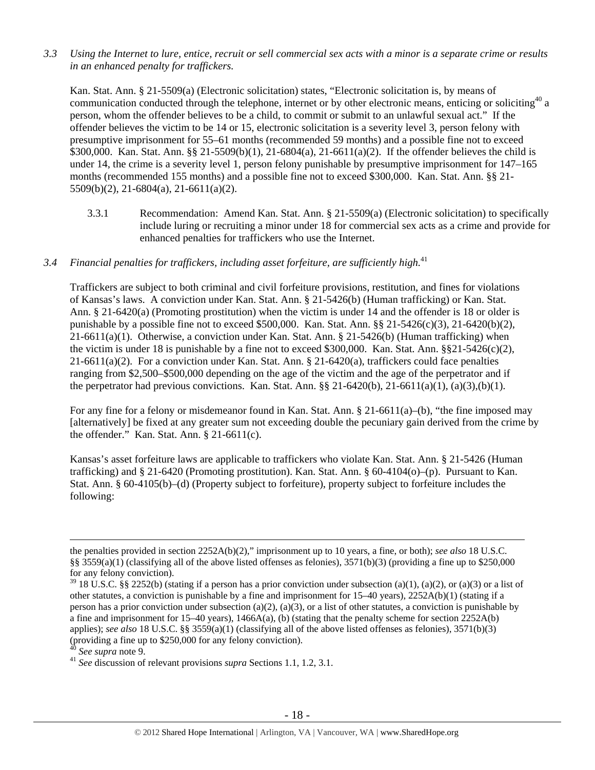*3.3 Using the Internet to lure, entice, recruit or sell commercial sex acts with a minor is a separate crime or results in an enhanced penalty for traffickers.*

Kan. Stat. Ann. § 21-5509(a) (Electronic solicitation) states, "Electronic solicitation is, by means of communication conducted through the telephone, internet or by other electronic means, enticing or soliciting[40] a person, whom the offender believes to be a child, to commit or submit to an unlawful sexual act." If the offender believes the victim to be 14 or 15, electronic solicitation is a severity level 3, person felony with presumptive imprisonment for 55–61 months (recommended 59 months) and a possible fine not to exceed $300,000. Kan. Stat. Ann. §§ 21-5509(b)(1), 21-6804(a), 21-6611(a)(2). If the offender believes the child is under 14, the crime is a severity level 1, person felony punishable by presumptive imprisonment for 147–165 months (recommended 155 months) and a possible fine not to exceed $300,000. Kan. Stat. Ann. §§ 21-5509(b)(2), 21-6804(a), 21-6611(a)(2).

3.3.1 Recommendation: Amend Kan. Stat. Ann. § 21-5509(a) (Electronic solicitation) to specifically include luring or recruiting a minor under 18 for commercial sex acts as a crime and provide for enhanced penalties for traffickers who use the Internet.

*3.4 Financial penalties for traffickers, including asset forfeiture, are sufficiently high.*[41]

Traffickers are subject to both criminal and civil forfeiture provisions, restitution, and fines for violations of Kansas's laws. A conviction under Kan. Stat. Ann. § 21-5426(b) (Human trafficking) or Kan. Stat. Ann. § 21-6420(a) (Promoting prostitution) when the victim is under 14 and the offender is 18 or older is punishable by a possible fine not to exceed $500,000. Kan. Stat. Ann. §§ 21-5426(c)(3), 21-6420(b)(2), 21-6611(a)(1). Otherwise, a conviction under Kan. Stat. Ann. § 21-5426(b) (Human trafficking) when the victim is under 18 is punishable by a fine not to exceed $300,000. Kan. Stat. Ann. §§21-5426(c)(2), 21-6611(a)(2). For a conviction under Kan. Stat. Ann. § 21-6420(a), traffickers could face penalties ranging from $2,500–$500,000 depending on the age of the victim and the age of the perpetrator and if the perpetrator had previous convictions. Kan. Stat. Ann. §§ 21-6420(b), 21-6611(a)(1), (a)(3),(b)(1).

For any fine for a felony or misdemeanor found in Kan. Stat. Ann. § 21-6611(a)–(b), "the fine imposed may [alternatively] be fixed at any greater sum not exceeding double the pecuniary gain derived from the crime by the offender." Kan. Stat. Ann. § 21-6611(c).

Kansas's asset forfeiture laws are applicable to traffickers who violate Kan. Stat. Ann. § 21-5426 (Human trafficking) and § 21-6420 (Promoting prostitution). Kan. Stat. Ann. § 60-4104(o)–(p). Pursuant to Kan. Stat. Ann. § 60-4105(b)–(d) (Property subject to forfeiture), property subject to forfeiture includes the following:

---

the penalties provided in section 2252A(b)(2)," imprisonment up to 10 years, a fine, or both); *see also* 18 U.S.C. §§ 3559(a)(1) (classifying all of the above listed offenses as felonies), 3571(b)(3) (providing a fine up to $250,000 for any felony conviction).

[39] 18 U.S.C. §§ 2252(b) (stating if a person has a prior conviction under subsection (a)(1), (a)(2), or (a)(3) or a list of other statutes, a conviction is punishable by a fine and imprisonment for 15–40 years), 2252A(b)(1) (stating if a person has a prior conviction under subsection (a)(2), (a)(3), or a list of other statutes, a conviction is punishable by a fine and imprisonment for 15–40 years), 1466A(a), (b) (stating that the penalty scheme for section 2252A(b) applies); *see also* 18 U.S.C. §§ 3559(a)(1) (classifying all of the above listed offenses as felonies), 3571(b)(3) (providing a fine up to $250,000 for any felony conviction).

[40] *See supra* note 9.

[41] *See* discussion of relevant provisions *supra* Sections 1.1, 1.2, 3.1.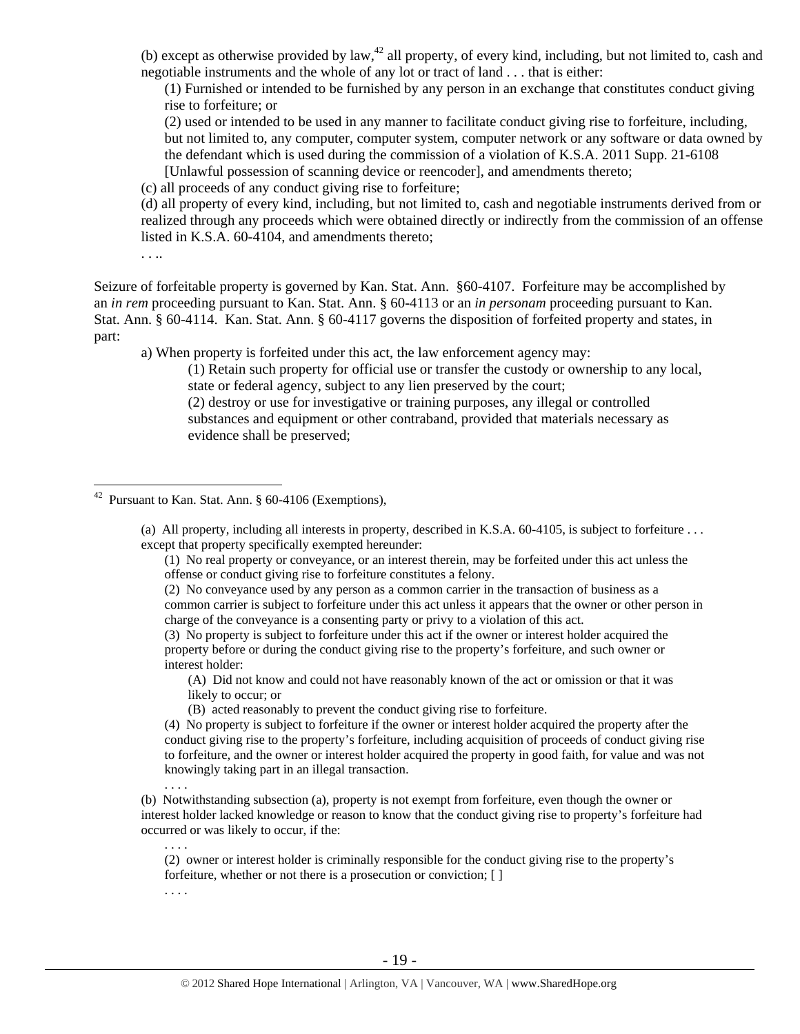(b) except as otherwise provided by law,[42] all property, of every kind, including, but not limited to, cash and negotiable instruments and the whole of any lot or tract of land . . . that is either:

(1) Furnished or intended to be furnished by any person in an exchange that constitutes conduct giving rise to forfeiture; or

(2) used or intended to be used in any manner to facilitate conduct giving rise to forfeiture, including, but not limited to, any computer, computer system, computer network or any software or data owned by the defendant which is used during the commission of a violation of K.S.A. 2011 Supp. 21-6108 [Unlawful possession of scanning device or reencoder], and amendments thereto;

(c) all proceeds of any conduct giving rise to forfeiture;

(d) all property of every kind, including, but not limited to, cash and negotiable instruments derived from or realized through any proceeds which were obtained directly or indirectly from the commission of an offense listed in K.S.A. 60-4104, and amendments thereto;

. . ..

Seizure of forfeitable property is governed by Kan. Stat. Ann. §60-4107. Forfeiture may be accomplished by an *in rem* proceeding pursuant to Kan. Stat. Ann. § 60-4113 or an *in personam* proceeding pursuant to Kan. Stat. Ann. § 60-4114. Kan. Stat. Ann. § 60-4117 governs the disposition of forfeited property and states, in part:

a) When property is forfeited under this act, the law enforcement agency may:

(1) Retain such property for official use or transfer the custody or ownership to any local, state or federal agency, subject to any lien preserved by the court;

(2) destroy or use for investigative or training purposes, any illegal or controlled substances and equipment or other contraband, provided that materials necessary as evidence shall be preserved;

---

[42] Pursuant to Kan. Stat. Ann. § 60-4106 (Exemptions),

> (a) All property, including all interests in property, described in K.S.A. 60-4105, is subject to forfeiture . . . except that property specifically exempted hereunder:
>
> (1) No real property or conveyance, or an interest therein, may be forfeited under this act unless the offense or conduct giving rise to forfeiture constitutes a felony.
>
> (2) No conveyance used by any person as a common carrier in the transaction of business as a common carrier is subject to forfeiture under this act unless it appears that the owner or other person in charge of the conveyance is a consenting party or privy to a violation of this act.
>
> (3) No property is subject to forfeiture under this act if the owner or interest holder acquired the property before or during the conduct giving rise to the property's forfeiture, and such owner or interest holder:
>
> (A) Did not know and could not have reasonably known of the act or omission or that it was likely to occur; or
>
> (B) acted reasonably to prevent the conduct giving rise to forfeiture.
>
> (4) No property is subject to forfeiture if the owner or interest holder acquired the property after the conduct giving rise to the property's forfeiture, including acquisition of proceeds of conduct giving rise to forfeiture, and the owner or interest holder acquired the property in good faith, for value and was not knowingly taking part in an illegal transaction.
>
> . . . .
>
> (b) Notwithstanding subsection (a), property is not exempt from forfeiture, even though the owner or interest holder lacked knowledge or reason to know that the conduct giving rise to property's forfeiture had occurred or was likely to occur, if the:
>
> . . . .
>
> (2) owner or interest holder is criminally responsible for the conduct giving rise to the property's forfeiture, whether or not there is a prosecution or conviction; [ ]
>
> . . . .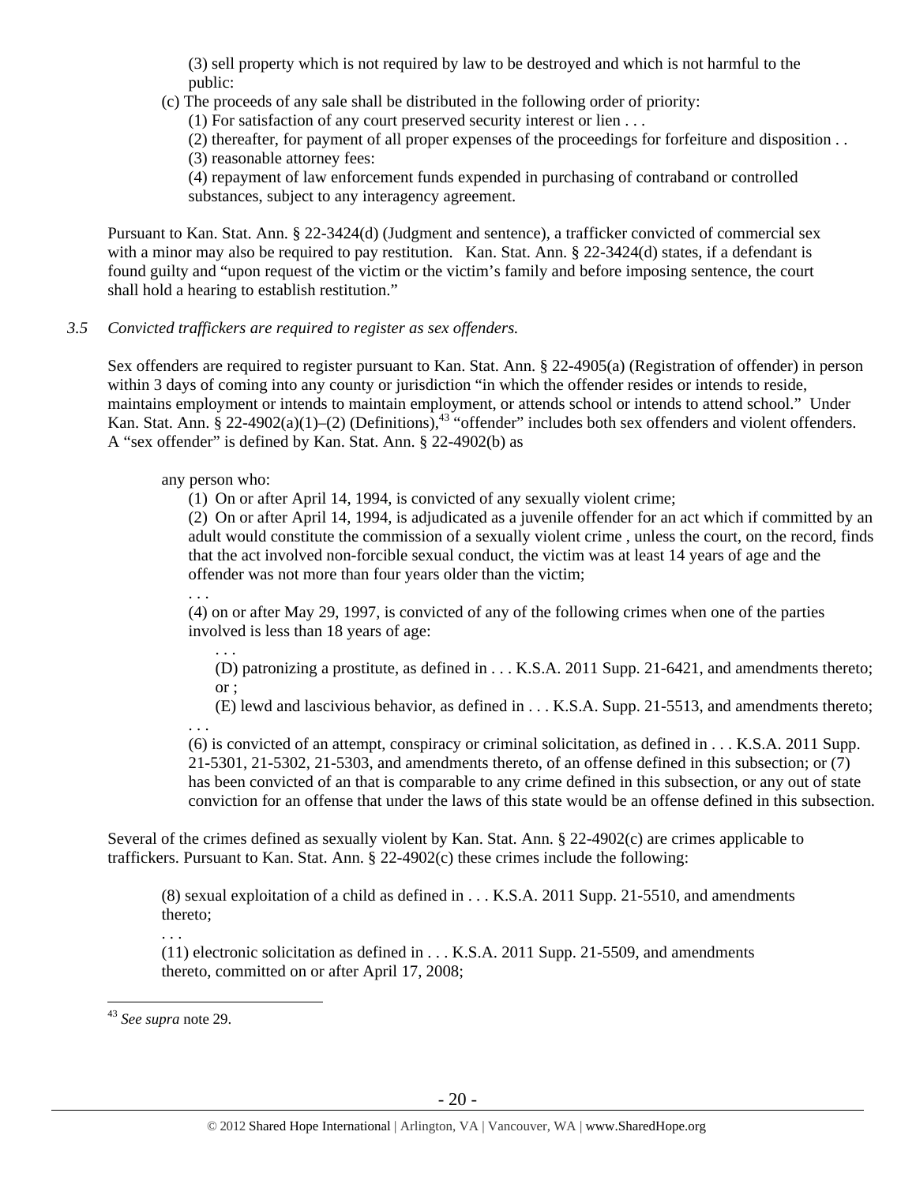(3) sell property which is not required by law to be destroyed and which is not harmful to the public:

(c) The proceeds of any sale shall be distributed in the following order of priority:

(1) For satisfaction of any court preserved security interest or lien . . .

(2) thereafter, for payment of all proper expenses of the proceedings for forfeiture and disposition . .

(3) reasonable attorney fees:

(4) repayment of law enforcement funds expended in purchasing of contraband or controlled substances, subject to any interagency agreement.

Pursuant to Kan. Stat. Ann. § 22-3424(d) (Judgment and sentence), a trafficker convicted of commercial sex with a minor may also be required to pay restitution. Kan. Stat. Ann. § 22-3424(d) states, if a defendant is found guilty and "upon request of the victim or the victim's family and before imposing sentence, the court shall hold a hearing to establish restitution."

*3.5 Convicted traffickers are required to register as sex offenders.*

Sex offenders are required to register pursuant to Kan. Stat. Ann. § 22-4905(a) (Registration of offender) in person within 3 days of coming into any county or jurisdiction "in which the offender resides or intends to reside, maintains employment or intends to maintain employment, or attends school or intends to attend school." Under Kan. Stat. Ann. § 22-4902(a)(1)–(2) (Definitions),[43] "offender" includes both sex offenders and violent offenders. A "sex offender" is defined by Kan. Stat. Ann. § 22-4902(b) as

> any person who:
>
> (1) On or after April 14, 1994, is convicted of any sexually violent crime;
>
> (2) On or after April 14, 1994, is adjudicated as a juvenile offender for an act which if committed by an adult would constitute the commission of a sexually violent crime , unless the court, on the record, finds that the act involved non-forcible sexual conduct, the victim was at least 14 years of age and the offender was not more than four years older than the victim;
>
> . . .
>
> (4) on or after May 29, 1997, is convicted of any of the following crimes when one of the parties involved is less than 18 years of age:
>
> . . .
>
> (D) patronizing a prostitute, as defined in . . . K.S.A. 2011 Supp. 21-6421, and amendments thereto; or ;
>
> (E) lewd and lascivious behavior, as defined in . . . K.S.A. Supp. 21-5513, and amendments thereto;
>
> . . .
>
> (6) is convicted of an attempt, conspiracy or criminal solicitation, as defined in . . . K.S.A. 2011 Supp. 21-5301, 21-5302, 21-5303, and amendments thereto, of an offense defined in this subsection; or (7) has been convicted of an that is comparable to any crime defined in this subsection, or any out of state conviction for an offense that under the laws of this state would be an offense defined in this subsection.

Several of the crimes defined as sexually violent by Kan. Stat. Ann. § 22-4902(c) are crimes applicable to traffickers. Pursuant to Kan. Stat. Ann. § 22-4902(c) these crimes include the following:

> (8) sexual exploitation of a child as defined in . . . K.S.A. 2011 Supp. 21-5510, and amendments thereto;
>
> . . .
>
> (11) electronic solicitation as defined in . . . K.S.A. 2011 Supp. 21-5509, and amendments thereto, committed on or after April 17, 2008;

[43] *See supra* note 29.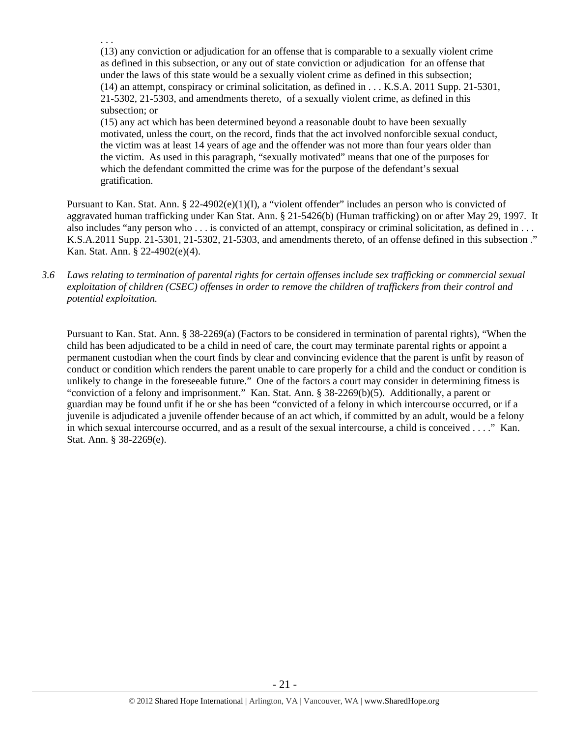. . .

(13) any conviction or adjudication for an offense that is comparable to a sexually violent crime as defined in this subsection, or any out of state conviction or adjudication for an offense that under the laws of this state would be a sexually violent crime as defined in this subsection;

(14) an attempt, conspiracy or criminal solicitation, as defined in . . . K.S.A. 2011 Supp. 21-5301, 21-5302, 21-5303, and amendments thereto, of a sexually violent crime, as defined in this subsection; or

(15) any act which has been determined beyond a reasonable doubt to have been sexually motivated, unless the court, on the record, finds that the act involved nonforcible sexual conduct, the victim was at least 14 years of age and the offender was not more than four years older than the victim. As used in this paragraph, "sexually motivated" means that one of the purposes for which the defendant committed the crime was for the purpose of the defendant's sexual gratification.

Pursuant to Kan. Stat. Ann. § 22-4902(e)(1)(I), a "violent offender" includes an person who is convicted of aggravated human trafficking under Kan Stat. Ann. § 21-5426(b) (Human trafficking) on or after May 29, 1997. It also includes "any person who . . . is convicted of an attempt, conspiracy or criminal solicitation, as defined in . . . K.S.A.2011 Supp. 21-5301, 21-5302, 21-5303, and amendments thereto, of an offense defined in this subsection ." Kan. Stat. Ann. § 22-4902(e)(4).

*3.6 Laws relating to termination of parental rights for certain offenses include sex trafficking or commercial sexual exploitation of children (CSEC) offenses in order to remove the children of traffickers from their control and potential exploitation.*

Pursuant to Kan. Stat. Ann. § 38-2269(a) (Factors to be considered in termination of parental rights), "When the child has been adjudicated to be a child in need of care, the court may terminate parental rights or appoint a permanent custodian when the court finds by clear and convincing evidence that the parent is unfit by reason of conduct or condition which renders the parent unable to care properly for a child and the conduct or condition is unlikely to change in the foreseeable future." One of the factors a court may consider in determining fitness is "conviction of a felony and imprisonment." Kan. Stat. Ann. § 38-2269(b)(5). Additionally, a parent or guardian may be found unfit if he or she has been "convicted of a felony in which intercourse occurred, or if a juvenile is adjudicated a juvenile offender because of an act which, if committed by an adult, would be a felony in which sexual intercourse occurred, and as a result of the sexual intercourse, a child is conceived . . . ." Kan. Stat. Ann. § 38-2269(e).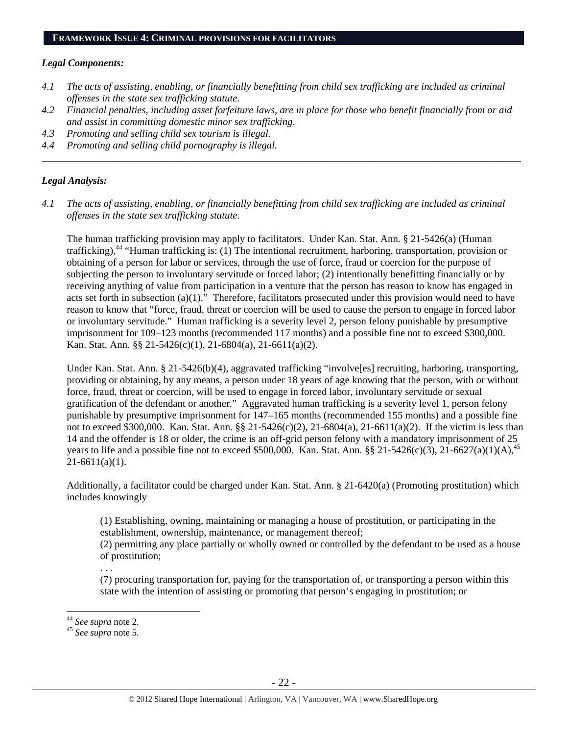## FRAMEWORK ISSUE 4: CRIMINAL PROVISIONS FOR FACILITATORS

### *Legal Components:*

*4.1 The acts of assisting, enabling, or financially benefitting from child sex trafficking are included as criminal offenses in the state sex trafficking statute.*

*4.2 Financial penalties, including asset forfeiture laws, are in place for those who benefit financially from or aid and assist in committing domestic minor sex trafficking.*

*4.3 Promoting and selling child sex tourism is illegal.*

*4.4 Promoting and selling child pornography is illegal.*

---

### *Legal Analysis:*

*4.1 The acts of assisting, enabling, or financially benefitting from child sex trafficking are included as criminal offenses in the state sex trafficking statute.*

The human trafficking provision may apply to facilitators. Under Kan. Stat. Ann. § 21-5426(a) (Human trafficking),[44] "Human trafficking is: (1) The intentional recruitment, harboring, transportation, provision or obtaining of a person for labor or services, through the use of force, fraud or coercion for the purpose of subjecting the person to involuntary servitude or forced labor; (2) intentionally benefitting financially or by receiving anything of value from participation in a venture that the person has reason to know has engaged in acts set forth in subsection (a)(1)." Therefore, facilitators prosecuted under this provision would need to have reason to know that "force, fraud, threat or coercion will be used to cause the person to engage in forced labor or involuntary servitude." Human trafficking is a severity level 2, person felony punishable by presumptive imprisonment for 109–123 months (recommended 117 months) and a possible fine not to exceed $300,000. Kan. Stat. Ann. §§ 21-5426(c)(1), 21-6804(a), 21-6611(a)(2).

Under Kan. Stat. Ann. § 21-5426(b)(4), aggravated trafficking "involve[es] recruiting, harboring, transporting, providing or obtaining, by any means, a person under 18 years of age knowing that the person, with or without force, fraud, threat or coercion, will be used to engage in forced labor, involuntary servitude or sexual gratification of the defendant or another." Aggravated human trafficking is a severity level 1, person felony punishable by presumptive imprisonment for 147–165 months (recommended 155 months) and a possible fine not to exceed $300,000. Kan. Stat. Ann. §§ 21-5426(c)(2), 21-6804(a), 21-6611(a)(2). If the victim is less than 14 and the offender is 18 or older, the crime is an off-grid person felony with a mandatory imprisonment of 25 years to life and a possible fine not to exceed $500,000. Kan. Stat. Ann. §§ 21-5426(c)(3), 21-6627(a)(1)(A),[45] 21-6611(a)(1).

Additionally, a facilitator could be charged under Kan. Stat. Ann. § 21-6420(a) (Promoting prostitution) which includes knowingly

> (1) Establishing, owning, maintaining or managing a house of prostitution, or participating in the establishment, ownership, maintenance, or management thereof;
> (2) permitting any place partially or wholly owned or controlled by the defendant to be used as a house of prostitution;
> . . .
> (7) procuring transportation for, paying for the transportation of, or transporting a person within this state with the intention of assisting or promoting that person's engaging in prostitution; or

---

[44] *See supra* note 2.

[45] *See supra* note 5.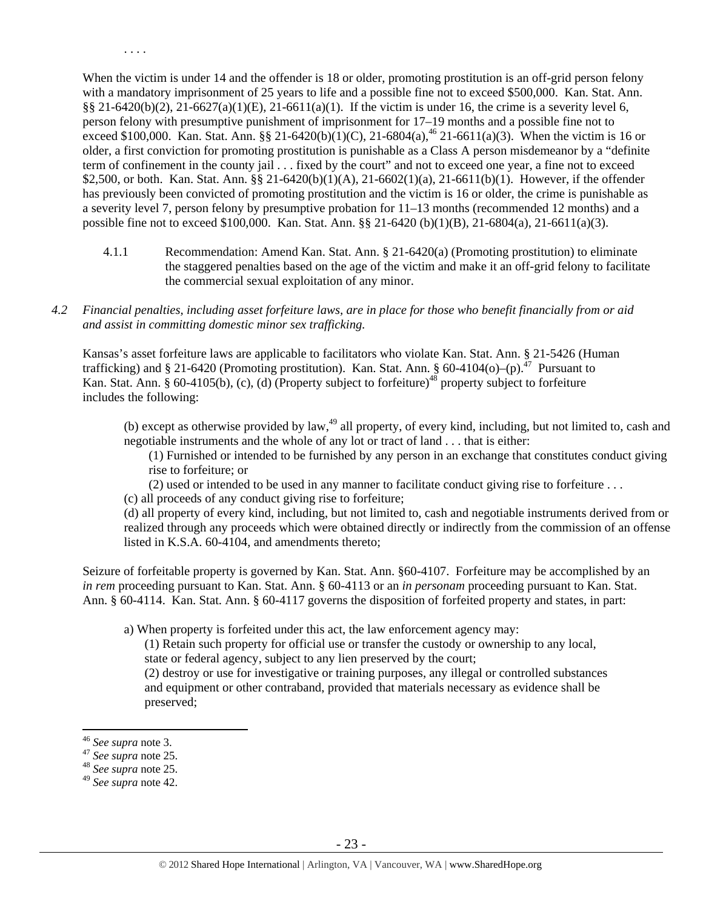. . . .

When the victim is under 14 and the offender is 18 or older, promoting prostitution is an off-grid person felony with a mandatory imprisonment of 25 years to life and a possible fine not to exceed $500,000. Kan. Stat. Ann. §§ 21-6420(b)(2), 21-6627(a)(1)(E), 21-6611(a)(1). If the victim is under 16, the crime is a severity level 6, person felony with presumptive punishment of imprisonment for 17–19 months and a possible fine not to exceed $100,000. Kan. Stat. Ann. §§ 21-6420(b)(1)(C), 21-6804(a),[46] 21-6611(a)(3). When the victim is 16 or older, a first conviction for promoting prostitution is punishable as a Class A person misdemeanor by a "definite term of confinement in the county jail . . . fixed by the court" and not to exceed one year, a fine not to exceed $2,500, or both. Kan. Stat. Ann. §§ 21-6420(b)(1)(A), 21-6602(1)(a), 21-6611(b)(1). However, if the offender has previously been convicted of promoting prostitution and the victim is 16 or older, the crime is punishable as a severity level 7, person felony by presumptive probation for 11–13 months (recommended 12 months) and a possible fine not to exceed $100,000. Kan. Stat. Ann. §§ 21-6420 (b)(1)(B), 21-6804(a), 21-6611(a)(3).

4.1.1 Recommendation: Amend Kan. Stat. Ann. § 21-6420(a) (Promoting prostitution) to eliminate the staggered penalties based on the age of the victim and make it an off-grid felony to facilitate the commercial sexual exploitation of any minor.

*4.2 Financial penalties, including asset forfeiture laws, are in place for those who benefit financially from or aid and assist in committing domestic minor sex trafficking.*

Kansas's asset forfeiture laws are applicable to facilitators who violate Kan. Stat. Ann. § 21-5426 (Human trafficking) and § 21-6420 (Promoting prostitution). Kan. Stat. Ann. § 60-4104(o)–(p).[47] Pursuant to Kan. Stat. Ann. § 60-4105(b), (c), (d) (Property subject to forfeiture)[48] property subject to forfeiture includes the following:

> (b) except as otherwise provided by law,[49] all property, of every kind, including, but not limited to, cash and negotiable instruments and the whole of any lot or tract of land . . . that is either:
>
> (1) Furnished or intended to be furnished by any person in an exchange that constitutes conduct giving rise to forfeiture; or
>
> (2) used or intended to be used in any manner to facilitate conduct giving rise to forfeiture . . .
>
> (c) all proceeds of any conduct giving rise to forfeiture;
>
> (d) all property of every kind, including, but not limited to, cash and negotiable instruments derived from or realized through any proceeds which were obtained directly or indirectly from the commission of an offense listed in K.S.A. 60-4104, and amendments thereto;

Seizure of forfeitable property is governed by Kan. Stat. Ann. §60-4107. Forfeiture may be accomplished by an *in rem* proceeding pursuant to Kan. Stat. Ann. § 60-4113 or an *in personam* proceeding pursuant to Kan. Stat. Ann. § 60-4114. Kan. Stat. Ann. § 60-4117 governs the disposition of forfeited property and states, in part:

> a) When property is forfeited under this act, the law enforcement agency may:
>
> (1) Retain such property for official use or transfer the custody or ownership to any local, state or federal agency, subject to any lien preserved by the court;
>
> (2) destroy or use for investigative or training purposes, any illegal or controlled substances and equipment or other contraband, provided that materials necessary as evidence shall be preserved;

---

[46] *See supra* note 3.

[47] *See supra* note 25.

[48] *See supra* note 25.

[49] *See supra* note 42.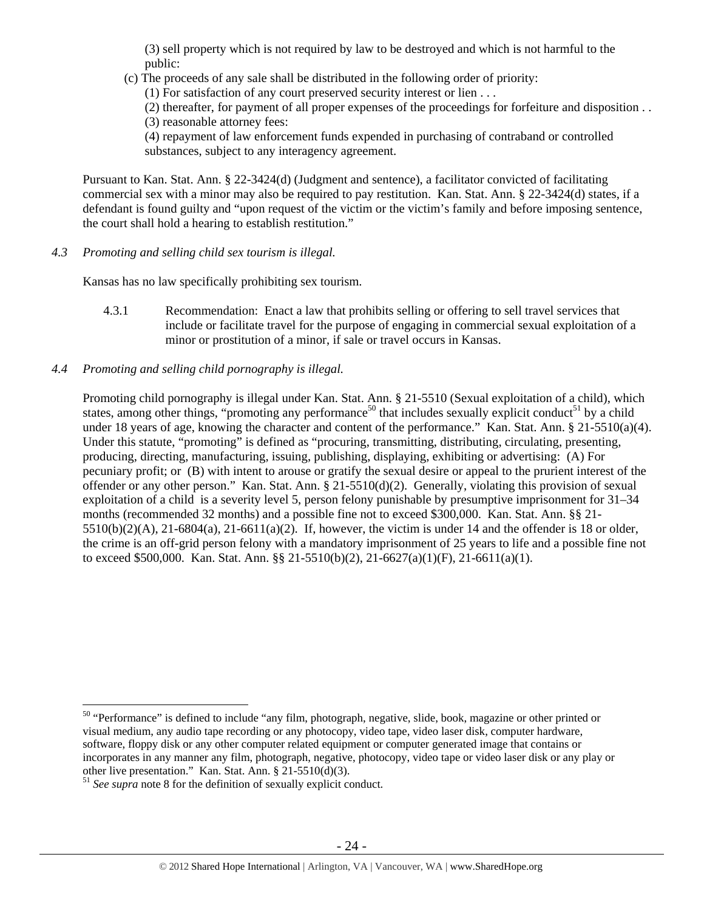(3) sell property which is not required by law to be destroyed and which is not harmful to the public:

(c) The proceeds of any sale shall be distributed in the following order of priority:

(1) For satisfaction of any court preserved security interest or lien . . .

(2) thereafter, for payment of all proper expenses of the proceedings for forfeiture and disposition . .

(3) reasonable attorney fees:

(4) repayment of law enforcement funds expended in purchasing of contraband or controlled substances, subject to any interagency agreement.

Pursuant to Kan. Stat. Ann. § 22-3424(d) (Judgment and sentence), a facilitator convicted of facilitating commercial sex with a minor may also be required to pay restitution. Kan. Stat. Ann. § 22-3424(d) states, if a defendant is found guilty and "upon request of the victim or the victim's family and before imposing sentence, the court shall hold a hearing to establish restitution."

*4.3 Promoting and selling child sex tourism is illegal.*

Kansas has no law specifically prohibiting sex tourism.

4.3.1 Recommendation: Enact a law that prohibits selling or offering to sell travel services that include or facilitate travel for the purpose of engaging in commercial sexual exploitation of a minor or prostitution of a minor, if sale or travel occurs in Kansas.

*4.4 Promoting and selling child pornography is illegal.*

Promoting child pornography is illegal under Kan. Stat. Ann. § 21-5510 (Sexual exploitation of a child), which states, among other things, "promoting any performance[50] that includes sexually explicit conduct[51] by a child under 18 years of age, knowing the character and content of the performance." Kan. Stat. Ann. § 21-5510(a)(4). Under this statute, "promoting" is defined as "procuring, transmitting, distributing, circulating, presenting, producing, directing, manufacturing, issuing, publishing, displaying, exhibiting or advertising: (A) For pecuniary profit; or (B) with intent to arouse or gratify the sexual desire or appeal to the prurient interest of the offender or any other person." Kan. Stat. Ann. § 21-5510(d)(2). Generally, violating this provision of sexual exploitation of a child is a severity level 5, person felony punishable by presumptive imprisonment for 31–34 months (recommended 32 months) and a possible fine not to exceed $300,000. Kan. Stat. Ann. §§ 21-5510(b)(2)(A), 21-6804(a), 21-6611(a)(2). If, however, the victim is under 14 and the offender is 18 or older, the crime is an off-grid person felony with a mandatory imprisonment of 25 years to life and a possible fine not to exceed $500,000. Kan. Stat. Ann. §§ 21-5510(b)(2), 21-6627(a)(1)(F), 21-6611(a)(1).

---

[50] "Performance" is defined to include "any film, photograph, negative, slide, book, magazine or other printed or visual medium, any audio tape recording or any photocopy, video tape, video laser disk, computer hardware, software, floppy disk or any other computer related equipment or computer generated image that contains or incorporates in any manner any film, photograph, negative, photocopy, video tape or video laser disk or any play or other live presentation." Kan. Stat. Ann. § 21-5510(d)(3).

[51] *See supra* note 8 for the definition of sexually explicit conduct.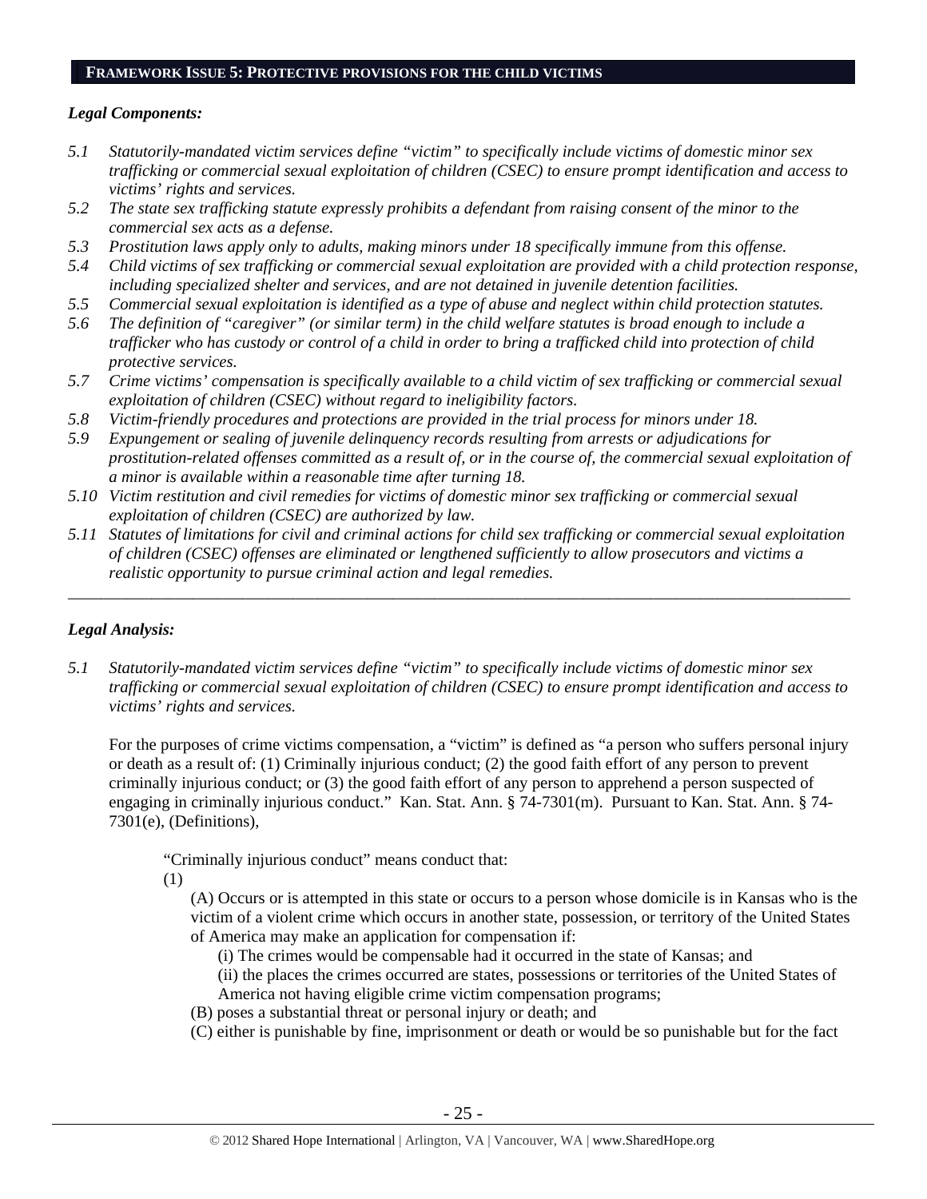## FRAMEWORK ISSUE 5: PROTECTIVE PROVISIONS FOR THE CHILD VICTIMS

### *Legal Components:*

*5.1 Statutorily-mandated victim services define "victim" to specifically include victims of domestic minor sex trafficking or commercial sexual exploitation of children (CSEC) to ensure prompt identification and access to victims' rights and services.*

*5.2 The state sex trafficking statute expressly prohibits a defendant from raising consent of the minor to the commercial sex acts as a defense.*

*5.3 Prostitution laws apply only to adults, making minors under 18 specifically immune from this offense.*

*5.4 Child victims of sex trafficking or commercial sexual exploitation are provided with a child protection response, including specialized shelter and services, and are not detained in juvenile detention facilities.*

*5.5 Commercial sexual exploitation is identified as a type of abuse and neglect within child protection statutes.*

*5.6 The definition of "caregiver" (or similar term) in the child welfare statutes is broad enough to include a trafficker who has custody or control of a child in order to bring a trafficked child into protection of child protective services.*

*5.7 Crime victims' compensation is specifically available to a child victim of sex trafficking or commercial sexual exploitation of children (CSEC) without regard to ineligibility factors.*

*5.8 Victim-friendly procedures and protections are provided in the trial process for minors under 18.*

*5.9 Expungement or sealing of juvenile delinquency records resulting from arrests or adjudications for prostitution-related offenses committed as a result of, or in the course of, the commercial sexual exploitation of a minor is available within a reasonable time after turning 18.*

*5.10 Victim restitution and civil remedies for victims of domestic minor sex trafficking or commercial sexual exploitation of children (CSEC) are authorized by law.*

*5.11 Statutes of limitations for civil and criminal actions for child sex trafficking or commercial sexual exploitation of children (CSEC) offenses are eliminated or lengthened sufficiently to allow prosecutors and victims a realistic opportunity to pursue criminal action and legal remedies.*

---

### *Legal Analysis:*

*5.1 Statutorily-mandated victim services define "victim" to specifically include victims of domestic minor sex trafficking or commercial sexual exploitation of children (CSEC) to ensure prompt identification and access to victims' rights and services.*

For the purposes of crime victims compensation, a "victim" is defined as "a person who suffers personal injury or death as a result of: (1) Criminally injurious conduct; (2) the good faith effort of any person to prevent criminally injurious conduct; or (3) the good faith effort of any person to apprehend a person suspected of engaging in criminally injurious conduct." Kan. Stat. Ann. § 74-7301(m). Pursuant to Kan. Stat. Ann. § 74-7301(e), (Definitions),

> "Criminally injurious conduct" means conduct that:
>
> (1)
>
> > (A) Occurs or is attempted in this state or occurs to a person whose domicile is in Kansas who is the victim of a violent crime which occurs in another state, possession, or territory of the United States of America may make an application for compensation if:
> >
> > > (i) The crimes would be compensable had it occurred in the state of Kansas; and
> > >
> > > (ii) the places the crimes occurred are states, possessions or territories of the United States of America not having eligible crime victim compensation programs;
> >
> > (B) poses a substantial threat or personal injury or death; and
> >
> > (C) either is punishable by fine, imprisonment or death or would be so punishable but for the fact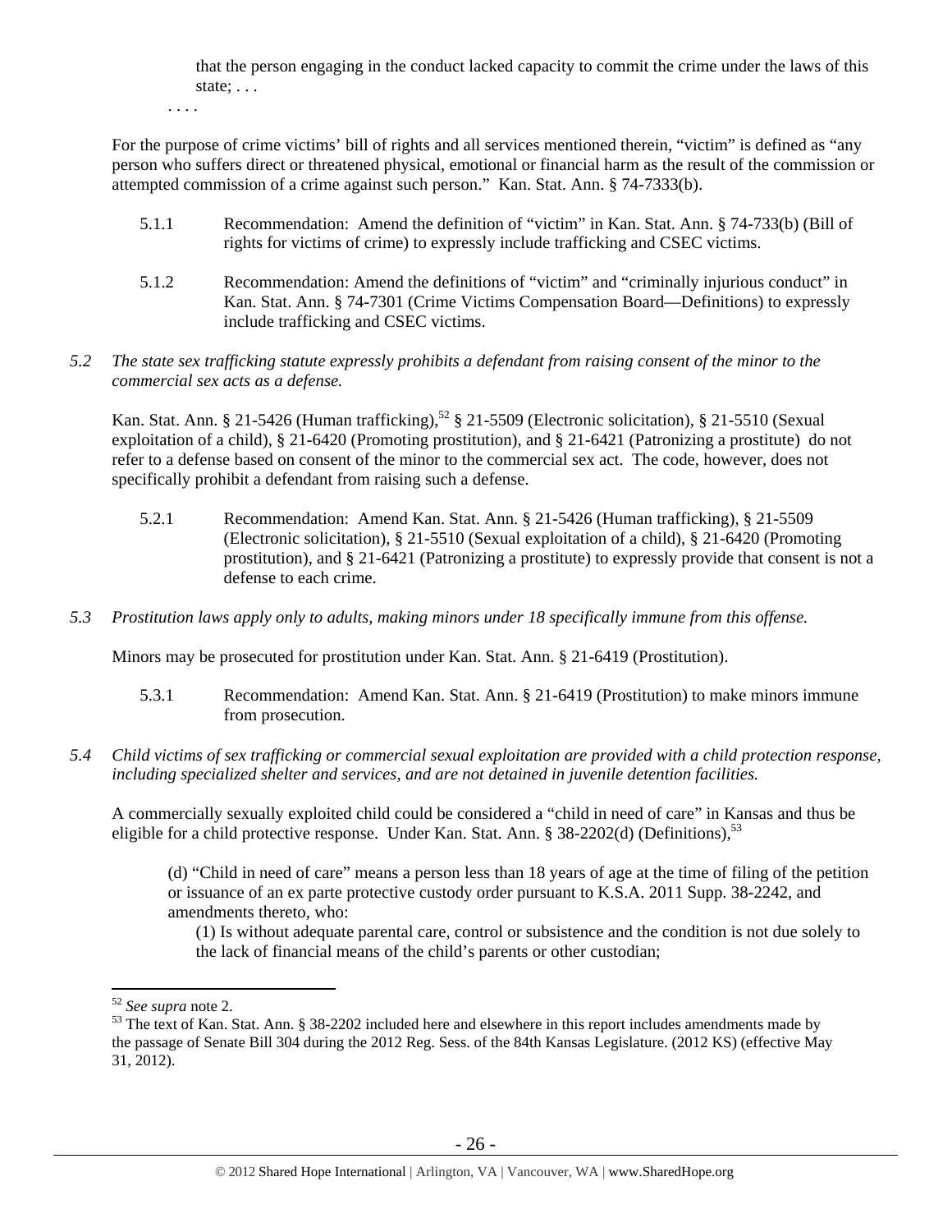that the person engaging in the conduct lacked capacity to commit the crime under the laws of this state; . . .

. . . .

For the purpose of crime victims' bill of rights and all services mentioned therein, "victim" is defined as "any person who suffers direct or threatened physical, emotional or financial harm as the result of the commission or attempted commission of a crime against such person." Kan. Stat. Ann. § 74-7333(b).

5.1.1 Recommendation: Amend the definition of "victim" in Kan. Stat. Ann. § 74-733(b) (Bill of rights for victims of crime) to expressly include trafficking and CSEC victims.

5.1.2 Recommendation: Amend the definitions of "victim" and "criminally injurious conduct" in Kan. Stat. Ann. § 74-7301 (Crime Victims Compensation Board—Definitions) to expressly include trafficking and CSEC victims.

*5.2 The state sex trafficking statute expressly prohibits a defendant from raising consent of the minor to the commercial sex acts as a defense.*

Kan. Stat. Ann. § 21-5426 (Human trafficking),[52] § 21-5509 (Electronic solicitation), § 21-5510 (Sexual exploitation of a child), § 21-6420 (Promoting prostitution), and § 21-6421 (Patronizing a prostitute) do not refer to a defense based on consent of the minor to the commercial sex act. The code, however, does not specifically prohibit a defendant from raising such a defense.

5.2.1 Recommendation: Amend Kan. Stat. Ann. § 21-5426 (Human trafficking), § 21-5509 (Electronic solicitation), § 21-5510 (Sexual exploitation of a child), § 21-6420 (Promoting prostitution), and § 21-6421 (Patronizing a prostitute) to expressly provide that consent is not a defense to each crime.

*5.3 Prostitution laws apply only to adults, making minors under 18 specifically immune from this offense.*

Minors may be prosecuted for prostitution under Kan. Stat. Ann. § 21-6419 (Prostitution).

5.3.1 Recommendation: Amend Kan. Stat. Ann. § 21-6419 (Prostitution) to make minors immune from prosecution.

*5.4 Child victims of sex trafficking or commercial sexual exploitation are provided with a child protection response, including specialized shelter and services, and are not detained in juvenile detention facilities.*

A commercially sexually exploited child could be considered a "child in need of care" in Kansas and thus be eligible for a child protective response. Under Kan. Stat. Ann. § 38-2202(d) (Definitions),[53]

> (d) "Child in need of care" means a person less than 18 years of age at the time of filing of the petition or issuance of an ex parte protective custody order pursuant to K.S.A. 2011 Supp. 38-2242, and amendments thereto, who:
>
> (1) Is without adequate parental care, control or subsistence and the condition is not due solely to the lack of financial means of the child's parents or other custodian;

---

[52] *See supra* note 2.

[53] The text of Kan. Stat. Ann. § 38-2202 included here and elsewhere in this report includes amendments made by the passage of Senate Bill 304 during the 2012 Reg. Sess. of the 84th Kansas Legislature. (2012 KS) (effective May 31, 2012).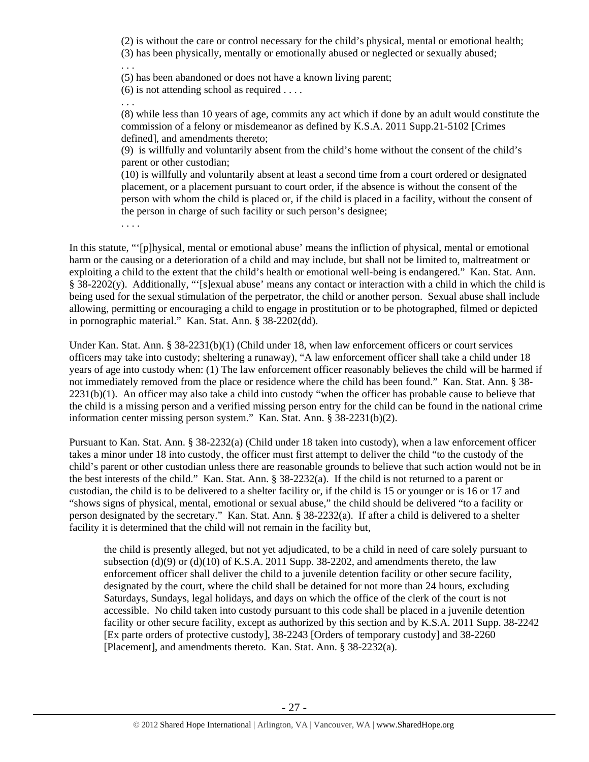> (2) is without the care or control necessary for the child's physical, mental or emotional health;
> (3) has been physically, mentally or emotionally abused or neglected or sexually abused;
> . . .
> (5) has been abandoned or does not have a known living parent;
> (6) is not attending school as required . . . .
> . . .
> (8) while less than 10 years of age, commits any act which if done by an adult would constitute the commission of a felony or misdemeanor as defined by K.S.A. 2011 Supp.21-5102 [Crimes defined], and amendments thereto;
> (9) is willfully and voluntarily absent from the child's home without the consent of the child's parent or other custodian;
> (10) is willfully and voluntarily absent at least a second time from a court ordered or designated placement, or a placement pursuant to court order, if the absence is without the consent of the person with whom the child is placed or, if the child is placed in a facility, without the consent of the person in charge of such facility or such person's designee;
> . . . .

In this statute, "'[p]hysical, mental or emotional abuse' means the infliction of physical, mental or emotional harm or the causing or a deterioration of a child and may include, but shall not be limited to, maltreatment or exploiting a child to the extent that the child's health or emotional well-being is endangered." Kan. Stat. Ann. § 38-2202(y). Additionally, "'[s]exual abuse' means any contact or interaction with a child in which the child is being used for the sexual stimulation of the perpetrator, the child or another person. Sexual abuse shall include allowing, permitting or encouraging a child to engage in prostitution or to be photographed, filmed or depicted in pornographic material." Kan. Stat. Ann. § 38-2202(dd).

Under Kan. Stat. Ann. § 38-2231(b)(1) (Child under 18, when law enforcement officers or court services officers may take into custody; sheltering a runaway), "A law enforcement officer shall take a child under 18 years of age into custody when: (1) The law enforcement officer reasonably believes the child will be harmed if not immediately removed from the place or residence where the child has been found." Kan. Stat. Ann. § 38-2231(b)(1). An officer may also take a child into custody "when the officer has probable cause to believe that the child is a missing person and a verified missing person entry for the child can be found in the national crime information center missing person system." Kan. Stat. Ann. § 38-2231(b)(2).

Pursuant to Kan. Stat. Ann. § 38-2232(a) (Child under 18 taken into custody), when a law enforcement officer takes a minor under 18 into custody, the officer must first attempt to deliver the child "to the custody of the child's parent or other custodian unless there are reasonable grounds to believe that such action would not be in the best interests of the child." Kan. Stat. Ann. § 38-2232(a). If the child is not returned to a parent or custodian, the child is to be delivered to a shelter facility or, if the child is 15 or younger or is 16 or 17 and "shows signs of physical, mental, emotional or sexual abuse," the child should be delivered "to a facility or person designated by the secretary." Kan. Stat. Ann. § 38-2232(a). If after a child is delivered to a shelter facility it is determined that the child will not remain in the facility but,

> the child is presently alleged, but not yet adjudicated, to be a child in need of care solely pursuant to subsection (d)(9) or (d)(10) of K.S.A. 2011 Supp. 38-2202, and amendments thereto, the law enforcement officer shall deliver the child to a juvenile detention facility or other secure facility, designated by the court, where the child shall be detained for not more than 24 hours, excluding Saturdays, Sundays, legal holidays, and days on which the office of the clerk of the court is not accessible. No child taken into custody pursuant to this code shall be placed in a juvenile detention facility or other secure facility, except as authorized by this section and by K.S.A. 2011 Supp. 38-2242 [Ex parte orders of protective custody], 38-2243 [Orders of temporary custody] and 38-2260 [Placement], and amendments thereto. Kan. Stat. Ann. § 38-2232(a).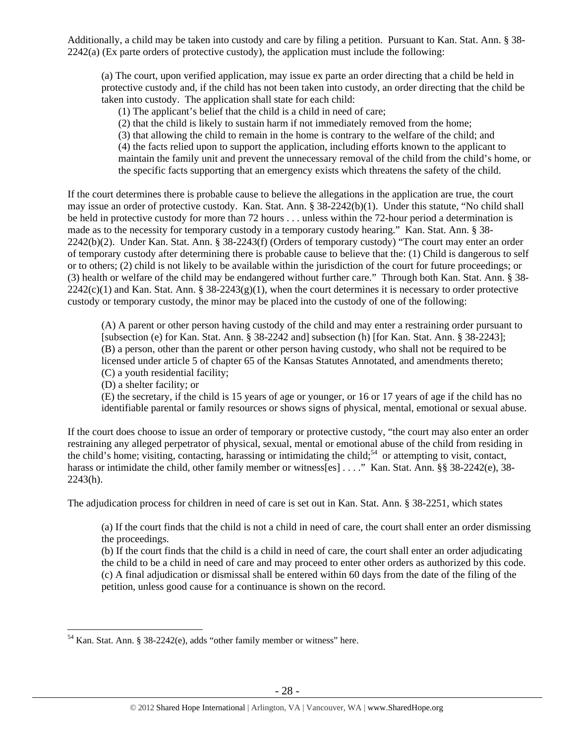Additionally, a child may be taken into custody and care by filing a petition. Pursuant to Kan. Stat. Ann. § 38-2242(a) (Ex parte orders of protective custody), the application must include the following:

> (a) The court, upon verified application, may issue ex parte an order directing that a child be held in protective custody and, if the child has not been taken into custody, an order directing that the child be taken into custody. The application shall state for each child:
>
> (1) The applicant's belief that the child is a child in need of care;
>
> (2) that the child is likely to sustain harm if not immediately removed from the home;
>
> (3) that allowing the child to remain in the home is contrary to the welfare of the child; and
>
> (4) the facts relied upon to support the application, including efforts known to the applicant to maintain the family unit and prevent the unnecessary removal of the child from the child's home, or the specific facts supporting that an emergency exists which threatens the safety of the child.

If the court determines there is probable cause to believe the allegations in the application are true, the court may issue an order of protective custody. Kan. Stat. Ann. § 38-2242(b)(1). Under this statute, "No child shall be held in protective custody for more than 72 hours . . . unless within the 72-hour period a determination is made as to the necessity for temporary custody in a temporary custody hearing." Kan. Stat. Ann. § 38-2242(b)(2). Under Kan. Stat. Ann. § 38-2243(f) (Orders of temporary custody) "The court may enter an order of temporary custody after determining there is probable cause to believe that the: (1) Child is dangerous to self or to others; (2) child is not likely to be available within the jurisdiction of the court for future proceedings; or (3) health or welfare of the child may be endangered without further care." Through both Kan. Stat. Ann. § 38-2242(c)(1) and Kan. Stat. Ann. § 38-2243(g)(1), when the court determines it is necessary to order protective custody or temporary custody, the minor may be placed into the custody of one of the following:

> (A) A parent or other person having custody of the child and may enter a restraining order pursuant to [subsection (e) for Kan. Stat. Ann. § 38-2242 and] subsection (h) [for Kan. Stat. Ann. § 38-2243];
>
> (B) a person, other than the parent or other person having custody, who shall not be required to be licensed under article 5 of chapter 65 of the Kansas Statutes Annotated, and amendments thereto;
>
> (C) a youth residential facility;
>
> (D) a shelter facility; or
>
> (E) the secretary, if the child is 15 years of age or younger, or 16 or 17 years of age if the child has no identifiable parental or family resources or shows signs of physical, mental, emotional or sexual abuse.

If the court does choose to issue an order of temporary or protective custody, "the court may also enter an order restraining any alleged perpetrator of physical, sexual, mental or emotional abuse of the child from residing in the child's home; visiting, contacting, harassing or intimidating the child;[54] or attempting to visit, contact, harass or intimidate the child, other family member or witness[es] . . . ." Kan. Stat. Ann. §§ 38-2242(e), 38-2243(h).

The adjudication process for children in need of care is set out in Kan. Stat. Ann. § 38-2251, which states

> (a) If the court finds that the child is not a child in need of care, the court shall enter an order dismissing the proceedings.
>
> (b) If the court finds that the child is a child in need of care, the court shall enter an order adjudicating the child to be a child in need of care and may proceed to enter other orders as authorized by this code.
>
> (c) A final adjudication or dismissal shall be entered within 60 days from the date of the filing of the petition, unless good cause for a continuance is shown on the record.

---

[54] Kan. Stat. Ann. § 38-2242(e), adds "other family member or witness" here.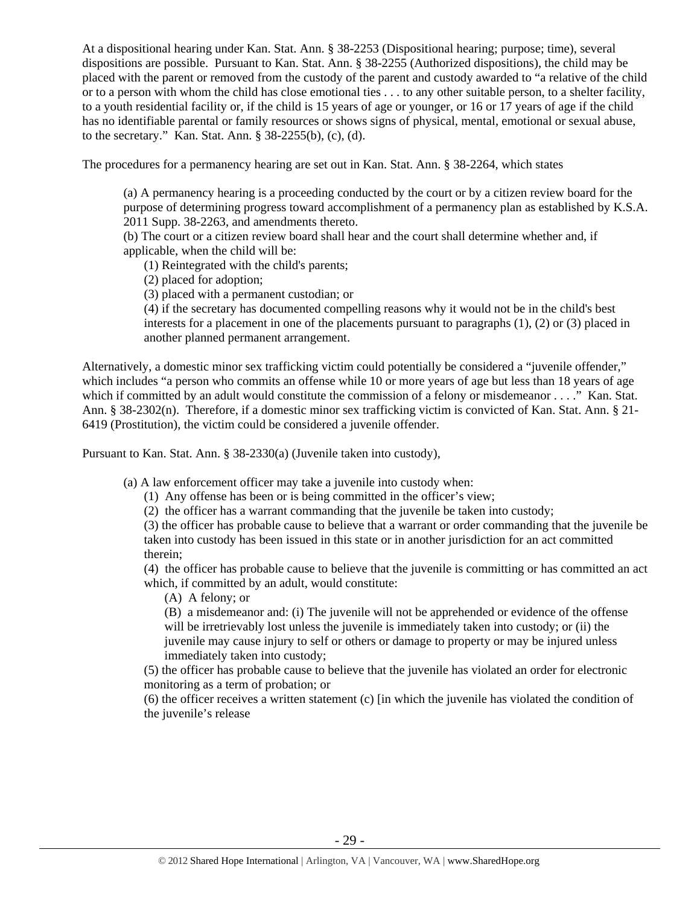At a dispositional hearing under Kan. Stat. Ann. § 38-2253 (Dispositional hearing; purpose; time), several dispositions are possible. Pursuant to Kan. Stat. Ann. § 38-2255 (Authorized dispositions), the child may be placed with the parent or removed from the custody of the parent and custody awarded to "a relative of the child or to a person with whom the child has close emotional ties . . . to any other suitable person, to a shelter facility, to a youth residential facility or, if the child is 15 years of age or younger, or 16 or 17 years of age if the child has no identifiable parental or family resources or shows signs of physical, mental, emotional or sexual abuse, to the secretary." Kan. Stat. Ann. § 38-2255(b), (c), (d).

The procedures for a permanency hearing are set out in Kan. Stat. Ann. § 38-2264, which states

> (a) A permanency hearing is a proceeding conducted by the court or by a citizen review board for the purpose of determining progress toward accomplishment of a permanency plan as established by K.S.A. 2011 Supp. 38-2263, and amendments thereto.
> (b) The court or a citizen review board shall hear and the court shall determine whether and, if applicable, when the child will be:
>
> (1) Reintegrated with the child's parents;
> (2) placed for adoption;
> (3) placed with a permanent custodian; or
> (4) if the secretary has documented compelling reasons why it would not be in the child's best interests for a placement in one of the placements pursuant to paragraphs (1), (2) or (3) placed in another planned permanent arrangement.

Alternatively, a domestic minor sex trafficking victim could potentially be considered a "juvenile offender," which includes "a person who commits an offense while 10 or more years of age but less than 18 years of age which if committed by an adult would constitute the commission of a felony or misdemeanor . . . ." Kan. Stat. Ann. § 38-2302(n). Therefore, if a domestic minor sex trafficking victim is convicted of Kan. Stat. Ann. § 21-6419 (Prostitution), the victim could be considered a juvenile offender.

Pursuant to Kan. Stat. Ann. § 38-2330(a) (Juvenile taken into custody),

> (a) A law enforcement officer may take a juvenile into custody when:
>
> (1) Any offense has been or is being committed in the officer's view;
> (2) the officer has a warrant commanding that the juvenile be taken into custody;
> (3) the officer has probable cause to believe that a warrant or order commanding that the juvenile be taken into custody has been issued in this state or in another jurisdiction for an act committed therein;
> (4) the officer has probable cause to believe that the juvenile is committing or has committed an act which, if committed by an adult, would constitute:
>
> (A) A felony; or
> (B) a misdemeanor and: (i) The juvenile will not be apprehended or evidence of the offense will be irretrievably lost unless the juvenile is immediately taken into custody; or (ii) the juvenile may cause injury to self or others or damage to property or may be injured unless immediately taken into custody;
>
> (5) the officer has probable cause to believe that the juvenile has violated an order for electronic monitoring as a term of probation; or
> (6) the officer receives a written statement (c) [in which the juvenile has violated the condition of the juvenile's release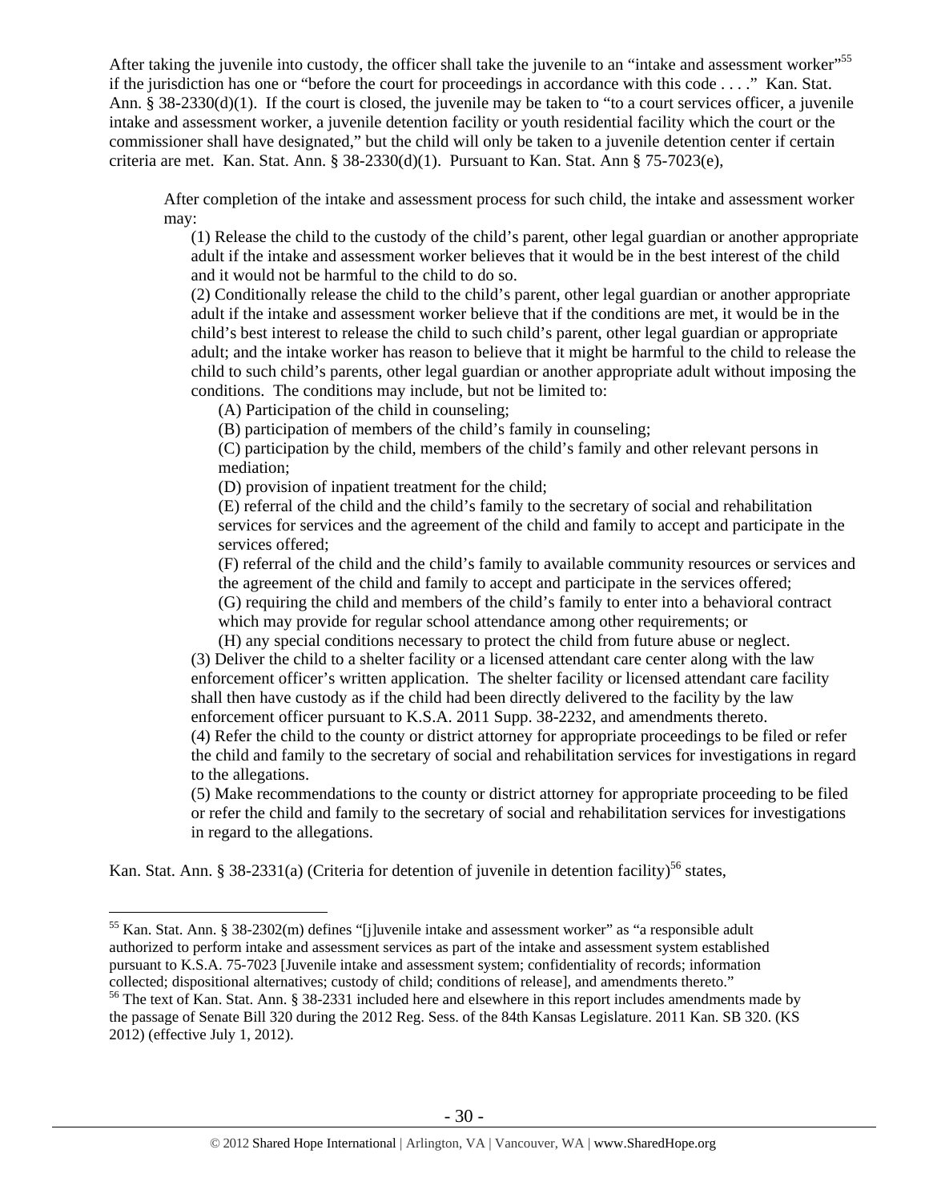After taking the juvenile into custody, the officer shall take the juvenile to an "intake and assessment worker"[55] if the jurisdiction has one or "before the court for proceedings in accordance with this code . . . ." Kan. Stat. Ann. § 38-2330(d)(1). If the court is closed, the juvenile may be taken to "to a court services officer, a juvenile intake and assessment worker, a juvenile detention facility or youth residential facility which the court or the commissioner shall have designated," but the child will only be taken to a juvenile detention center if certain criteria are met. Kan. Stat. Ann. § 38-2330(d)(1). Pursuant to Kan. Stat. Ann § 75-7023(e),

> After completion of the intake and assessment process for such child, the intake and assessment worker may:
>
> (1) Release the child to the custody of the child's parent, other legal guardian or another appropriate adult if the intake and assessment worker believes that it would be in the best interest of the child and it would not be harmful to the child to do so.
>
> (2) Conditionally release the child to the child's parent, other legal guardian or another appropriate adult if the intake and assessment worker believe that if the conditions are met, it would be in the child's best interest to release the child to such child's parent, other legal guardian or appropriate adult; and the intake worker has reason to believe that it might be harmful to the child to release the child to such child's parents, other legal guardian or another appropriate adult without imposing the conditions. The conditions may include, but not be limited to:
>
> (A) Participation of the child in counseling;
>
> (B) participation of members of the child's family in counseling;
>
> (C) participation by the child, members of the child's family and other relevant persons in mediation;
>
> (D) provision of inpatient treatment for the child;
>
> (E) referral of the child and the child's family to the secretary of social and rehabilitation services for services and the agreement of the child and family to accept and participate in the services offered;
>
> (F) referral of the child and the child's family to available community resources or services and the agreement of the child and family to accept and participate in the services offered;
>
> (G) requiring the child and members of the child's family to enter into a behavioral contract which may provide for regular school attendance among other requirements; or
>
> (H) any special conditions necessary to protect the child from future abuse or neglect.
>
> (3) Deliver the child to a shelter facility or a licensed attendant care center along with the law enforcement officer's written application. The shelter facility or licensed attendant care facility shall then have custody as if the child had been directly delivered to the facility by the law enforcement officer pursuant to K.S.A. 2011 Supp. 38-2232, and amendments thereto.
>
> (4) Refer the child to the county or district attorney for appropriate proceedings to be filed or refer the child and family to the secretary of social and rehabilitation services for investigations in regard to the allegations.
>
> (5) Make recommendations to the county or district attorney for appropriate proceeding to be filed or refer the child and family to the secretary of social and rehabilitation services for investigations in regard to the allegations.

Kan. Stat. Ann. § 38-2331(a) (Criteria for detention of juvenile in detention facility)[56] states,

---

[55] Kan. Stat. Ann. § 38-2302(m) defines "[j]uvenile intake and assessment worker" as "a responsible adult authorized to perform intake and assessment services as part of the intake and assessment system established pursuant to K.S.A. 75-7023 [Juvenile intake and assessment system; confidentiality of records; information collected; dispositional alternatives; custody of child; conditions of release], and amendments thereto."

[56] The text of Kan. Stat. Ann. § 38-2331 included here and elsewhere in this report includes amendments made by the passage of Senate Bill 320 during the 2012 Reg. Sess. of the 84th Kansas Legislature. 2011 Kan. SB 320. (KS 2012) (effective July 1, 2012).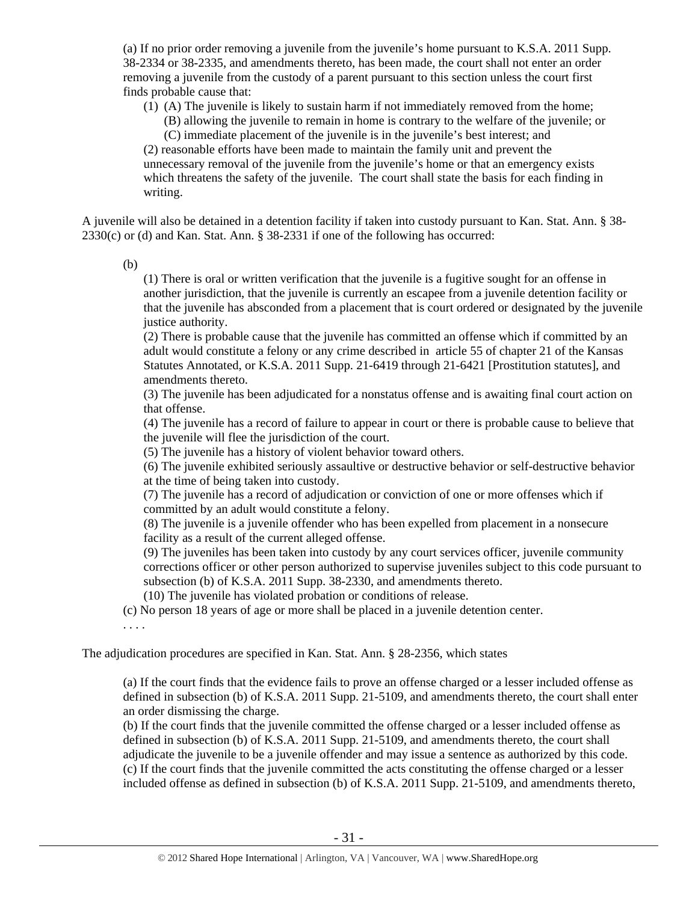(a) If no prior order removing a juvenile from the juvenile's home pursuant to K.S.A. 2011 Supp. 38-2334 or 38-2335, and amendments thereto, has been made, the court shall not enter an order removing a juvenile from the custody of a parent pursuant to this section unless the court first finds probable cause that:

> (1) (A) The juvenile is likely to sustain harm if not immediately removed from the home;
>
> (B) allowing the juvenile to remain in home is contrary to the welfare of the juvenile; or
>
> (C) immediate placement of the juvenile is in the juvenile's best interest; and
>
> (2) reasonable efforts have been made to maintain the family unit and prevent the unnecessary removal of the juvenile from the juvenile's home or that an emergency exists which threatens the safety of the juvenile. The court shall state the basis for each finding in writing.

A juvenile will also be detained in a detention facility if taken into custody pursuant to Kan. Stat. Ann. § 38-2330(c) or (d) and Kan. Stat. Ann. § 38-2331 if one of the following has occurred:

> (b)
>
> (1) There is oral or written verification that the juvenile is a fugitive sought for an offense in another jurisdiction, that the juvenile is currently an escapee from a juvenile detention facility or that the juvenile has absconded from a placement that is court ordered or designated by the juvenile justice authority.
>
> (2) There is probable cause that the juvenile has committed an offense which if committed by an adult would constitute a felony or any crime described in article 55 of chapter 21 of the Kansas Statutes Annotated, or K.S.A. 2011 Supp. 21-6419 through 21-6421 [Prostitution statutes], and amendments thereto.
>
> (3) The juvenile has been adjudicated for a nonstatus offense and is awaiting final court action on that offense.
>
> (4) The juvenile has a record of failure to appear in court or there is probable cause to believe that the juvenile will flee the jurisdiction of the court.
>
> (5) The juvenile has a history of violent behavior toward others.
>
> (6) The juvenile exhibited seriously assaultive or destructive behavior or self-destructive behavior at the time of being taken into custody.
>
> (7) The juvenile has a record of adjudication or conviction of one or more offenses which if committed by an adult would constitute a felony.
>
> (8) The juvenile is a juvenile offender who has been expelled from placement in a nonsecure facility as a result of the current alleged offense.
>
> (9) The juveniles has been taken into custody by any court services officer, juvenile community corrections officer or other person authorized to supervise juveniles subject to this code pursuant to subsection (b) of K.S.A. 2011 Supp. 38-2330, and amendments thereto.
>
> (10) The juvenile has violated probation or conditions of release.
>
> (c) No person 18 years of age or more shall be placed in a juvenile detention center.
>
> . . . .

The adjudication procedures are specified in Kan. Stat. Ann. § 28-2356, which states

> (a) If the court finds that the evidence fails to prove an offense charged or a lesser included offense as defined in subsection (b) of K.S.A. 2011 Supp. 21-5109, and amendments thereto, the court shall enter an order dismissing the charge.
>
> (b) If the court finds that the juvenile committed the offense charged or a lesser included offense as defined in subsection (b) of K.S.A. 2011 Supp. 21-5109, and amendments thereto, the court shall adjudicate the juvenile to be a juvenile offender and may issue a sentence as authorized by this code.
>
> (c) If the court finds that the juvenile committed the acts constituting the offense charged or a lesser included offense as defined in subsection (b) of K.S.A. 2011 Supp. 21-5109, and amendments thereto,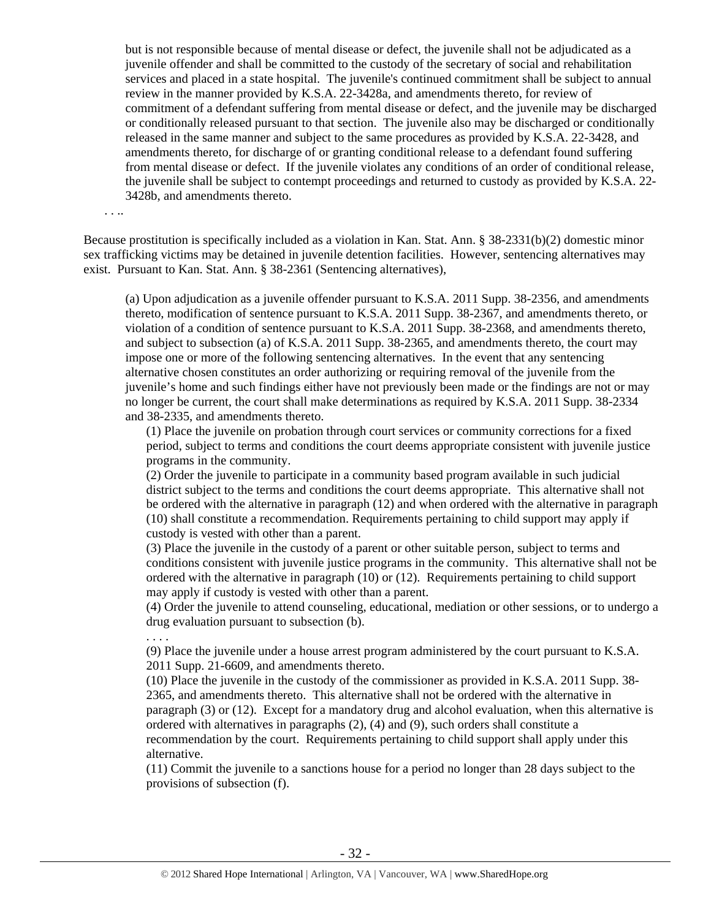> but is not responsible because of mental disease or defect, the juvenile shall not be adjudicated as a juvenile offender and shall be committed to the custody of the secretary of social and rehabilitation services and placed in a state hospital. The juvenile's continued commitment shall be subject to annual review in the manner provided by K.S.A. 22-3428a, and amendments thereto, for review of commitment of a defendant suffering from mental disease or defect, and the juvenile may be discharged or conditionally released pursuant to that section. The juvenile also may be discharged or conditionally released in the same manner and subject to the same procedures as provided by K.S.A. 22-3428, and amendments thereto, for discharge of or granting conditional release to a defendant found suffering from mental disease or defect. If the juvenile violates any conditions of an order of conditional release, the juvenile shall be subject to contempt proceedings and returned to custody as provided by K.S.A. 22-3428b, and amendments thereto.

. . ..

Because prostitution is specifically included as a violation in Kan. Stat. Ann. § 38-2331(b)(2) domestic minor sex trafficking victims may be detained in juvenile detention facilities. However, sentencing alternatives may exist. Pursuant to Kan. Stat. Ann. § 38-2361 (Sentencing alternatives),

> (a) Upon adjudication as a juvenile offender pursuant to K.S.A. 2011 Supp. 38-2356, and amendments thereto, modification of sentence pursuant to K.S.A. 2011 Supp. 38-2367, and amendments thereto, or violation of a condition of sentence pursuant to K.S.A. 2011 Supp. 38-2368, and amendments thereto, and subject to subsection (a) of K.S.A. 2011 Supp. 38-2365, and amendments thereto, the court may impose one or more of the following sentencing alternatives. In the event that any sentencing alternative chosen constitutes an order authorizing or requiring removal of the juvenile from the juvenile's home and such findings either have not previously been made or the findings are not or may no longer be current, the court shall make determinations as required by K.S.A. 2011 Supp. 38-2334 and 38-2335, and amendments thereto.
>
> (1) Place the juvenile on probation through court services or community corrections for a fixed period, subject to terms and conditions the court deems appropriate consistent with juvenile justice programs in the community.
>
> (2) Order the juvenile to participate in a community based program available in such judicial district subject to the terms and conditions the court deems appropriate. This alternative shall not be ordered with the alternative in paragraph (12) and when ordered with the alternative in paragraph (10) shall constitute a recommendation. Requirements pertaining to child support may apply if custody is vested with other than a parent.
>
> (3) Place the juvenile in the custody of a parent or other suitable person, subject to terms and conditions consistent with juvenile justice programs in the community. This alternative shall not be ordered with the alternative in paragraph (10) or (12). Requirements pertaining to child support may apply if custody is vested with other than a parent.
>
> (4) Order the juvenile to attend counseling, educational, mediation or other sessions, or to undergo a drug evaluation pursuant to subsection (b).
>
> . . . .
>
> (9) Place the juvenile under a house arrest program administered by the court pursuant to K.S.A. 2011 Supp. 21-6609, and amendments thereto.
>
> (10) Place the juvenile in the custody of the commissioner as provided in K.S.A. 2011 Supp. 38-2365, and amendments thereto. This alternative shall not be ordered with the alternative in paragraph (3) or (12). Except for a mandatory drug and alcohol evaluation, when this alternative is ordered with alternatives in paragraphs (2), (4) and (9), such orders shall constitute a recommendation by the court. Requirements pertaining to child support shall apply under this alternative.
>
> (11) Commit the juvenile to a sanctions house for a period no longer than 28 days subject to the provisions of subsection (f).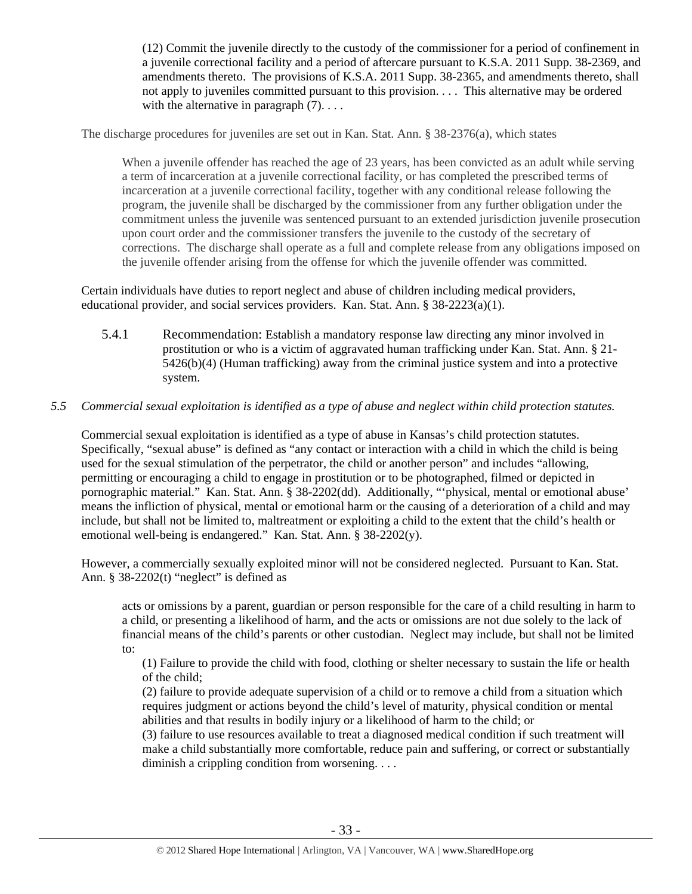> (12) Commit the juvenile directly to the custody of the commissioner for a period of confinement in a juvenile correctional facility and a period of aftercare pursuant to K.S.A. 2011 Supp. 38-2369, and amendments thereto. The provisions of K.S.A. 2011 Supp. 38-2365, and amendments thereto, shall not apply to juveniles committed pursuant to this provision. . . . This alternative may be ordered with the alternative in paragraph (7). . . .

The discharge procedures for juveniles are set out in Kan. Stat. Ann. § 38-2376(a), which states

> When a juvenile offender has reached the age of 23 years, has been convicted as an adult while serving a term of incarceration at a juvenile correctional facility, or has completed the prescribed terms of incarceration at a juvenile correctional facility, together with any conditional release following the program, the juvenile shall be discharged by the commissioner from any further obligation under the commitment unless the juvenile was sentenced pursuant to an extended jurisdiction juvenile prosecution upon court order and the commissioner transfers the juvenile to the custody of the secretary of corrections. The discharge shall operate as a full and complete release from any obligations imposed on the juvenile offender arising from the offense for which the juvenile offender was committed.

Certain individuals have duties to report neglect and abuse of children including medical providers, educational provider, and social services providers. Kan. Stat. Ann. § 38-2223(a)(1).

5.4.1 Recommendation: Establish a mandatory response law directing any minor involved in prostitution or who is a victim of aggravated human trafficking under Kan. Stat. Ann. § 21-5426(b)(4) (Human trafficking) away from the criminal justice system and into a protective system.

*5.5 Commercial sexual exploitation is identified as a type of abuse and neglect within child protection statutes.*

Commercial sexual exploitation is identified as a type of abuse in Kansas's child protection statutes. Specifically, "sexual abuse" is defined as "any contact or interaction with a child in which the child is being used for the sexual stimulation of the perpetrator, the child or another person" and includes "allowing, permitting or encouraging a child to engage in prostitution or to be photographed, filmed or depicted in pornographic material." Kan. Stat. Ann. § 38-2202(dd). Additionally, "'physical, mental or emotional abuse' means the infliction of physical, mental or emotional harm or the causing of a deterioration of a child and may include, but shall not be limited to, maltreatment or exploiting a child to the extent that the child's health or emotional well-being is endangered." Kan. Stat. Ann. § 38-2202(y).

However, a commercially sexually exploited minor will not be considered neglected. Pursuant to Kan. Stat. Ann. § 38-2202(t) "neglect" is defined as

> acts or omissions by a parent, guardian or person responsible for the care of a child resulting in harm to a child, or presenting a likelihood of harm, and the acts or omissions are not due solely to the lack of financial means of the child's parents or other custodian. Neglect may include, but shall not be limited to:
>
> (1) Failure to provide the child with food, clothing or shelter necessary to sustain the life or health of the child;
>
> (2) failure to provide adequate supervision of a child or to remove a child from a situation which requires judgment or actions beyond the child's level of maturity, physical condition or mental abilities and that results in bodily injury or a likelihood of harm to the child; or
>
> (3) failure to use resources available to treat a diagnosed medical condition if such treatment will make a child substantially more comfortable, reduce pain and suffering, or correct or substantially diminish a crippling condition from worsening. . . .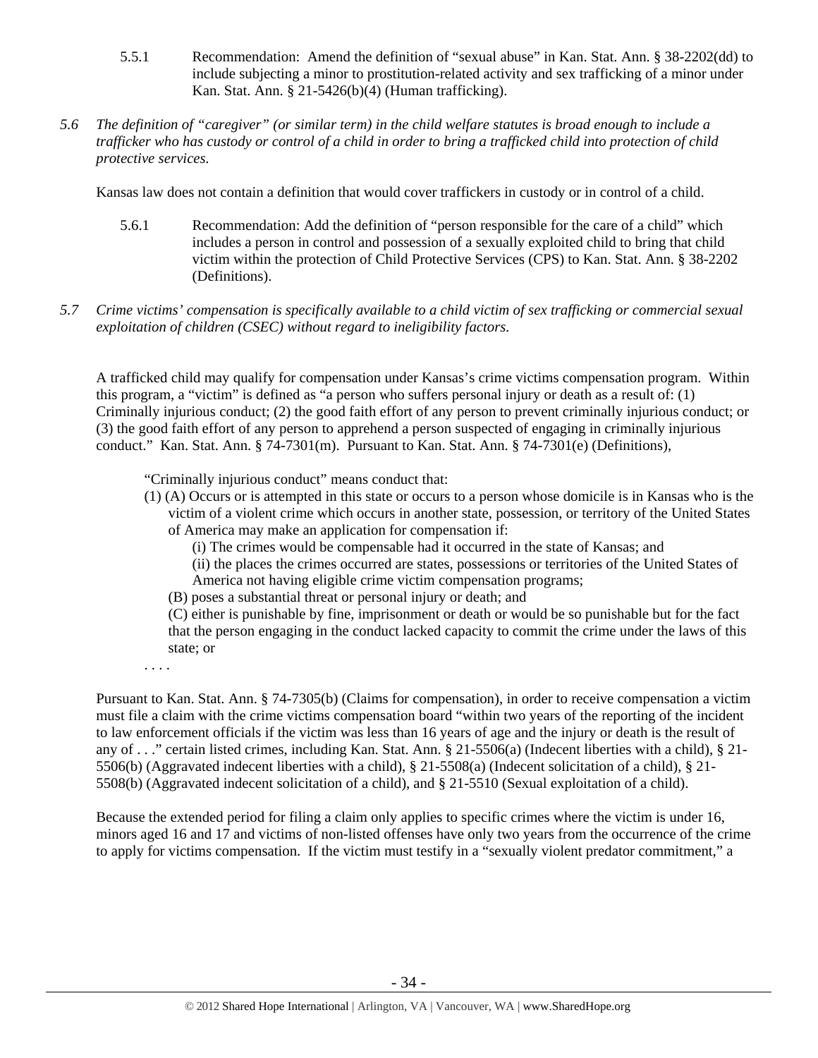5.5.1 Recommendation: Amend the definition of "sexual abuse" in Kan. Stat. Ann. § 38-2202(dd) to include subjecting a minor to prostitution-related activity and sex trafficking of a minor under Kan. Stat. Ann. § 21-5426(b)(4) (Human trafficking).

*5.6 The definition of "caregiver" (or similar term) in the child welfare statutes is broad enough to include a trafficker who has custody or control of a child in order to bring a trafficked child into protection of child protective services.*

Kansas law does not contain a definition that would cover traffickers in custody or in control of a child.

5.6.1 Recommendation: Add the definition of "person responsible for the care of a child" which includes a person in control and possession of a sexually exploited child to bring that child victim within the protection of Child Protective Services (CPS) to Kan. Stat. Ann. § 38-2202 (Definitions).

*5.7 Crime victims' compensation is specifically available to a child victim of sex trafficking or commercial sexual exploitation of children (CSEC) without regard to ineligibility factors.*

A trafficked child may qualify for compensation under Kansas's crime victims compensation program. Within this program, a "victim" is defined as "a person who suffers personal injury or death as a result of: (1) Criminally injurious conduct; (2) the good faith effort of any person to prevent criminally injurious conduct; or (3) the good faith effort of any person to apprehend a person suspected of engaging in criminally injurious conduct." Kan. Stat. Ann. § 74-7301(m). Pursuant to Kan. Stat. Ann. § 74-7301(e) (Definitions),

> "Criminally injurious conduct" means conduct that:
>
> (1) (A) Occurs or is attempted in this state or occurs to a person whose domicile is in Kansas who is the victim of a violent crime which occurs in another state, possession, or territory of the United States of America may make an application for compensation if:
>
> (i) The crimes would be compensable had it occurred in the state of Kansas; and
>
> (ii) the places the crimes occurred are states, possessions or territories of the United States of America not having eligible crime victim compensation programs;
>
> (B) poses a substantial threat or personal injury or death; and
>
> (C) either is punishable by fine, imprisonment or death or would be so punishable but for the fact that the person engaging in the conduct lacked capacity to commit the crime under the laws of this state; or
>
> . . . .

Pursuant to Kan. Stat. Ann. § 74-7305(b) (Claims for compensation), in order to receive compensation a victim must file a claim with the crime victims compensation board "within two years of the reporting of the incident to law enforcement officials if the victim was less than 16 years of age and the injury or death is the result of any of . . ." certain listed crimes, including Kan. Stat. Ann. § 21-5506(a) (Indecent liberties with a child), § 21-5506(b) (Aggravated indecent liberties with a child), § 21-5508(a) (Indecent solicitation of a child), § 21-5508(b) (Aggravated indecent solicitation of a child), and § 21-5510 (Sexual exploitation of a child).

Because the extended period for filing a claim only applies to specific crimes where the victim is under 16, minors aged 16 and 17 and victims of non-listed offenses have only two years from the occurrence of the crime to apply for victims compensation. If the victim must testify in a "sexually violent predator commitment," a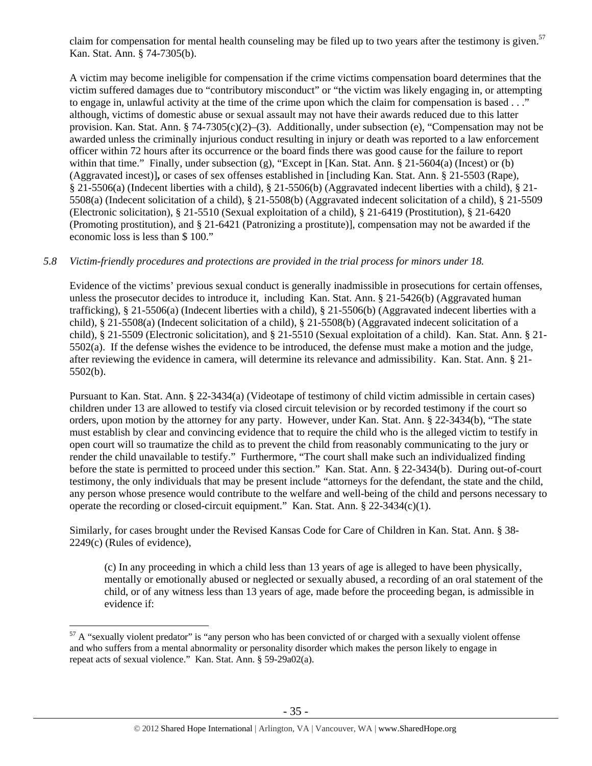claim for compensation for mental health counseling may be filed up to two years after the testimony is given.[57] Kan. Stat. Ann. § 74-7305(b).

A victim may become ineligible for compensation if the crime victims compensation board determines that the victim suffered damages due to "contributory misconduct" or "the victim was likely engaging in, or attempting to engage in, unlawful activity at the time of the crime upon which the claim for compensation is based . . ." although, victims of domestic abuse or sexual assault may not have their awards reduced due to this latter provision. Kan. Stat. Ann. § 74-7305(c)(2)–(3). Additionally, under subsection (e), "Compensation may not be awarded unless the criminally injurious conduct resulting in injury or death was reported to a law enforcement officer within 72 hours after its occurrence or the board finds there was good cause for the failure to report within that time." Finally, under subsection (g), "Except in [Kan. Stat. Ann. § 21-5604(a) (Incest) or (b) (Aggravated incest)]**,** or cases of sex offenses established in [including Kan. Stat. Ann. § 21-5503 (Rape), § 21-5506(a) (Indecent liberties with a child), § 21-5506(b) (Aggravated indecent liberties with a child), § 21-5508(a) (Indecent solicitation of a child), § 21-5508(b) (Aggravated indecent solicitation of a child), § 21-5509 (Electronic solicitation), § 21-5510 (Sexual exploitation of a child), § 21-6419 (Prostitution), § 21-6420 (Promoting prostitution), and § 21-6421 (Patronizing a prostitute)], compensation may not be awarded if the economic loss is less than $ 100."

*5.8 Victim-friendly procedures and protections are provided in the trial process for minors under 18.*

Evidence of the victims' previous sexual conduct is generally inadmissible in prosecutions for certain offenses, unless the prosecutor decides to introduce it, including Kan. Stat. Ann. § 21-5426(b) (Aggravated human trafficking), § 21-5506(a) (Indecent liberties with a child), § 21-5506(b) (Aggravated indecent liberties with a child), § 21-5508(a) (Indecent solicitation of a child), § 21-5508(b) (Aggravated indecent solicitation of a child), § 21-5509 (Electronic solicitation), and § 21-5510 (Sexual exploitation of a child). Kan. Stat. Ann. § 21-5502(a). If the defense wishes the evidence to be introduced, the defense must make a motion and the judge, after reviewing the evidence in camera, will determine its relevance and admissibility. Kan. Stat. Ann. § 21-5502(b).

Pursuant to Kan. Stat. Ann. § 22-3434(a) (Videotape of testimony of child victim admissible in certain cases) children under 13 are allowed to testify via closed circuit television or by recorded testimony if the court so orders, upon motion by the attorney for any party. However, under Kan. Stat. Ann. § 22-3434(b), "The state must establish by clear and convincing evidence that to require the child who is the alleged victim to testify in open court will so traumatize the child as to prevent the child from reasonably communicating to the jury or render the child unavailable to testify." Furthermore, "The court shall make such an individualized finding before the state is permitted to proceed under this section." Kan. Stat. Ann. § 22-3434(b). During out-of-court testimony, the only individuals that may be present include "attorneys for the defendant, the state and the child, any person whose presence would contribute to the welfare and well-being of the child and persons necessary to operate the recording or closed-circuit equipment." Kan. Stat. Ann. § 22-3434(c)(1).

Similarly, for cases brought under the Revised Kansas Code for Care of Children in Kan. Stat. Ann. § 38-2249(c) (Rules of evidence),

> (c) In any proceeding in which a child less than 13 years of age is alleged to have been physically, mentally or emotionally abused or neglected or sexually abused, a recording of an oral statement of the child, or of any witness less than 13 years of age, made before the proceeding began, is admissible in evidence if:

[57] A "sexually violent predator" is "any person who has been convicted of or charged with a sexually violent offense and who suffers from a mental abnormality or personality disorder which makes the person likely to engage in repeat acts of sexual violence." Kan. Stat. Ann. § 59-29a02(a).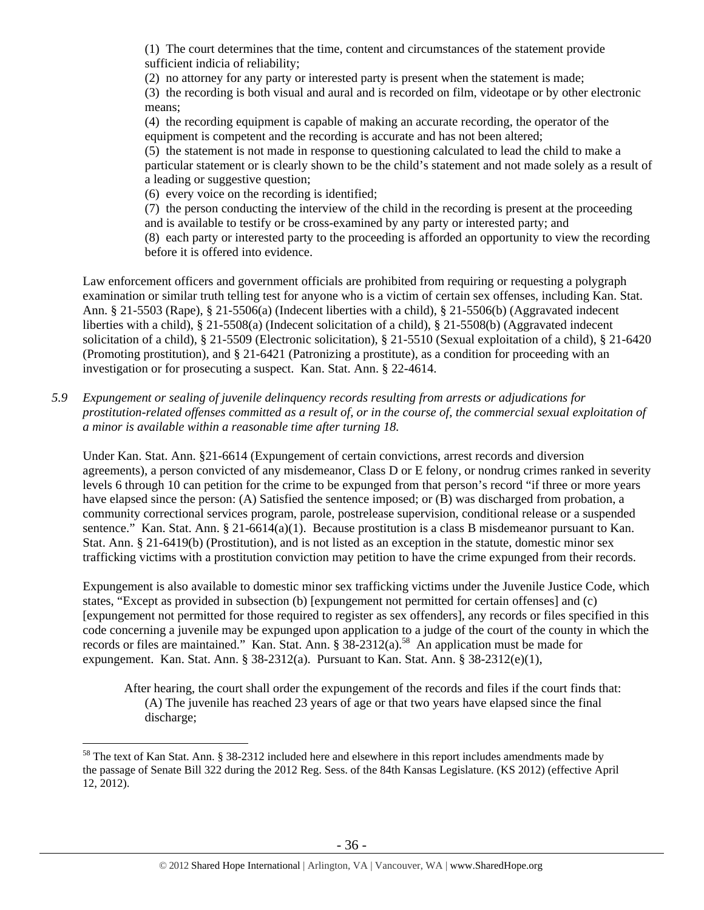(1) The court determines that the time, content and circumstances of the statement provide sufficient indicia of reliability;

(2) no attorney for any party or interested party is present when the statement is made;

(3) the recording is both visual and aural and is recorded on film, videotape or by other electronic means;

(4) the recording equipment is capable of making an accurate recording, the operator of the equipment is competent and the recording is accurate and has not been altered;

(5) the statement is not made in response to questioning calculated to lead the child to make a particular statement or is clearly shown to be the child's statement and not made solely as a result of a leading or suggestive question;

(6) every voice on the recording is identified;

(7) the person conducting the interview of the child in the recording is present at the proceeding and is available to testify or be cross-examined by any party or interested party; and

(8) each party or interested party to the proceeding is afforded an opportunity to view the recording before it is offered into evidence.

Law enforcement officers and government officials are prohibited from requiring or requesting a polygraph examination or similar truth telling test for anyone who is a victim of certain sex offenses, including Kan. Stat. Ann. § 21-5503 (Rape), § 21-5506(a) (Indecent liberties with a child), § 21-5506(b) (Aggravated indecent liberties with a child), § 21-5508(a) (Indecent solicitation of a child), § 21-5508(b) (Aggravated indecent solicitation of a child), § 21-5509 (Electronic solicitation), § 21-5510 (Sexual exploitation of a child), § 21-6420 (Promoting prostitution), and § 21-6421 (Patronizing a prostitute), as a condition for proceeding with an investigation or for prosecuting a suspect. Kan. Stat. Ann. § 22-4614.

*5.9 Expungement or sealing of juvenile delinquency records resulting from arrests or adjudications for prostitution-related offenses committed as a result of, or in the course of, the commercial sexual exploitation of a minor is available within a reasonable time after turning 18.*

Under Kan. Stat. Ann. §21-6614 (Expungement of certain convictions, arrest records and diversion agreements), a person convicted of any misdemeanor, Class D or E felony, or nondrug crimes ranked in severity levels 6 through 10 can petition for the crime to be expunged from that person's record "if three or more years have elapsed since the person: (A) Satisfied the sentence imposed; or (B) was discharged from probation, a community correctional services program, parole, postrelease supervision, conditional release or a suspended sentence." Kan. Stat. Ann. § 21-6614(a)(1). Because prostitution is a class B misdemeanor pursuant to Kan. Stat. Ann. § 21-6419(b) (Prostitution), and is not listed as an exception in the statute, domestic minor sex trafficking victims with a prostitution conviction may petition to have the crime expunged from their records.

Expungement is also available to domestic minor sex trafficking victims under the Juvenile Justice Code, which states, "Except as provided in subsection (b) [expungement not permitted for certain offenses] and (c) [expungement not permitted for those required to register as sex offenders], any records or files specified in this code concerning a juvenile may be expunged upon application to a judge of the court of the county in which the records or files are maintained." Kan. Stat. Ann. § 38-2312(a).[58] An application must be made for expungement. Kan. Stat. Ann. § 38-2312(a). Pursuant to Kan. Stat. Ann. § 38-2312(e)(1),

> After hearing, the court shall order the expungement of the records and files if the court finds that:
> (A) The juvenile has reached 23 years of age or that two years have elapsed since the final discharge;

[58] The text of Kan Stat. Ann. § 38-2312 included here and elsewhere in this report includes amendments made by the passage of Senate Bill 322 during the 2012 Reg. Sess. of the 84th Kansas Legislature. (KS 2012) (effective April 12, 2012).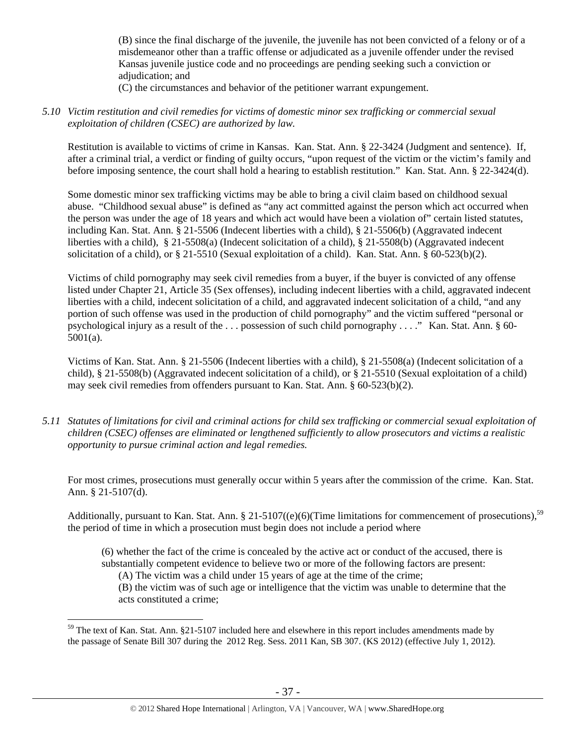(B) since the final discharge of the juvenile, the juvenile has not been convicted of a felony or of a misdemeanor other than a traffic offense or adjudicated as a juvenile offender under the revised Kansas juvenile justice code and no proceedings are pending seeking such a conviction or adjudication; and

(C) the circumstances and behavior of the petitioner warrant expungement.

*5.10 Victim restitution and civil remedies for victims of domestic minor sex trafficking or commercial sexual exploitation of children (CSEC) are authorized by law.*

Restitution is available to victims of crime in Kansas. Kan. Stat. Ann. § 22-3424 (Judgment and sentence). If, after a criminal trial, a verdict or finding of guilty occurs, "upon request of the victim or the victim's family and before imposing sentence, the court shall hold a hearing to establish restitution." Kan. Stat. Ann. § 22-3424(d).

Some domestic minor sex trafficking victims may be able to bring a civil claim based on childhood sexual abuse. "Childhood sexual abuse" is defined as "any act committed against the person which act occurred when the person was under the age of 18 years and which act would have been a violation of" certain listed statutes, including Kan. Stat. Ann. § 21-5506 (Indecent liberties with a child), § 21-5506(b) (Aggravated indecent liberties with a child), § 21-5508(a) (Indecent solicitation of a child), § 21-5508(b) (Aggravated indecent solicitation of a child), or § 21-5510 (Sexual exploitation of a child). Kan. Stat. Ann. § 60-523(b)(2).

Victims of child pornography may seek civil remedies from a buyer, if the buyer is convicted of any offense listed under Chapter 21, Article 35 (Sex offenses), including indecent liberties with a child, aggravated indecent liberties with a child, indecent solicitation of a child, and aggravated indecent solicitation of a child, "and any portion of such offense was used in the production of child pornography" and the victim suffered "personal or psychological injury as a result of the . . . possession of such child pornography . . . ." Kan. Stat. Ann. § 60-5001(a).

Victims of Kan. Stat. Ann. § 21-5506 (Indecent liberties with a child), § 21-5508(a) (Indecent solicitation of a child), § 21-5508(b) (Aggravated indecent solicitation of a child), or § 21-5510 (Sexual exploitation of a child) may seek civil remedies from offenders pursuant to Kan. Stat. Ann. § 60-523(b)(2).

*5.11 Statutes of limitations for civil and criminal actions for child sex trafficking or commercial sexual exploitation of children (CSEC) offenses are eliminated or lengthened sufficiently to allow prosecutors and victims a realistic opportunity to pursue criminal action and legal remedies.*

For most crimes, prosecutions must generally occur within 5 years after the commission of the crime. Kan. Stat. Ann. § 21-5107(d).

Additionally, pursuant to Kan. Stat. Ann. § 21-5107((e)(6)(Time limitations for commencement of prosecutions),[59] the period of time in which a prosecution must begin does not include a period where

(6) whether the fact of the crime is concealed by the active act or conduct of the accused, there is substantially competent evidence to believe two or more of the following factors are present:

(A) The victim was a child under 15 years of age at the time of the crime;

(B) the victim was of such age or intelligence that the victim was unable to determine that the acts constituted a crime;

[59] The text of Kan. Stat. Ann. §21-5107 included here and elsewhere in this report includes amendments made by the passage of Senate Bill 307 during the 2012 Reg. Sess. 2011 Kan, SB 307. (KS 2012) (effective July 1, 2012).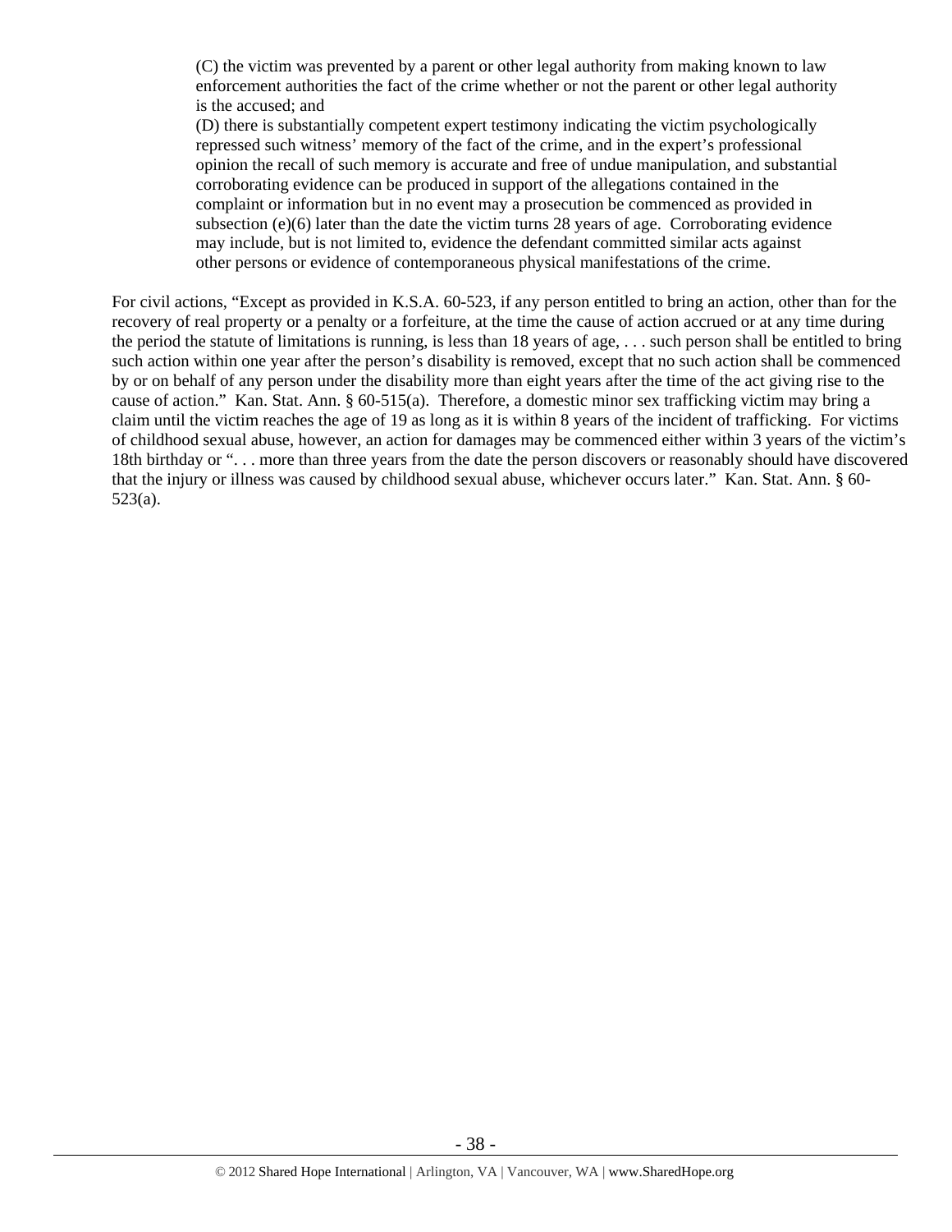(C) the victim was prevented by a parent or other legal authority from making known to law enforcement authorities the fact of the crime whether or not the parent or other legal authority is the accused; and

(D) there is substantially competent expert testimony indicating the victim psychologically repressed such witness' memory of the fact of the crime, and in the expert's professional opinion the recall of such memory is accurate and free of undue manipulation, and substantial corroborating evidence can be produced in support of the allegations contained in the complaint or information but in no event may a prosecution be commenced as provided in subsection (e)(6) later than the date the victim turns 28 years of age. Corroborating evidence may include, but is not limited to, evidence the defendant committed similar acts against other persons or evidence of contemporaneous physical manifestations of the crime.

For civil actions, "Except as provided in K.S.A. 60-523, if any person entitled to bring an action, other than for the recovery of real property or a penalty or a forfeiture, at the time the cause of action accrued or at any time during the period the statute of limitations is running, is less than 18 years of age, . . . such person shall be entitled to bring such action within one year after the person's disability is removed, except that no such action shall be commenced by or on behalf of any person under the disability more than eight years after the time of the act giving rise to the cause of action." Kan. Stat. Ann. § 60-515(a). Therefore, a domestic minor sex trafficking victim may bring a claim until the victim reaches the age of 19 as long as it is within 8 years of the incident of trafficking. For victims of childhood sexual abuse, however, an action for damages may be commenced either within 3 years of the victim's 18th birthday or ". . . more than three years from the date the person discovers or reasonably should have discovered that the injury or illness was caused by childhood sexual abuse, whichever occurs later." Kan. Stat. Ann. § 60-523(a).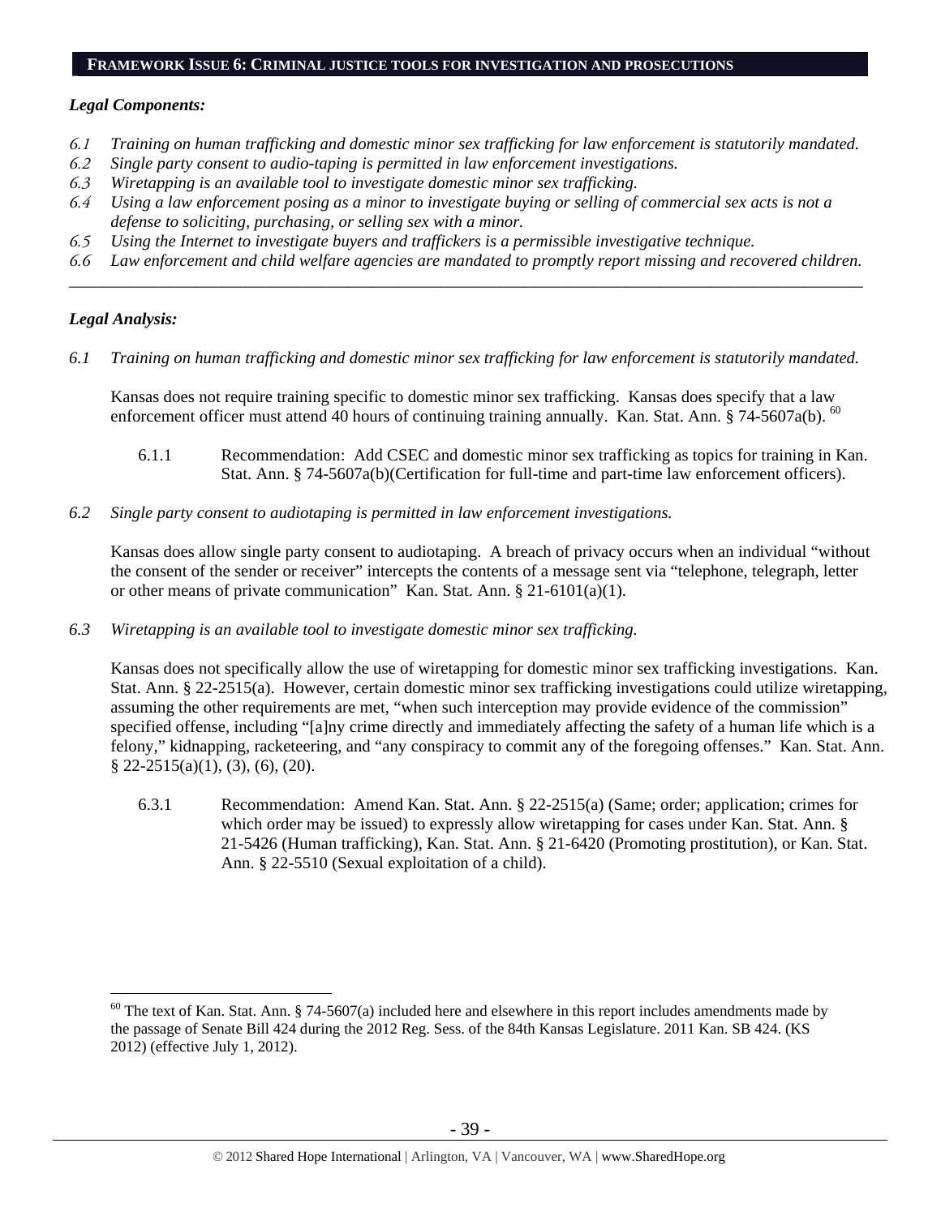## FRAMEWORK ISSUE 6: CRIMINAL JUSTICE TOOLS FOR INVESTIGATION AND PROSECUTIONS

***Legal Components:***

*6.1 Training on human trafficking and domestic minor sex trafficking for law enforcement is statutorily mandated.*
*6.2 Single party consent to audio-taping is permitted in law enforcement investigations.*
*6.3 Wiretapping is an available tool to investigate domestic minor sex trafficking.*
*6.4 Using a law enforcement posing as a minor to investigate buying or selling of commercial sex acts is not a defense to soliciting, purchasing, or selling sex with a minor.*
*6.5 Using the Internet to investigate buyers and traffickers is a permissible investigative technique.*
*6.6 Law enforcement and child welfare agencies are mandated to promptly report missing and recovered children.*

---

***Legal Analysis:***

*6.1 Training on human trafficking and domestic minor sex trafficking for law enforcement is statutorily mandated.*

Kansas does not require training specific to domestic minor sex trafficking. Kansas does specify that a law enforcement officer must attend 40 hours of continuing training annually. Kan. Stat. Ann. § 74-5607a(b). [60]

6.1.1 Recommendation: Add CSEC and domestic minor sex trafficking as topics for training in Kan. Stat. Ann. § 74-5607a(b)(Certification for full-time and part-time law enforcement officers).

*6.2 Single party consent to audiotaping is permitted in law enforcement investigations.*

Kansas does allow single party consent to audiotaping. A breach of privacy occurs when an individual "without the consent of the sender or receiver" intercepts the contents of a message sent via "telephone, telegraph, letter or other means of private communication" Kan. Stat. Ann. § 21-6101(a)(1).

*6.3 Wiretapping is an available tool to investigate domestic minor sex trafficking.*

Kansas does not specifically allow the use of wiretapping for domestic minor sex trafficking investigations. Kan. Stat. Ann. § 22-2515(a). However, certain domestic minor sex trafficking investigations could utilize wiretapping, assuming the other requirements are met, "when such interception may provide evidence of the commission" specified offense, including "[a]ny crime directly and immediately affecting the safety of a human life which is a felony," kidnapping, racketeering, and "any conspiracy to commit any of the foregoing offenses." Kan. Stat. Ann. § 22-2515(a)(1), (3), (6), (20).

6.3.1 Recommendation: Amend Kan. Stat. Ann. § 22-2515(a) (Same; order; application; crimes for which order may be issued) to expressly allow wiretapping for cases under Kan. Stat. Ann. § 21-5426 (Human trafficking), Kan. Stat. Ann. § 21-6420 (Promoting prostitution), or Kan. Stat. Ann. § 22-5510 (Sexual exploitation of a child).

---

[60] The text of Kan. Stat. Ann. § 74-5607(a) included here and elsewhere in this report includes amendments made by the passage of Senate Bill 424 during the 2012 Reg. Sess. of the 84th Kansas Legislature. 2011 Kan. SB 424. (KS 2012) (effective July 1, 2012).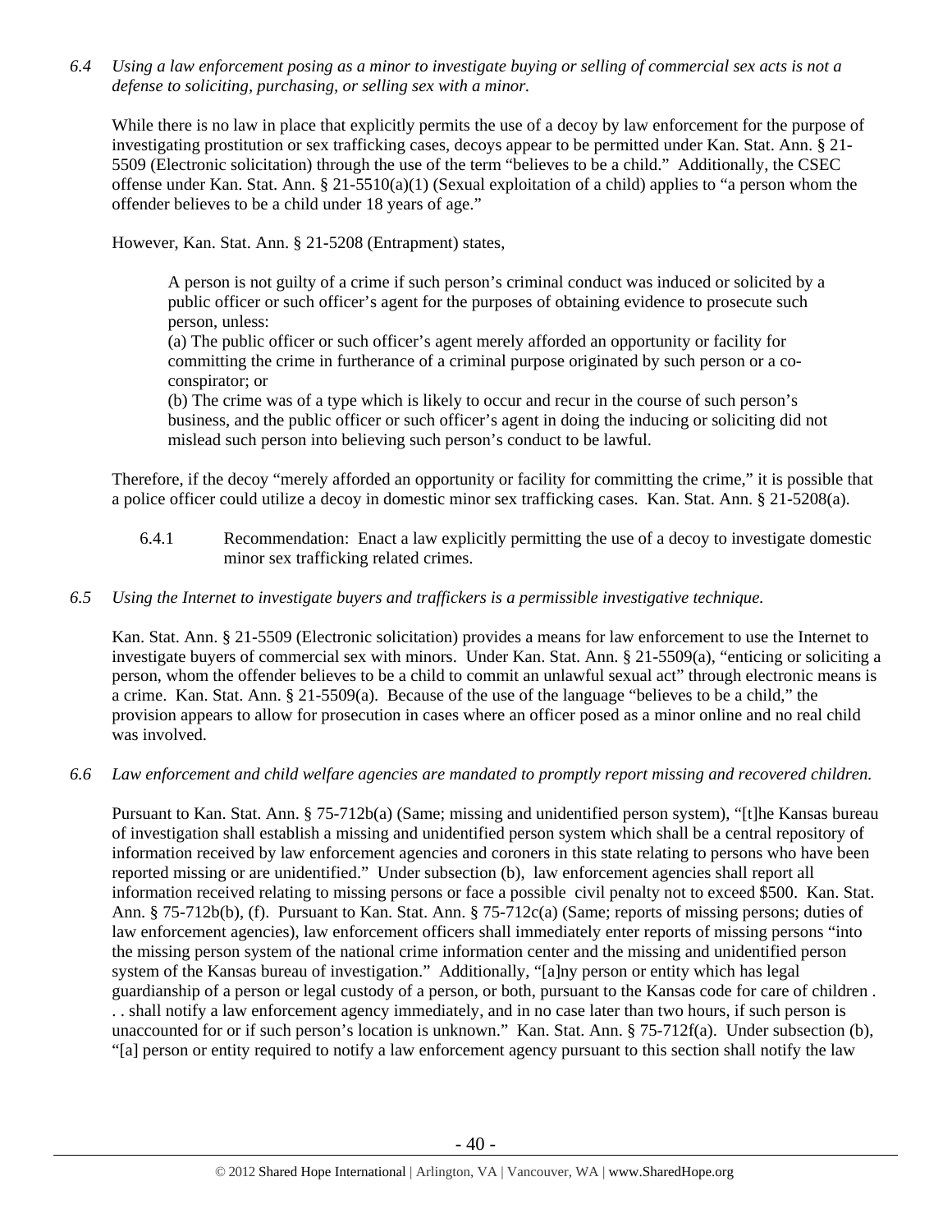*6.4 Using a law enforcement posing as a minor to investigate buying or selling of commercial sex acts is not a defense to soliciting, purchasing, or selling sex with a minor.*

While there is no law in place that explicitly permits the use of a decoy by law enforcement for the purpose of investigating prostitution or sex trafficking cases, decoys appear to be permitted under Kan. Stat. Ann. § 21-5509 (Electronic solicitation) through the use of the term "believes to be a child." Additionally, the CSEC offense under Kan. Stat. Ann. § 21-5510(a)(1) (Sexual exploitation of a child) applies to "a person whom the offender believes to be a child under 18 years of age."

However, Kan. Stat. Ann. § 21-5208 (Entrapment) states,

> A person is not guilty of a crime if such person's criminal conduct was induced or solicited by a public officer or such officer's agent for the purposes of obtaining evidence to prosecute such person, unless:
> (a) The public officer or such officer's agent merely afforded an opportunity or facility for committing the crime in furtherance of a criminal purpose originated by such person or a co-conspirator; or
> (b) The crime was of a type which is likely to occur and recur in the course of such person's business, and the public officer or such officer's agent in doing the inducing or soliciting did not mislead such person into believing such person's conduct to be lawful.

Therefore, if the decoy "merely afforded an opportunity or facility for committing the crime," it is possible that a police officer could utilize a decoy in domestic minor sex trafficking cases. Kan. Stat. Ann. § 21-5208(a).

6.4.1 Recommendation: Enact a law explicitly permitting the use of a decoy to investigate domestic minor sex trafficking related crimes.

*6.5 Using the Internet to investigate buyers and traffickers is a permissible investigative technique.*

Kan. Stat. Ann. § 21-5509 (Electronic solicitation) provides a means for law enforcement to use the Internet to investigate buyers of commercial sex with minors. Under Kan. Stat. Ann. § 21-5509(a), "enticing or soliciting a person, whom the offender believes to be a child to commit an unlawful sexual act" through electronic means is a crime. Kan. Stat. Ann. § 21-5509(a). Because of the use of the language "believes to be a child," the provision appears to allow for prosecution in cases where an officer posed as a minor online and no real child was involved.

*6.6 Law enforcement and child welfare agencies are mandated to promptly report missing and recovered children.*

Pursuant to Kan. Stat. Ann. § 75-712b(a) (Same; missing and unidentified person system), "[t]he Kansas bureau of investigation shall establish a missing and unidentified person system which shall be a central repository of information received by law enforcement agencies and coroners in this state relating to persons who have been reported missing or are unidentified." Under subsection (b), law enforcement agencies shall report all information received relating to missing persons or face a possible civil penalty not to exceed $500. Kan. Stat. Ann. § 75-712b(b), (f). Pursuant to Kan. Stat. Ann. § 75-712c(a) (Same; reports of missing persons; duties of law enforcement agencies), law enforcement officers shall immediately enter reports of missing persons "into the missing person system of the national crime information center and the missing and unidentified person system of the Kansas bureau of investigation." Additionally, "[a]ny person or entity which has legal guardianship of a person or legal custody of a person, or both, pursuant to the Kansas code for care of children . . . shall notify a law enforcement agency immediately, and in no case later than two hours, if such person is unaccounted for or if such person's location is unknown." Kan. Stat. Ann. § 75-712f(a). Under subsection (b), "[a] person or entity required to notify a law enforcement agency pursuant to this section shall notify the law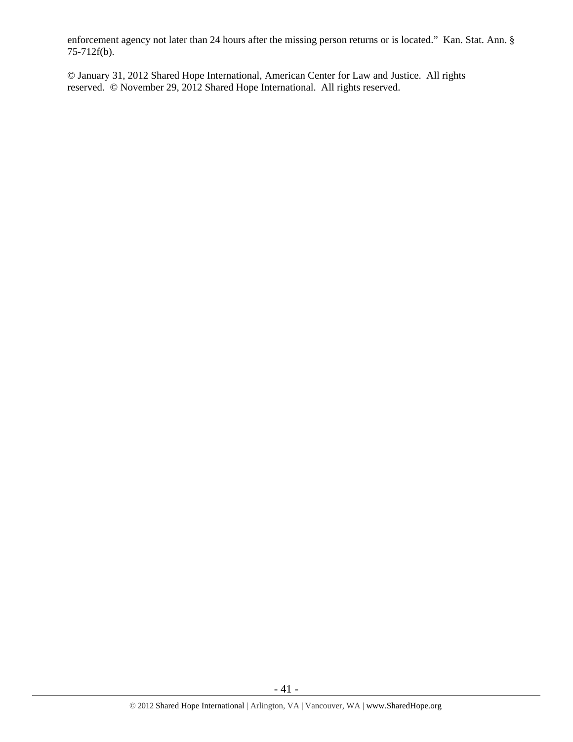enforcement agency not later than 24 hours after the missing person returns or is located." Kan. Stat. Ann. § 75-712f(b).

© January 31, 2012 Shared Hope International, American Center for Law and Justice. All rights reserved. © November 29, 2012 Shared Hope International. All rights reserved.